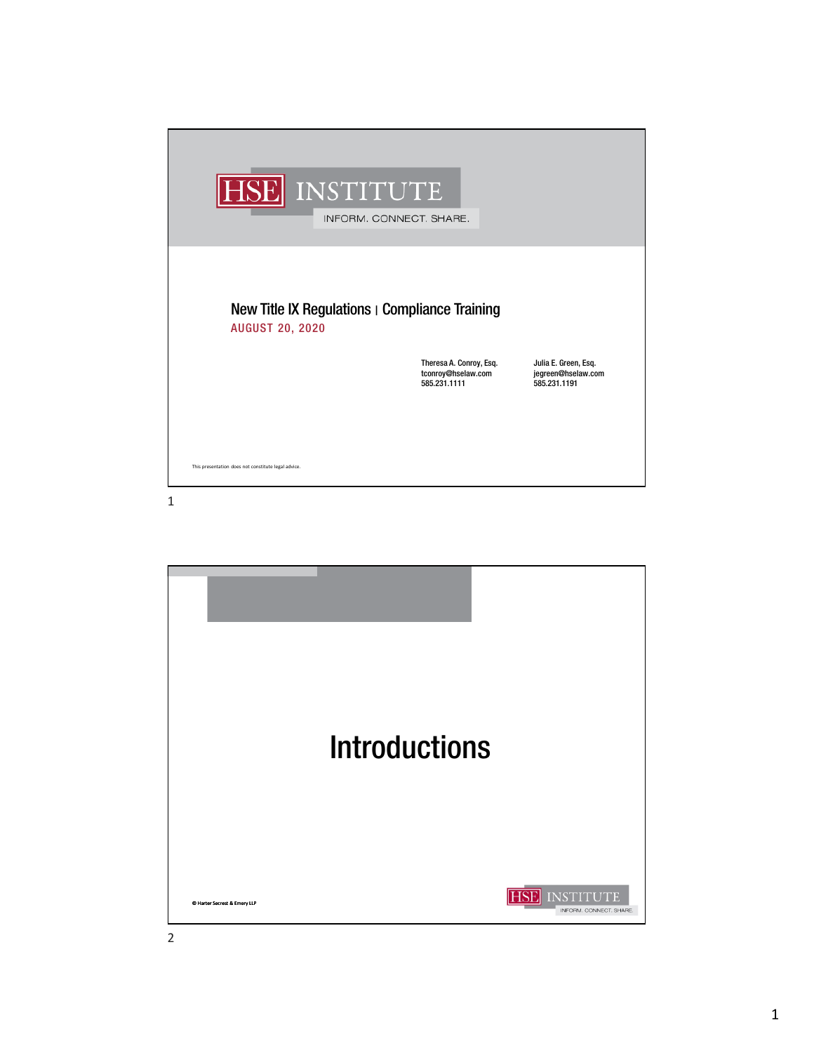HSE INSTITUTE

INFORM. CONNECT. SHARE.

# New Title IX Regulations | Compliance Training

**AUGUST 20, 2020**

Theresa A. Conroy, Esq.
tconroy@hselaw.com
585.231.1111

Julia E. Green, Esq.
jegreen@hselaw.com
585.231.1191

This presentation does not constitute legal advice.

# Introductions

© Harter Secrest & Emery LLP

HSE INSTITUTE

INFORM. CONNECT. SHARE.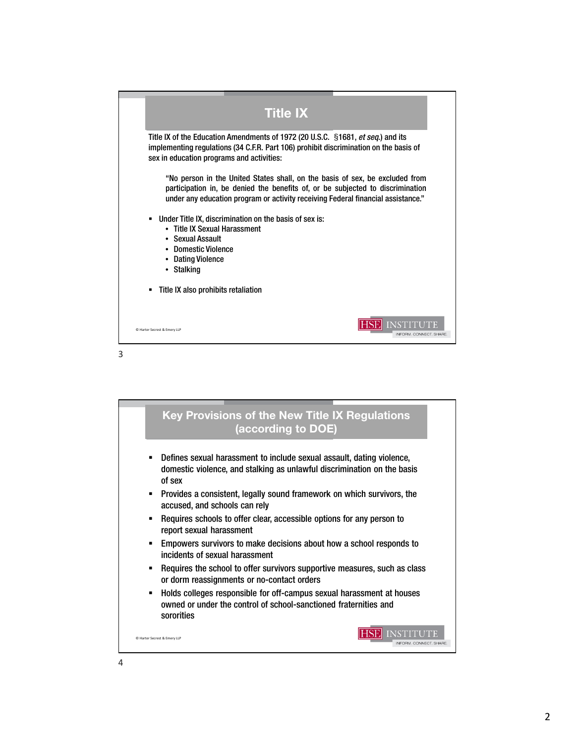## Title IX

Title IX of the Education Amendments of 1972 (20 U.S.C. §1681, *et seq.*) and its implementing regulations (34 C.F.R. Part 106) prohibit discrimination on the basis of sex in education programs and activities:

> "No person in the United States shall, on the basis of sex, be excluded from participation in, be denied the benefits of, or be subjected to discrimination under any education program or activity receiving Federal financial assistance."

- Under Title IX, discrimination on the basis of sex is:
  - Title IX Sexual Harassment
  - Sexual Assault
  - Domestic Violence
  - Dating Violence
  - Stalking
- Title IX also prohibits retaliation

© Harter Secrest & Emery LLP

HSE INSTITUTE — INFORM. CONNECT. SHARE.

## Key Provisions of the New Title IX Regulations (according to DOE)

- Defines sexual harassment to include sexual assault, dating violence, domestic violence, and stalking as unlawful discrimination on the basis of sex
- Provides a consistent, legally sound framework on which survivors, the accused, and schools can rely
- Requires schools to offer clear, accessible options for any person to report sexual harassment
- Empowers survivors to make decisions about how a school responds to incidents of sexual harassment
- Requires the school to offer survivors supportive measures, such as class or dorm reassignments or no-contact orders
- Holds colleges responsible for off-campus sexual harassment at houses owned or under the control of school-sanctioned fraternities and sororities

© Harter Secrest & Emery LLP

HSE INSTITUTE — INFORM. CONNECT. SHARE.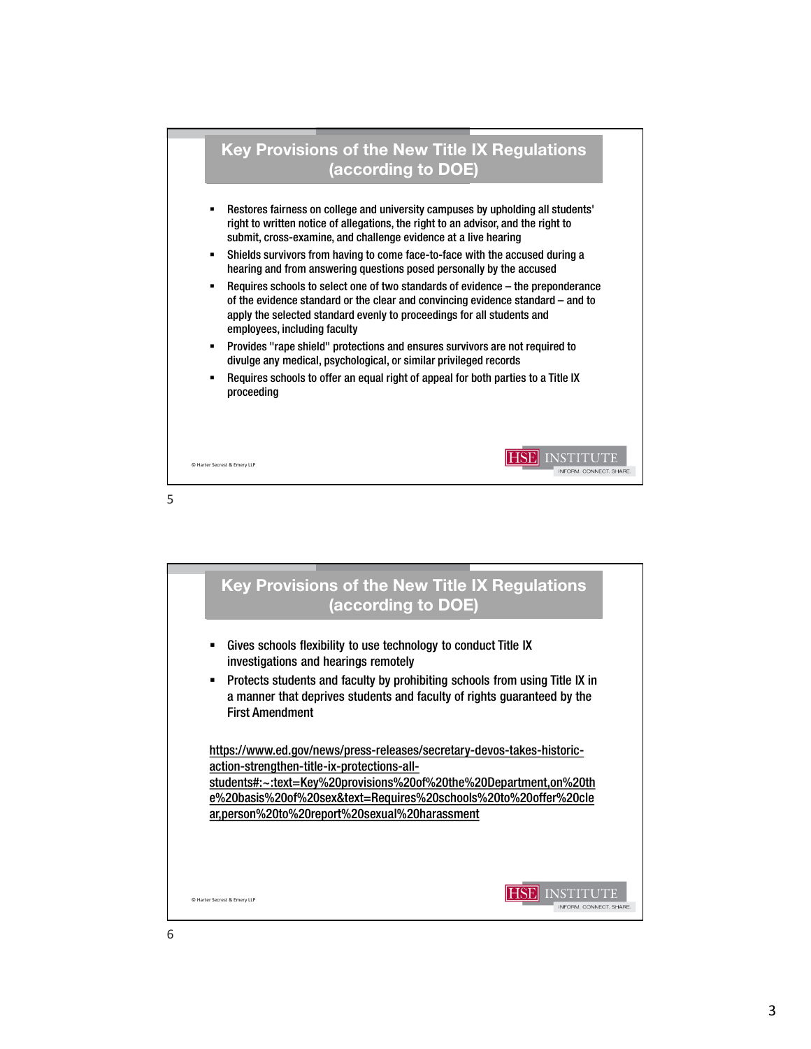## Key Provisions of the New Title IX Regulations (according to DOE)

- Restores fairness on college and university campuses by upholding all students' right to written notice of allegations, the right to an advisor, and the right to submit, cross-examine, and challenge evidence at a live hearing
- Shields survivors from having to come face-to-face with the accused during a hearing and from answering questions posed personally by the accused
- Requires schools to select one of two standards of evidence – the preponderance of the evidence standard or the clear and convincing evidence standard – and to apply the selected standard evenly to proceedings for all students and employees, including faculty
- Provides "rape shield" protections and ensures survivors are not required to divulge any medical, psychological, or similar privileged records
- Requires schools to offer an equal right of appeal for both parties to a Title IX proceeding

© Harter Secrest & Emery LLP

## Key Provisions of the New Title IX Regulations (according to DOE)

- Gives schools flexibility to use technology to conduct Title IX investigations and hearings remotely
- Protects students and faculty by prohibiting schools from using Title IX in a manner that deprives students and faculty of rights guaranteed by the First Amendment

https://www.ed.gov/news/press-releases/secretary-devos-takes-historic-action-strengthen-title-ix-protections-all-students#:~:text=Key%20provisions%20of%20the%20Department,on%20the%20basis%20of%20sex&text=Requires%20schools%20to%20offer%20clear,person%20to%20report%20sexual%20harassment

© Harter Secrest & Emery LLP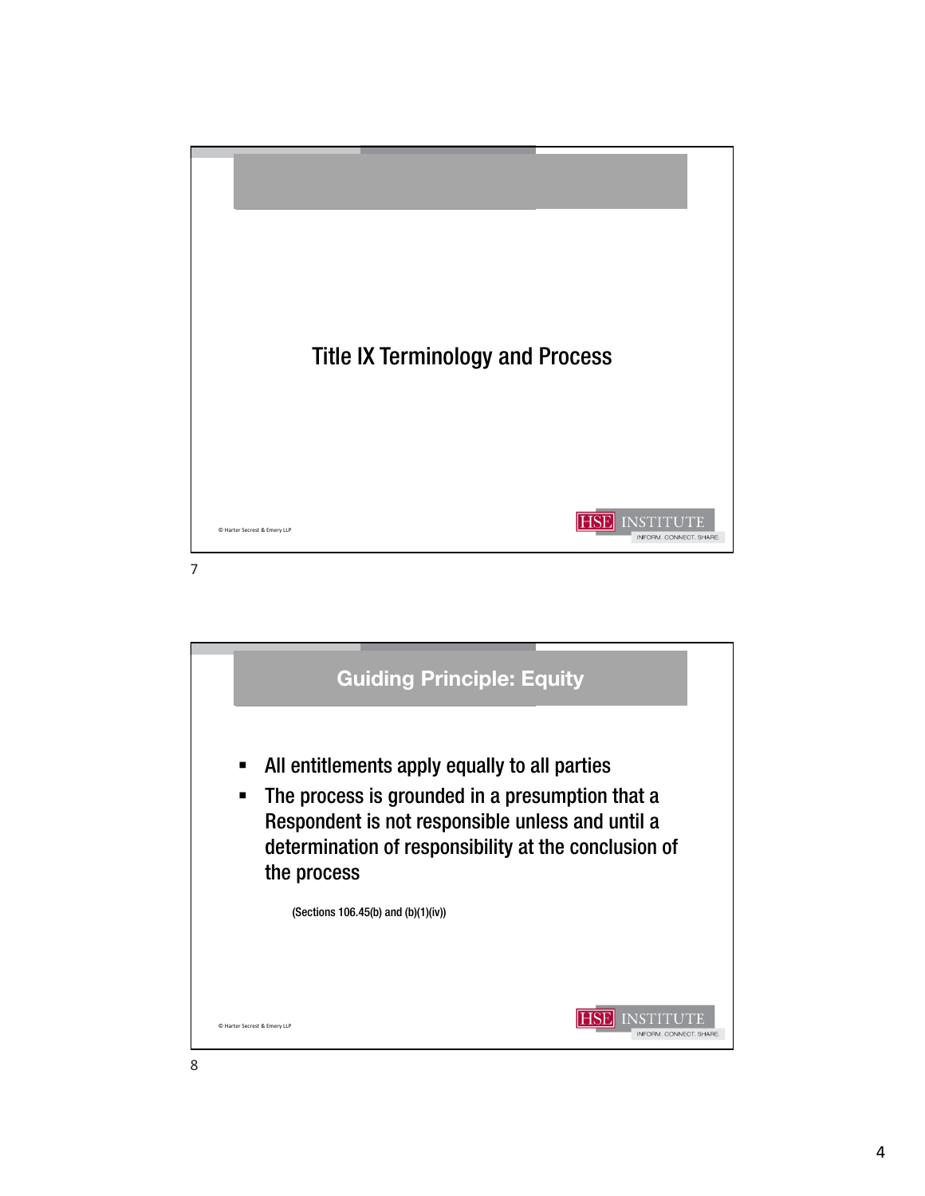# Title IX Terminology and Process

© Harter Secrest & Emery LLP

## Guiding Principle: Equity

- All entitlements apply equally to all parties
- The process is grounded in a presumption that a Respondent is not responsible unless and until a determination of responsibility at the conclusion of the process

(Sections 106.45(b) and (b)(1)(iv))

© Harter Secrest & Emery LLP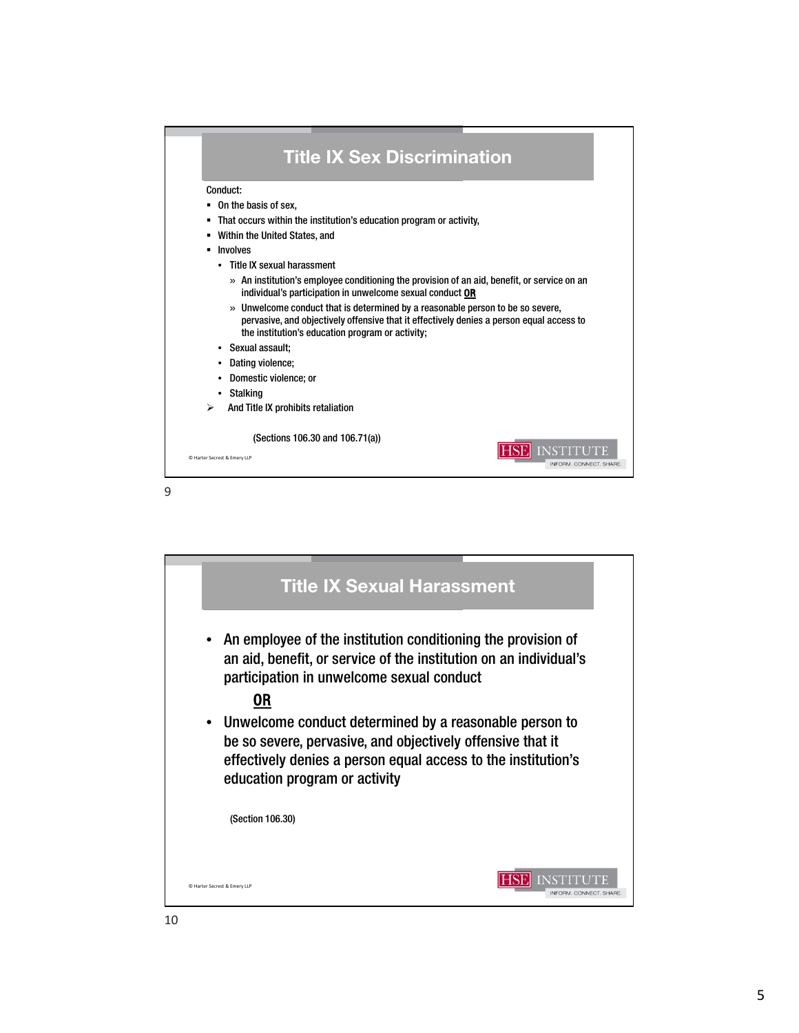## Title IX Sex Discrimination

Conduct:

- On the basis of sex,
- That occurs within the institution's education program or activity,
- Within the United States, and
- Involves
  - Title IX sexual harassment
    - » An institution's employee conditioning the provision of an aid, benefit, or service on an individual's participation in unwelcome sexual conduct **OR**
    - » Unwelcome conduct that is determined by a reasonable person to be so severe, pervasive, and objectively offensive that it effectively denies a person equal access to the institution's education program or activity;
  - Sexual assault;
  - Dating violence;
  - Domestic violence; or
  - Stalking
- ➢ And Title IX prohibits retaliation

(Sections 106.30 and 106.71(a))

© Harter Secrest & Emery LLP

## Title IX Sexual Harassment

- An employee of the institution conditioning the provision of an aid, benefit, or service of the institution on an individual's participation in unwelcome sexual conduct

  **OR**

- Unwelcome conduct determined by a reasonable person to be so severe, pervasive, and objectively offensive that it effectively denies a person equal access to the institution's education program or activity

(Section 106.30)

© Harter Secrest & Emery LLP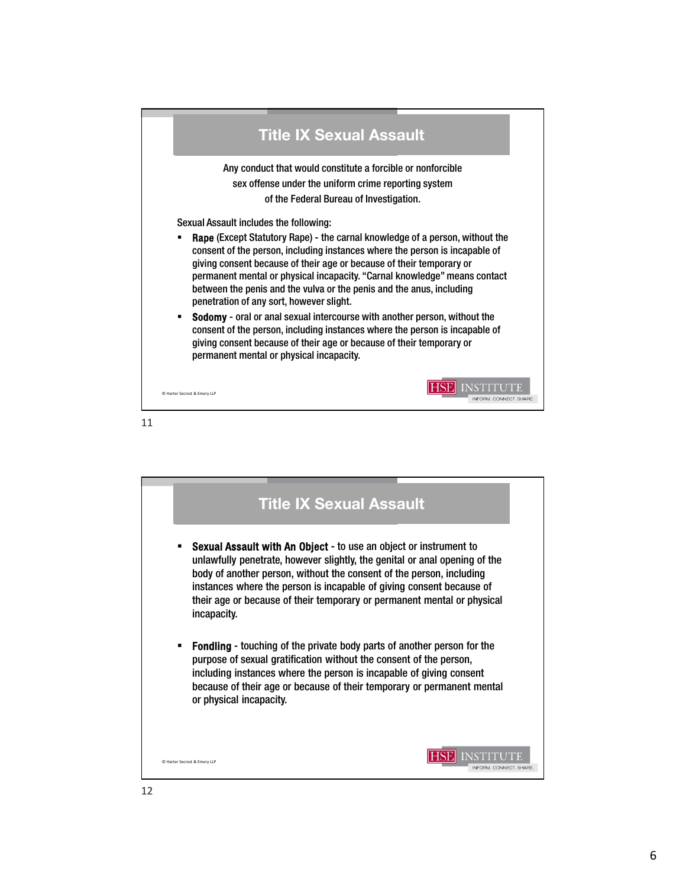## Title IX Sexual Assault

Any conduct that would constitute a forcible or nonforcible sex offense under the uniform crime reporting system of the Federal Bureau of Investigation.

Sexual Assault includes the following:

- **Rape** (Except Statutory Rape) - the carnal knowledge of a person, without the consent of the person, including instances where the person is incapable of giving consent because of their age or because of their temporary or permanent mental or physical incapacity. "Carnal knowledge" means contact between the penis and the vulva or the penis and the anus, including penetration of any sort, however slight.
- **Sodomy** - oral or anal sexual intercourse with another person, without the consent of the person, including instances where the person is incapable of giving consent because of their age or because of their temporary or permanent mental or physical incapacity.

© Harter Secrest & Emery LLP

## Title IX Sexual Assault

- **Sexual Assault with An Object** - to use an object or instrument to unlawfully penetrate, however slightly, the genital or anal opening of the body of another person, without the consent of the person, including instances where the person is incapable of giving consent because of their age or because of their temporary or permanent mental or physical incapacity.
- **Fondling** - touching of the private body parts of another person for the purpose of sexual gratification without the consent of the person, including instances where the person is incapable of giving consent because of their age or because of their temporary or permanent mental or physical incapacity.

© Harter Secrest & Emery LLP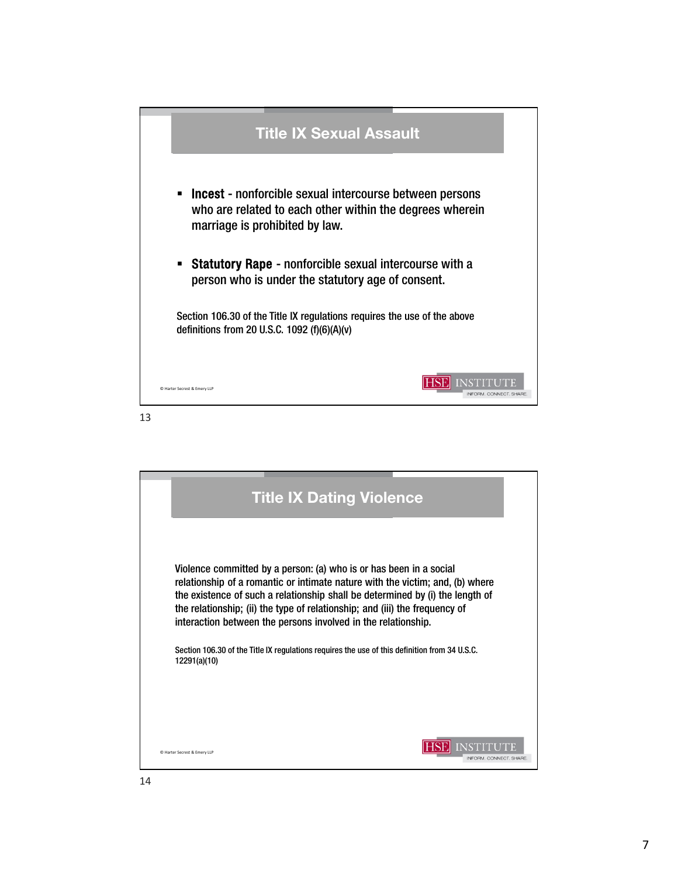## Title IX Sexual Assault

- **Incest** - nonforcible sexual intercourse between persons who are related to each other within the degrees wherein marriage is prohibited by law.
- **Statutory Rape** - nonforcible sexual intercourse with a person who is under the statutory age of consent.

Section 106.30 of the Title IX regulations requires the use of the above definitions from 20 U.S.C. 1092 (f)(6)(A)(v)

© Harter Secrest & Emery LLP

HSE INSTITUTE
INFORM. CONNECT. SHARE.

13

## Title IX Dating Violence

Violence committed by a person: (a) who is or has been in a social relationship of a romantic or intimate nature with the victim; and, (b) where the existence of such a relationship shall be determined by (i) the length of the relationship; (ii) the type of relationship; and (iii) the frequency of interaction between the persons involved in the relationship.

Section 106.30 of the Title IX regulations requires the use of this definition from 34 U.S.C. 12291(a)(10)

© Harter Secrest & Emery LLP

HSE INSTITUTE
INFORM. CONNECT. SHARE.

14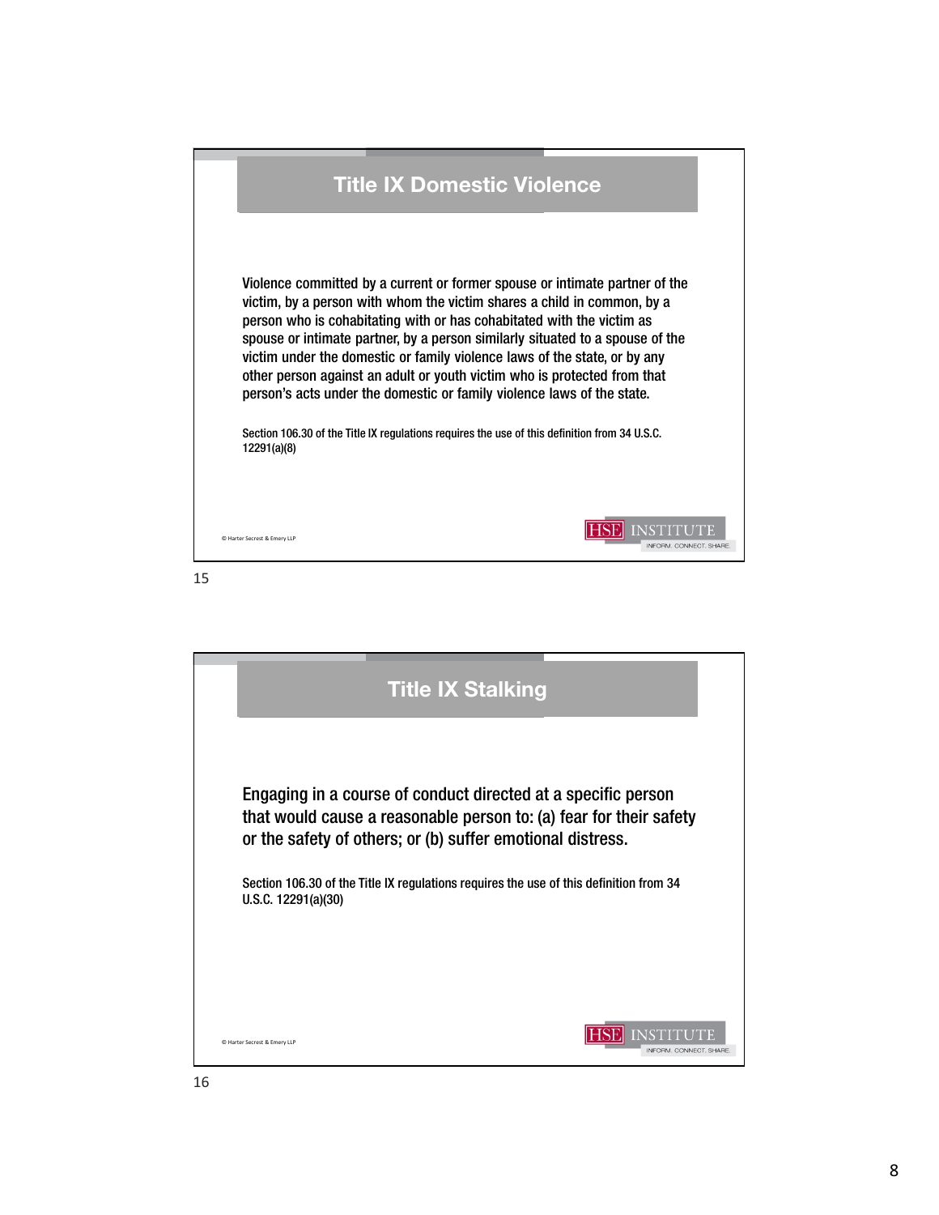## Title IX Domestic Violence

Violence committed by a current or former spouse or intimate partner of the victim, by a person with whom the victim shares a child in common, by a person who is cohabitating with or has cohabitated with the victim as spouse or intimate partner, by a person similarly situated to a spouse of the victim under the domestic or family violence laws of the state, or by any other person against an adult or youth victim who is protected from that person's acts under the domestic or family violence laws of the state.

Section 106.30 of the Title IX regulations requires the use of this definition from 34 U.S.C. 12291(a)(8)

© Harter Secrest & Emery LLP

HSE INSTITUTE
INFORM. CONNECT. SHARE.

15

## Title IX Stalking

Engaging in a course of conduct directed at a specific person that would cause a reasonable person to: (a) fear for their safety or the safety of others; or (b) suffer emotional distress.

Section 106.30 of the Title IX regulations requires the use of this definition from 34 U.S.C. 12291(a)(30)

© Harter Secrest & Emery LLP

HSE INSTITUTE
INFORM. CONNECT. SHARE.

16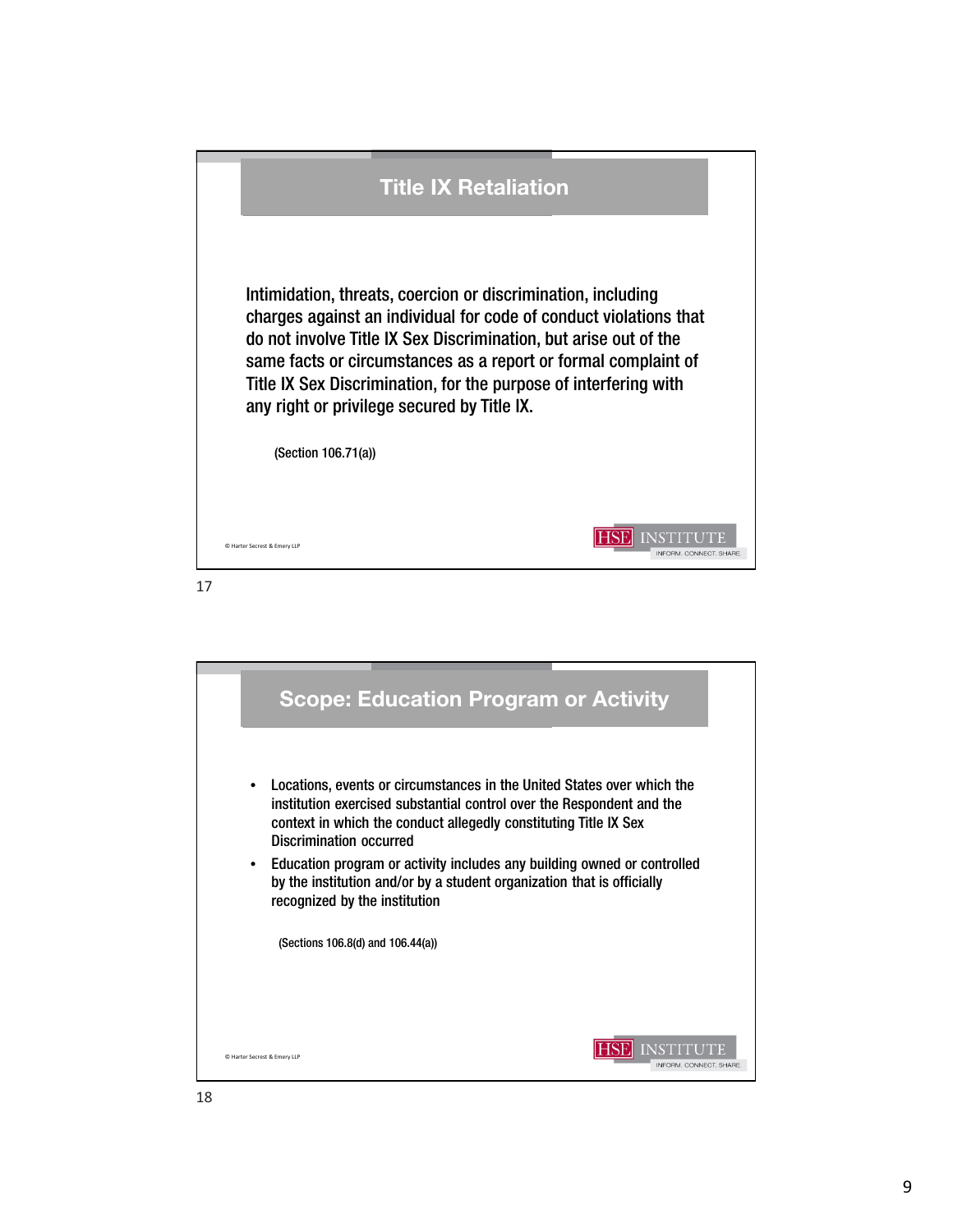## Title IX Retaliation

Intimidation, threats, coercion or discrimination, including charges against an individual for code of conduct violations that do not involve Title IX Sex Discrimination, but arise out of the same facts or circumstances as a report or formal complaint of Title IX Sex Discrimination, for the purpose of interfering with any right or privilege secured by Title IX.

(Section 106.71(a))

© Harter Secrest & Emery LLP

HSE INSTITUTE
INFORM. CONNECT. SHARE.

17

## Scope: Education Program or Activity

- Locations, events or circumstances in the United States over which the institution exercised substantial control over the Respondent and the context in which the conduct allegedly constituting Title IX Sex Discrimination occurred
- Education program or activity includes any building owned or controlled by the institution and/or by a student organization that is officially recognized by the institution

(Sections 106.8(d) and 106.44(a))

© Harter Secrest & Emery LLP

HSE INSTITUTE
INFORM. CONNECT. SHARE.

18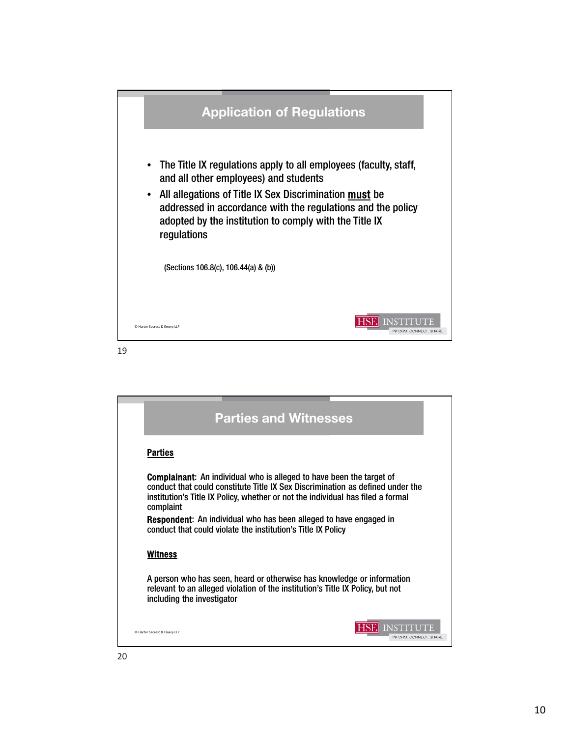## Application of Regulations

- The Title IX regulations apply to all employees (faculty, staff, and all other employees) and students
- All allegations of Title IX Sex Discrimination **must** be addressed in accordance with the regulations and the policy adopted by the institution to comply with the Title IX regulations

(Sections 106.8(c), 106.44(a) & (b))

© Harter Secrest & Emery LLP

HSE INSTITUTE
INFORM. CONNECT. SHARE.

## Parties and Witnesses

### Parties

**Complainant**: An individual who is alleged to have been the target of conduct that could constitute Title IX Sex Discrimination as defined under the institution's Title IX Policy, whether or not the individual has filed a formal complaint

**Respondent**: An individual who has been alleged to have engaged in conduct that could violate the institution's Title IX Policy

### Witness

A person who has seen, heard or otherwise has knowledge or information relevant to an alleged violation of the institution's Title IX Policy, but not including the investigator

© Harter Secrest & Emery LLP

HSE INSTITUTE
INFORM. CONNECT. SHARE.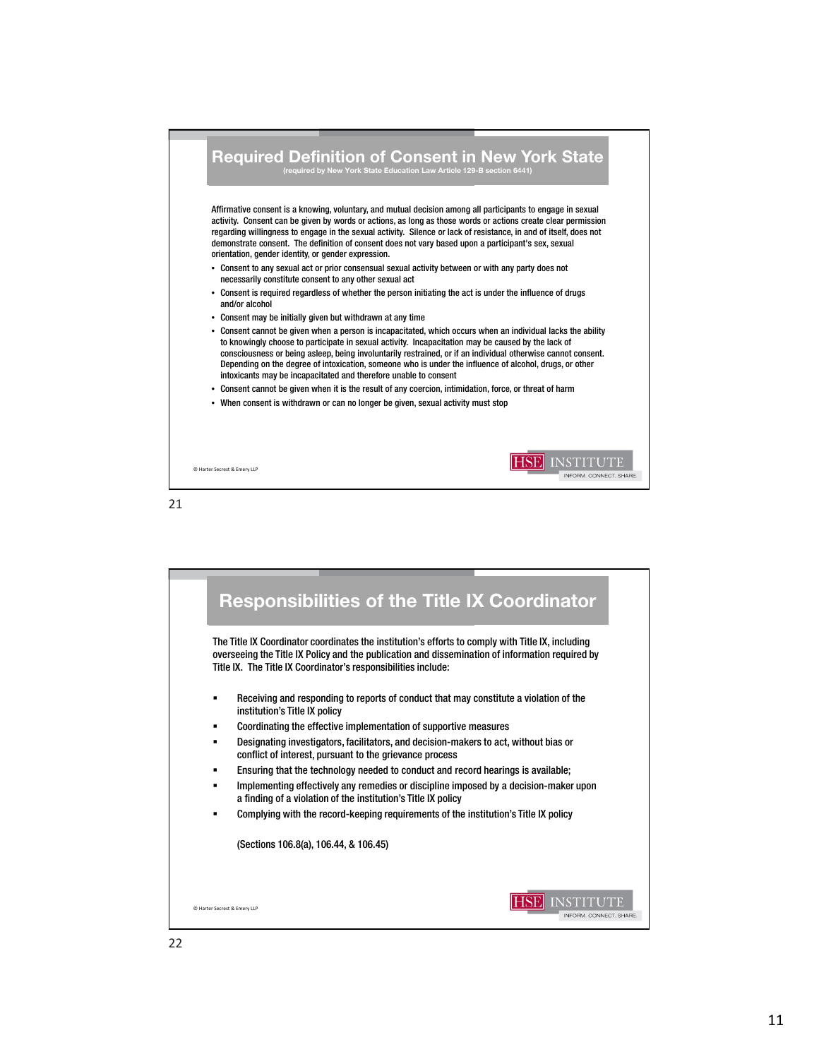## Required Definition of Consent in New York State

(required by New York State Education Law Article 129-B section 6441)

Affirmative consent is a knowing, voluntary, and mutual decision among all participants to engage in sexual activity. Consent can be given by words or actions, as long as those words or actions create clear permission regarding willingness to engage in the sexual activity. Silence or lack of resistance, in and of itself, does not demonstrate consent. The definition of consent does not vary based upon a participant's sex, sexual orientation, gender identity, or gender expression.

- Consent to any sexual act or prior consensual sexual activity between or with any party does not necessarily constitute consent to any other sexual act
- Consent is required regardless of whether the person initiating the act is under the influence of drugs and/or alcohol
- Consent may be initially given but withdrawn at any time
- Consent cannot be given when a person is incapacitated, which occurs when an individual lacks the ability to knowingly choose to participate in sexual activity. Incapacitation may be caused by the lack of consciousness or being asleep, being involuntarily restrained, or if an individual otherwise cannot consent. Depending on the degree of intoxication, someone who is under the influence of alcohol, drugs, or other intoxicants may be incapacitated and therefore unable to consent
- Consent cannot be given when it is the result of any coercion, intimidation, force, or threat of harm
- When consent is withdrawn or can no longer be given, sexual activity must stop

© Harter Secrest & Emery LLP

HSE INSTITUTE — INFORM. CONNECT. SHARE.

21

## Responsibilities of the Title IX Coordinator

The Title IX Coordinator coordinates the institution's efforts to comply with Title IX, including overseeing the Title IX Policy and the publication and dissemination of information required by Title IX. The Title IX Coordinator's responsibilities include:

- Receiving and responding to reports of conduct that may constitute a violation of the institution's Title IX policy
- Coordinating the effective implementation of supportive measures
- Designating investigators, facilitators, and decision-makers to act, without bias or conflict of interest, pursuant to the grievance process
- Ensuring that the technology needed to conduct and record hearings is available;
- Implementing effectively any remedies or discipline imposed by a decision-maker upon a finding of a violation of the institution's Title IX policy
- Complying with the record-keeping requirements of the institution's Title IX policy

(Sections 106.8(a), 106.44, & 106.45)

© Harter Secrest & Emery LLP

HSE INSTITUTE — INFORM. CONNECT. SHARE.

22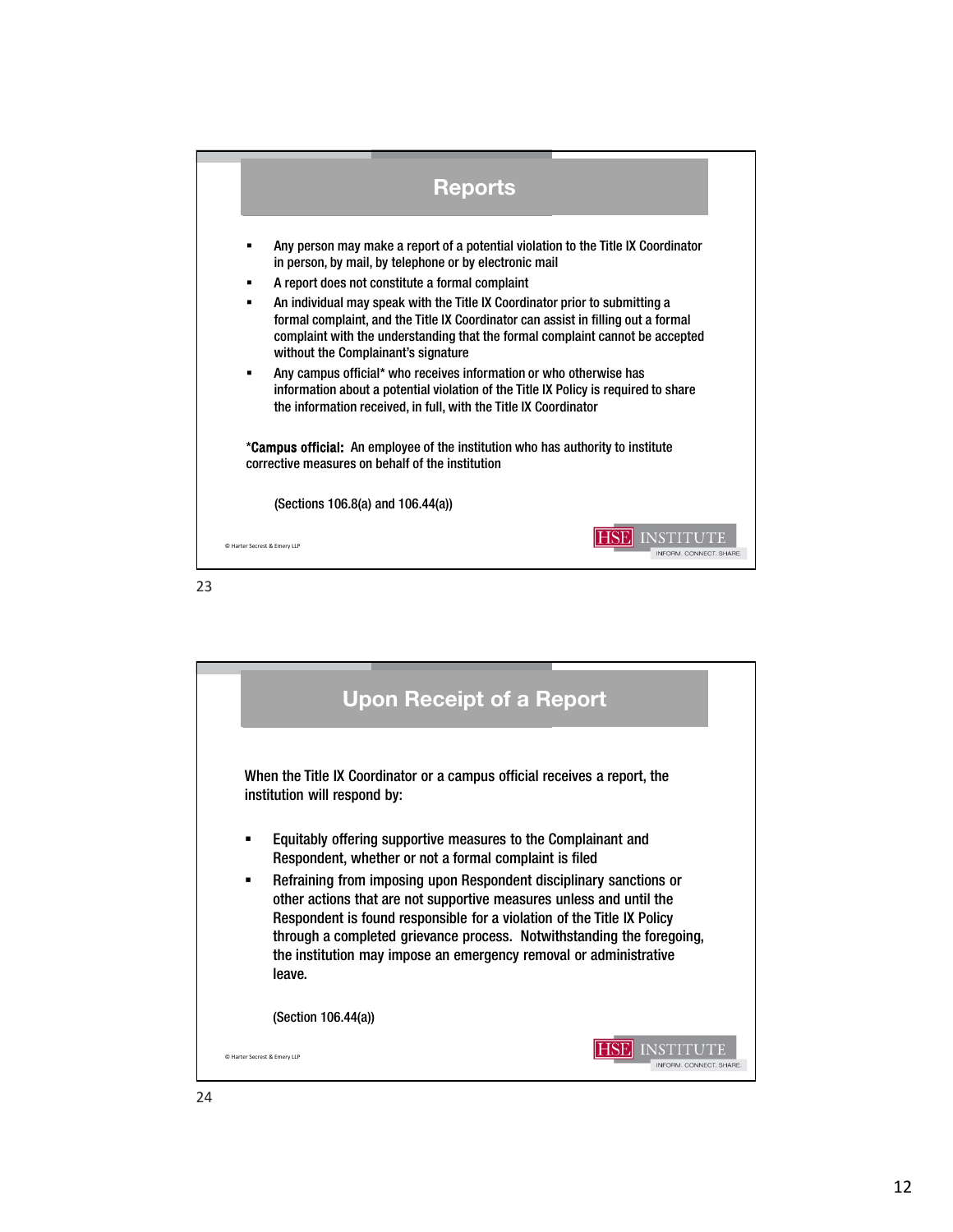## Reports

- Any person may make a report of a potential violation to the Title IX Coordinator in person, by mail, by telephone or by electronic mail
- A report does not constitute a formal complaint
- An individual may speak with the Title IX Coordinator prior to submitting a formal complaint, and the Title IX Coordinator can assist in filling out a formal complaint with the understanding that the formal complaint cannot be accepted without the Complainant's signature
- Any campus official* who receives information or who otherwise has information about a potential violation of the Title IX Policy is required to share the information received, in full, with the Title IX Coordinator

***Campus official:** An employee of the institution who has authority to institute corrective measures on behalf of the institution

(Sections 106.8(a) and 106.44(a))

© Harter Secrest & Emery LLP

HSE INSTITUTE
INFORM. CONNECT. SHARE.

23

## Upon Receipt of a Report

When the Title IX Coordinator or a campus official receives a report, the institution will respond by:

- Equitably offering supportive measures to the Complainant and Respondent, whether or not a formal complaint is filed
- Refraining from imposing upon Respondent disciplinary sanctions or other actions that are not supportive measures unless and until the Respondent is found responsible for a violation of the Title IX Policy through a completed grievance process. Notwithstanding the foregoing, the institution may impose an emergency removal or administrative leave.

(Section 106.44(a))

© Harter Secrest & Emery LLP

HSE INSTITUTE
INFORM. CONNECT. SHARE.

24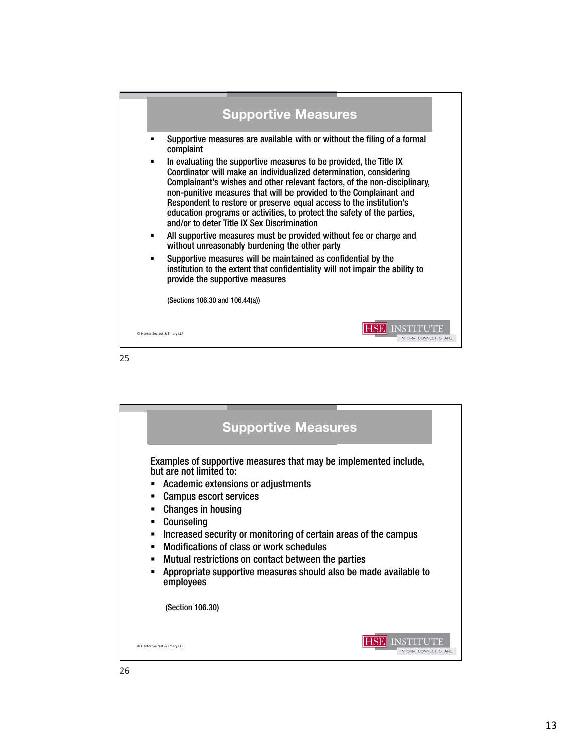## Supportive Measures

- Supportive measures are available with or without the filing of a formal complaint
- In evaluating the supportive measures to be provided, the Title IX Coordinator will make an individualized determination, considering Complainant's wishes and other relevant factors, of the non-disciplinary, non-punitive measures that will be provided to the Complainant and Respondent to restore or preserve equal access to the institution's education programs or activities, to protect the safety of the parties, and/or to deter Title IX Sex Discrimination
- All supportive measures must be provided without fee or charge and without unreasonably burdening the other party
- Supportive measures will be maintained as confidential by the institution to the extent that confidentiality will not impair the ability to provide the supportive measures

(Sections 106.30 and 106.44(a))

© Harter Secrest & Emery LLP

HSE INSTITUTE INFORM. CONNECT. SHARE.

## Supportive Measures

Examples of supportive measures that may be implemented include, but are not limited to:

- Academic extensions or adjustments
- Campus escort services
- Changes in housing
- Counseling
- Increased security or monitoring of certain areas of the campus
- Modifications of class or work schedules
- Mutual restrictions on contact between the parties
- Appropriate supportive measures should also be made available to employees

(Section 106.30)

© Harter Secrest & Emery LLP

HSE INSTITUTE INFORM. CONNECT. SHARE.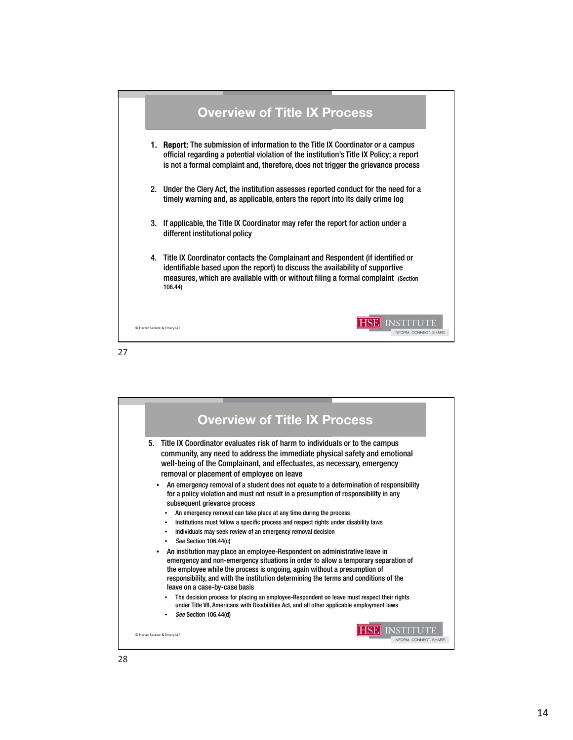## Overview of Title IX Process

1. **Report:** The submission of information to the Title IX Coordinator or a campus official regarding a potential violation of the institution's Title IX Policy; a report is not a formal complaint and, therefore, does not trigger the grievance process

2. Under the Clery Act, the institution assesses reported conduct for the need for a timely warning and, as applicable, enters the report into its daily crime log

3. If applicable, the Title IX Coordinator may refer the report for action under a different institutional policy

4. Title IX Coordinator contacts the Complainant and Respondent (if identified or identifiable based upon the report) to discuss the availability of supportive measures, which are available with or without filing a formal complaint (Section 106.44)

© Harter Secrest & Emery LLP

## Overview of Title IX Process

5. Title IX Coordinator evaluates risk of harm to individuals or to the campus community, any need to address the immediate physical safety and emotional well-being of the Complainant, and effectuates, as necessary, emergency removal or placement of employee on leave
   - An emergency removal of a student does not equate to a determination of responsibility for a policy violation and must not result in a presumption of responsibility in any subsequent grievance process
     - An emergency removal can take place at any time during the process
     - Institutions must follow a specific process and respect rights under disability laws
     - Individuals may seek review of an emergency removal decision
     - *See* Section 106.44(c)
   - An institution may place an employee-Respondent on administrative leave in emergency and non-emergency situations in order to allow a temporary separation of the employee while the process is ongoing, again without a presumption of responsibility, and with the institution determining the terms and conditions of the leave on a case-by-case basis
     - The decision process for placing an employee-Respondent on leave must respect their rights under Title VII, Americans with Disabilities Act, and all other applicable employment laws
     - *See* Section 106.44(d)

© Harter Secrest & Emery LLP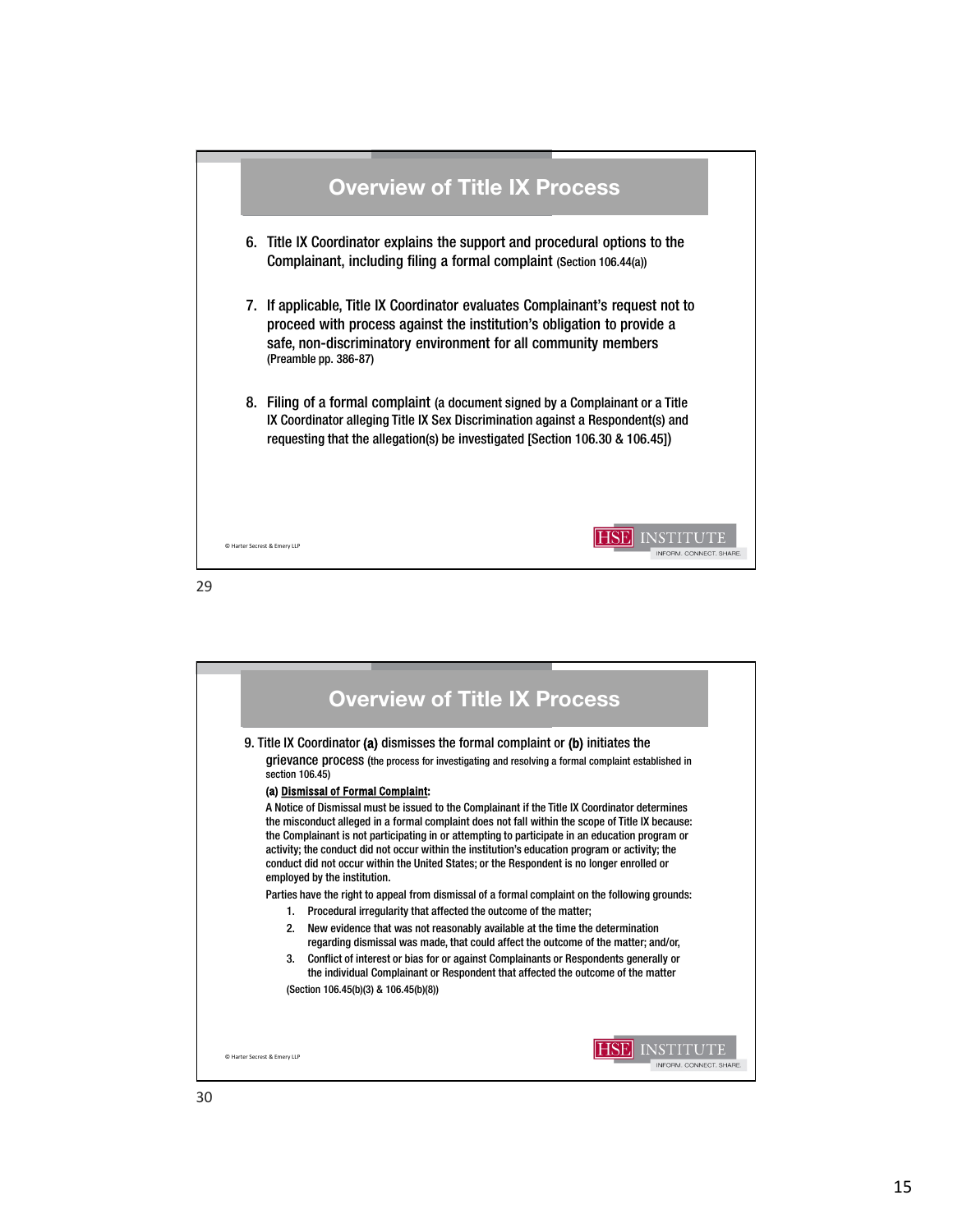## Overview of Title IX Process

6. Title IX Coordinator explains the support and procedural options to the Complainant, including filing a formal complaint (Section 106.44(a))

7. If applicable, Title IX Coordinator evaluates Complainant's request not to proceed with process against the institution's obligation to provide a safe, non-discriminatory environment for all community members (Preamble pp. 386-87)

8. Filing of a formal complaint (a document signed by a Complainant or a Title IX Coordinator alleging Title IX Sex Discrimination against a Respondent(s) and requesting that the allegation(s) be investigated [Section 106.30 & 106.45])

© Harter Secrest & Emery LLP

## Overview of Title IX Process

9. Title IX Coordinator **(a)** dismisses the formal complaint or **(b)** initiates the grievance process (the process for investigating and resolving a formal complaint established in section 106.45)

**(a) Dismissal of Formal Complaint:**

A Notice of Dismissal must be issued to the Complainant if the Title IX Coordinator determines the misconduct alleged in a formal complaint does not fall within the scope of Title IX because: the Complainant is not participating in or attempting to participate in an education program or activity; the conduct did not occur within the institution's education program or activity; the conduct did not occur within the United States; or the Respondent is no longer enrolled or employed by the institution.

Parties have the right to appeal from dismissal of a formal complaint on the following grounds:

1. Procedural irregularity that affected the outcome of the matter;
2. New evidence that was not reasonably available at the time the determination regarding dismissal was made, that could affect the outcome of the matter; and/or,
3. Conflict of interest or bias for or against Complainants or Respondents generally or the individual Complainant or Respondent that affected the outcome of the matter

(Section 106.45(b)(3) & 106.45(b)(8))

© Harter Secrest & Emery LLP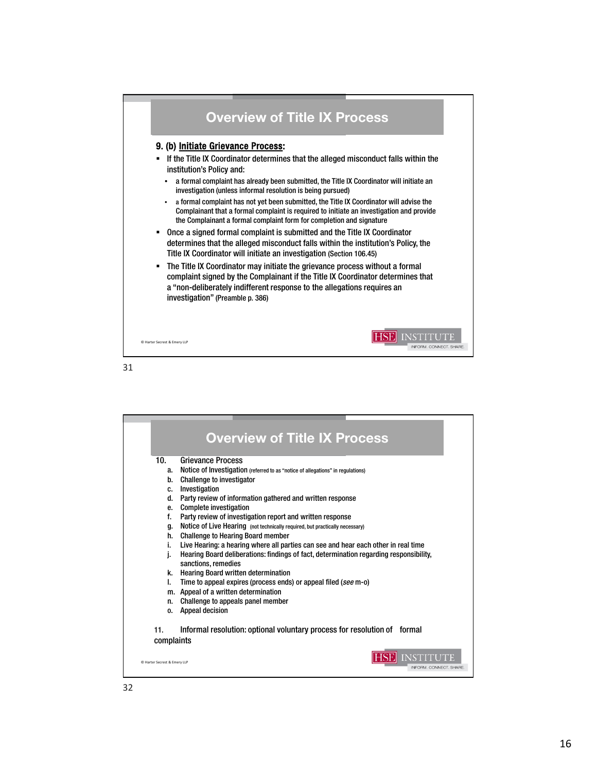## Overview of Title IX Process

**9. (b) <u>Initiate Grievance Process</u>:**

- If the Title IX Coordinator determines that the alleged misconduct falls within the institution's Policy and:
  - a formal complaint has already been submitted, the Title IX Coordinator will initiate an investigation (unless informal resolution is being pursued)
  - a formal complaint has not yet been submitted, the Title IX Coordinator will advise the Complainant that a formal complaint is required to initiate an investigation and provide the Complainant a formal complaint form for completion and signature
- Once a signed formal complaint is submitted and the Title IX Coordinator determines that the alleged misconduct falls within the institution's Policy, the Title IX Coordinator will initiate an investigation (Section 106.45)
- The Title IX Coordinator may initiate the grievance process without a formal complaint signed by the Complainant if the Title IX Coordinator determines that a "non-deliberately indifferent response to the allegations requires an investigation" (Preamble p. 386)

© Harter Secrest & Emery LLP

## Overview of Title IX Process

10. Grievance Process
    a. Notice of Investigation (referred to as "notice of allegations" in regulations)
    b. Challenge to investigator
    c. Investigation
    d. Party review of information gathered and written response
    e. Complete investigation
    f. Party review of investigation report and written response
    g. Notice of Live Hearing (not technically required, but practically necessary)
    h. Challenge to Hearing Board member
    i. Live Hearing: a hearing where all parties can see and hear each other in real time
    j. Hearing Board deliberations: findings of fact, determination regarding responsibility, sanctions, remedies
    k. Hearing Board written determination
    l. Time to appeal expires (process ends) or appeal filed (*see* m-o)
    m. Appeal of a written determination
    n. Challenge to appeals panel member
    o. Appeal decision

11. Informal resolution: optional voluntary process for resolution of formal complaints

© Harter Secrest & Emery LLP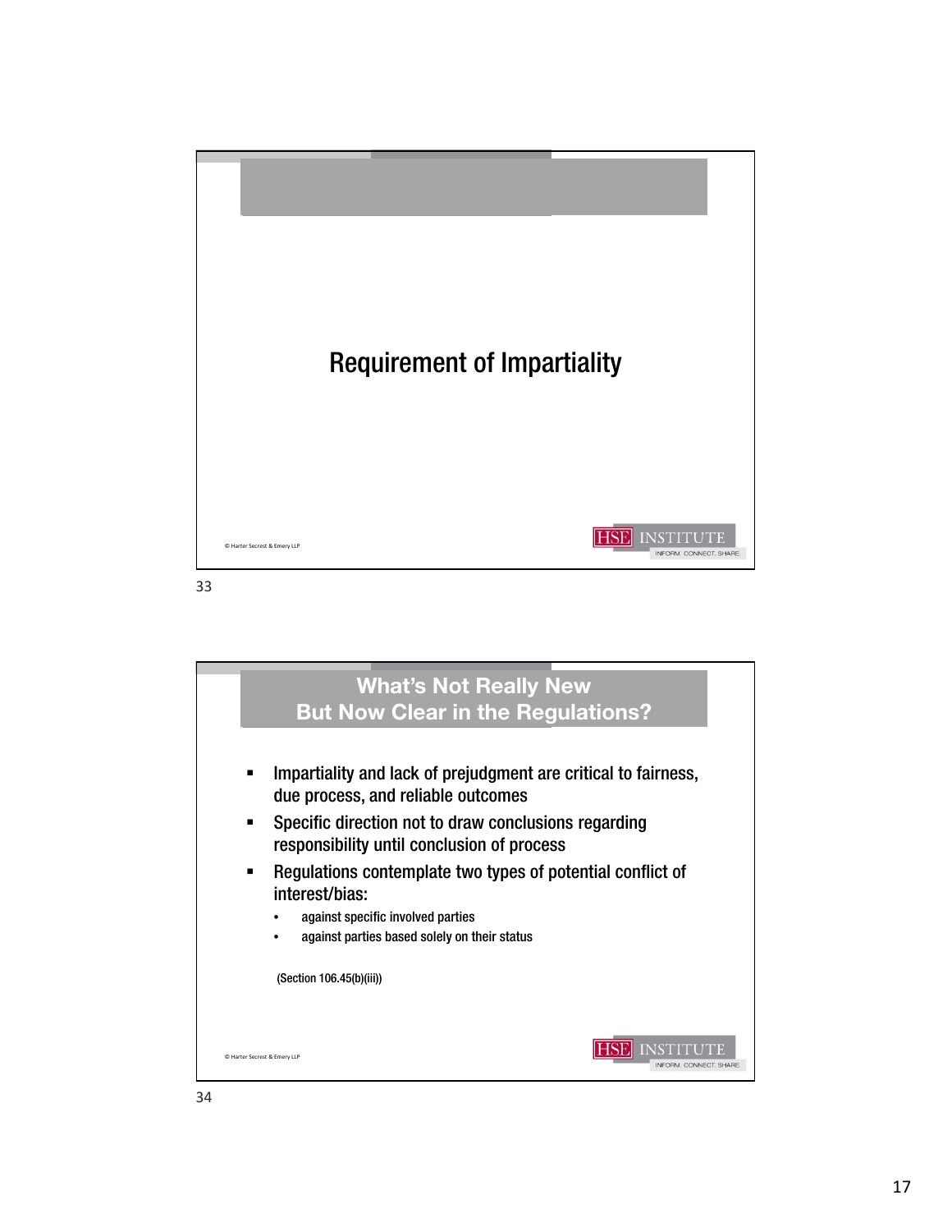# Requirement of Impartiality

## What's Not Really New But Now Clear in the Regulations?

- Impartiality and lack of prejudgment are critical to fairness, due process, and reliable outcomes
- Specific direction not to draw conclusions regarding responsibility until conclusion of process
- Regulations contemplate two types of potential conflict of interest/bias:
  - against specific involved parties
  - against parties based solely on their status

(Section 106.45(b)(iii))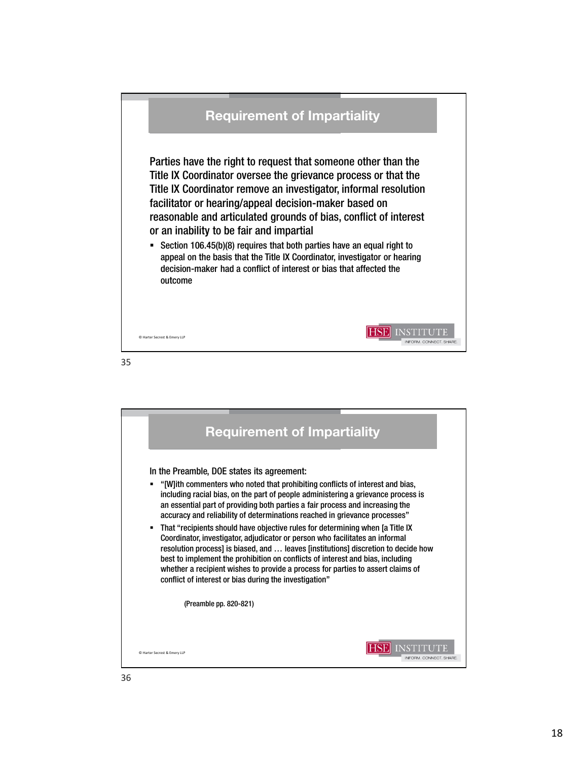## Requirement of Impartiality

Parties have the right to request that someone other than the Title IX Coordinator oversee the grievance process or that the Title IX Coordinator remove an investigator, informal resolution facilitator or hearing/appeal decision-maker based on reasonable and articulated grounds of bias, conflict of interest or an inability to be fair and impartial

- Section 106.45(b)(8) requires that both parties have an equal right to appeal on the basis that the Title IX Coordinator, investigator or hearing decision-maker had a conflict of interest or bias that affected the outcome

© Harter Secrest & Emery LLP

## Requirement of Impartiality

In the Preamble, DOE states its agreement:

- "[W]ith commenters who noted that prohibiting conflicts of interest and bias, including racial bias, on the part of people administering a grievance process is an essential part of providing both parties a fair process and increasing the accuracy and reliability of determinations reached in grievance processes"
- That "recipients should have objective rules for determining when [a Title IX Coordinator, investigator, adjudicator or person who facilitates an informal resolution process] is biased, and … leaves [institutions] discretion to decide how best to implement the prohibition on conflicts of interest and bias, including whether a recipient wishes to provide a process for parties to assert claims of conflict of interest or bias during the investigation"

(Preamble pp. 820-821)

© Harter Secrest & Emery LLP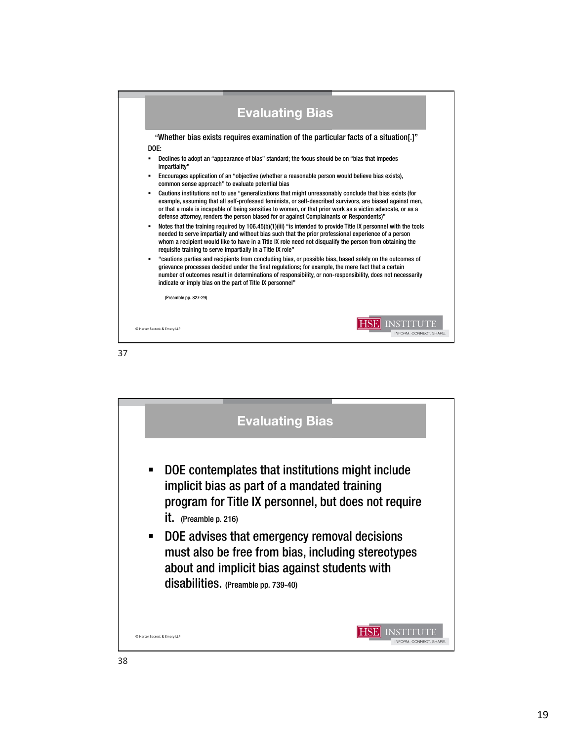## Evaluating Bias

"Whether bias exists requires examination of the particular facts of a situation[.]"

DOE:

- Declines to adopt an "appearance of bias" standard; the focus should be on "bias that impedes impartiality"
- Encourages application of an "objective (whether a reasonable person would believe bias exists), common sense approach" to evaluate potential bias
- Cautions institutions not to use "generalizations that might unreasonably conclude that bias exists (for example, assuming that all self-professed feminists, or self-described survivors, are biased against men, or that a male is incapable of being sensitive to women, or that prior work as a victim advocate, or as a defense attorney, renders the person biased for or against Complainants or Respondents)"
- Notes that the training required by 106.45(b)(1)(iii) "is intended to provide Title IX personnel with the tools needed to serve impartially and without bias such that the prior professional experience of a person whom a recipient would like to have in a Title IX role need not disqualify the person from obtaining the requisite training to serve impartially in a Title IX role"
- "cautions parties and recipients from concluding bias, or possible bias, based solely on the outcomes of grievance processes decided under the final regulations; for example, the mere fact that a certain number of outcomes result in determinations of responsibility, or non-responsibility, does not necessarily indicate or imply bias on the part of Title IX personnel"

(Preamble pp. 827-29)

© Harter Secrest & Emery LLP

## Evaluating Bias

- DOE contemplates that institutions might include implicit bias as part of a mandated training program for Title IX personnel, but does not require it. (Preamble p. 216)
- DOE advises that emergency removal decisions must also be free from bias, including stereotypes about and implicit bias against students with disabilities. (Preamble pp. 739-40)

© Harter Secrest & Emery LLP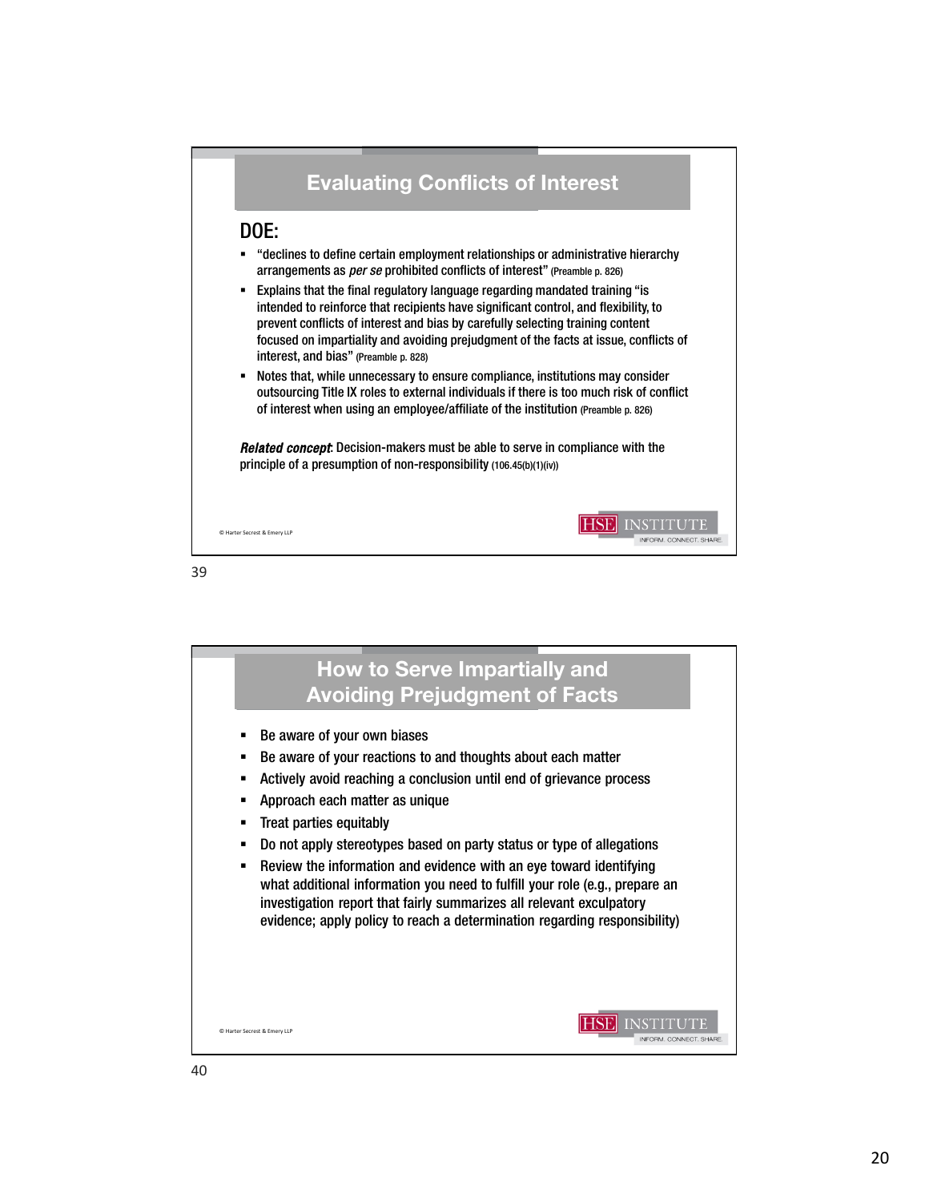## Evaluating Conflicts of Interest

### DOE:

- "declines to define certain employment relationships or administrative hierarchy arrangements as *per se* prohibited conflicts of interest" (Preamble p. 826)
- Explains that the final regulatory language regarding mandated training "is intended to reinforce that recipients have significant control, and flexibility, to prevent conflicts of interest and bias by carefully selecting training content focused on impartiality and avoiding prejudgment of the facts at issue, conflicts of interest, and bias" (Preamble p. 828)
- Notes that, while unnecessary to ensure compliance, institutions may consider outsourcing Title IX roles to external individuals if there is too much risk of conflict of interest when using an employee/affiliate of the institution (Preamble p. 826)

***Related concept***: Decision-makers must be able to serve in compliance with the principle of a presumption of non-responsibility (106.45(b)(1)(iv))

© Harter Secrest & Emery LLP

HSE INSTITUTE
INFORM. CONNECT. SHARE.

39

## How to Serve Impartially and Avoiding Prejudgment of Facts

- Be aware of your own biases
- Be aware of your reactions to and thoughts about each matter
- Actively avoid reaching a conclusion until end of grievance process
- Approach each matter as unique
- Treat parties equitably
- Do not apply stereotypes based on party status or type of allegations
- Review the information and evidence with an eye toward identifying what additional information you need to fulfill your role (e.g., prepare an investigation report that fairly summarizes all relevant exculpatory evidence; apply policy to reach a determination regarding responsibility)

© Harter Secrest & Emery LLP

HSE INSTITUTE
INFORM. CONNECT. SHARE.

40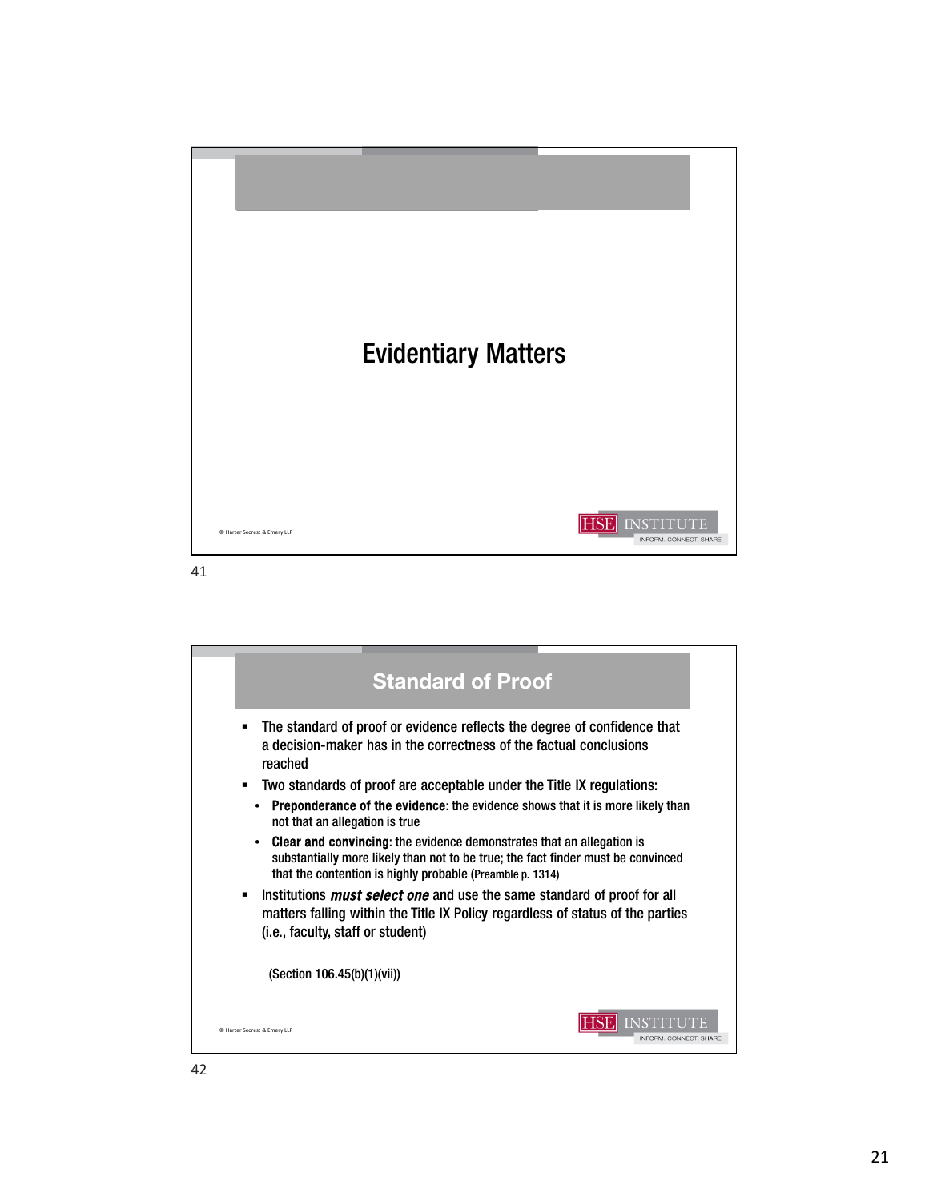# Evidentiary Matters

## Standard of Proof

- The standard of proof or evidence reflects the degree of confidence that a decision-maker has in the correctness of the factual conclusions reached
- Two standards of proof are acceptable under the Title IX regulations:
  - **Preponderance of the evidence**: the evidence shows that it is more likely than not that an allegation is true
  - **Clear and convincing**: the evidence demonstrates that an allegation is substantially more likely than not to be true; the fact finder must be convinced that the contention is highly probable (Preamble p. 1314)
- Institutions ***must select one*** and use the same standard of proof for all matters falling within the Title IX Policy regardless of status of the parties (i.e., faculty, staff or student)

(Section 106.45(b)(1)(vii))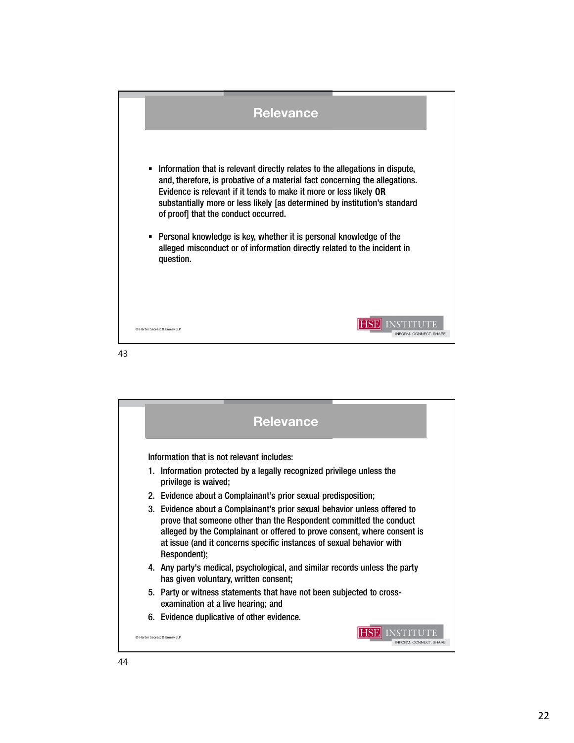## Relevance

- Information that is relevant directly relates to the allegations in dispute, and, therefore, is probative of a material fact concerning the allegations. Evidence is relevant if it tends to make it more or less likely **OR** substantially more or less likely [as determined by institution's standard of proof] that the conduct occurred.
- Personal knowledge is key, whether it is personal knowledge of the alleged misconduct or of information directly related to the incident in question.

© Harter Secrest & Emery LLP

HSE INSTITUTE
INFORM. CONNECT. SHARE.

## Relevance

Information that is not relevant includes:

1. Information protected by a legally recognized privilege unless the privilege is waived;
2. Evidence about a Complainant's prior sexual predisposition;
3. Evidence about a Complainant's prior sexual behavior unless offered to prove that someone other than the Respondent committed the conduct alleged by the Complainant or offered to prove consent, where consent is at issue (and it concerns specific instances of sexual behavior with Respondent);
4. Any party's medical, psychological, and similar records unless the party has given voluntary, written consent;
5. Party or witness statements that have not been subjected to cross-examination at a live hearing; and
6. Evidence duplicative of other evidence.

© Harter Secrest & Emery LLP

HSE INSTITUTE
INFORM. CONNECT. SHARE.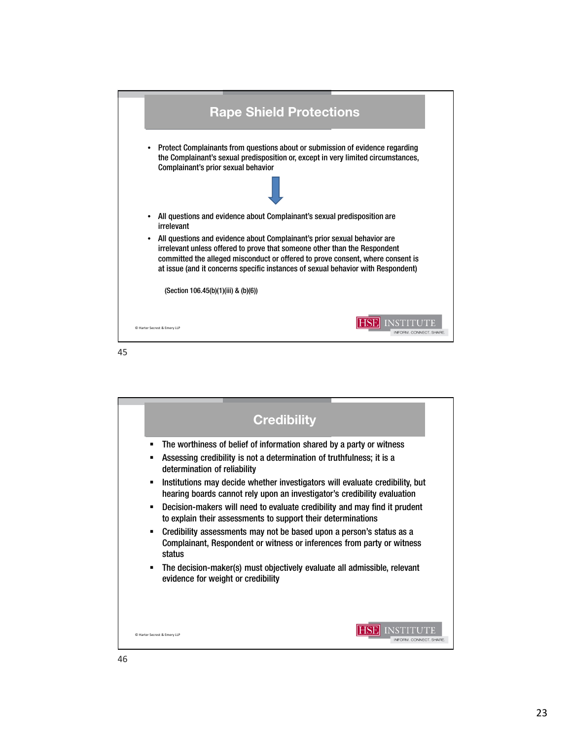## Rape Shield Protections

- Protect Complainants from questions about or submission of evidence regarding the Complainant's sexual predisposition or, except in very limited circumstances, Complainant's prior sexual behavior

↓

- All questions and evidence about Complainant's sexual predisposition are irrelevant
- All questions and evidence about Complainant's prior sexual behavior are irrelevant unless offered to prove that someone other than the Respondent committed the alleged misconduct or offered to prove consent, where consent is at issue (and it concerns specific instances of sexual behavior with Respondent)

(Section 106.45(b)(1)(iii) & (b)(6))

© Harter Secrest & Emery LLP

HSE INSTITUTE — INFORM. CONNECT. SHARE.

45

## Credibility

- The worthiness of belief of information shared by a party or witness
- Assessing credibility is not a determination of truthfulness; it is a determination of reliability
- Institutions may decide whether investigators will evaluate credibility, but hearing boards cannot rely upon an investigator's credibility evaluation
- Decision-makers will need to evaluate credibility and may find it prudent to explain their assessments to support their determinations
- Credibility assessments may not be based upon a person's status as a Complainant, Respondent or witness or inferences from party or witness status
- The decision-maker(s) must objectively evaluate all admissible, relevant evidence for weight or credibility

© Harter Secrest & Emery LLP

HSE INSTITUTE — INFORM. CONNECT. SHARE.

46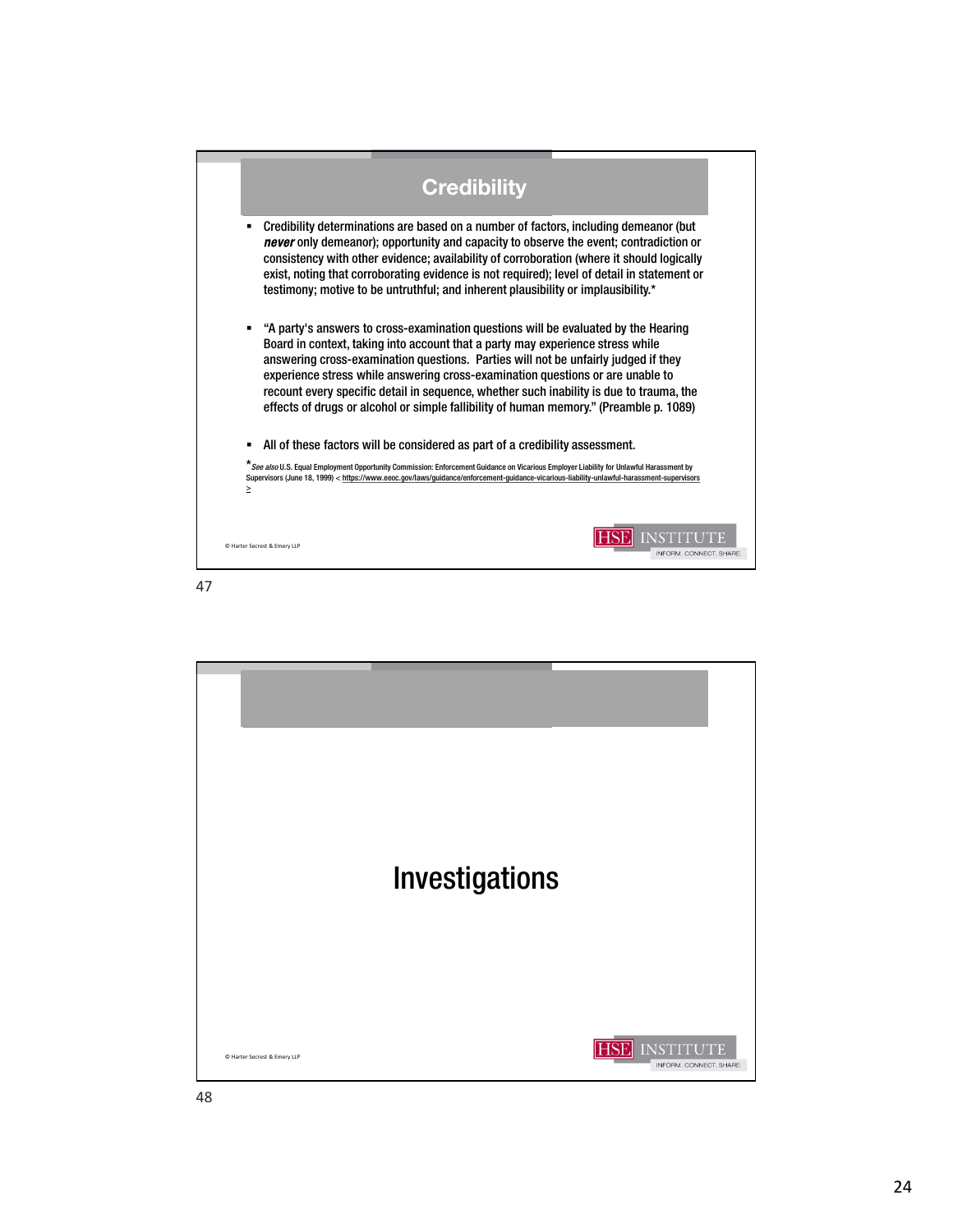## Credibility

- Credibility determinations are based on a number of factors, including demeanor (but ***never*** only demeanor); opportunity and capacity to observe the event; contradiction or consistency with other evidence; availability of corroboration (where it should logically exist, noting that corroborating evidence is not required); level of detail in statement or testimony; motive to be untruthful; and inherent plausibility or implausibility.*

- "A party's answers to cross-examination questions will be evaluated by the Hearing Board in context, taking into account that a party may experience stress while answering cross-examination questions. Parties will not be unfairly judged if they experience stress while answering cross-examination questions or are unable to recount every specific detail in sequence, whether such inability is due to trauma, the effects of drugs or alcohol or simple fallibility of human memory." (Preamble p. 1089)

- All of these factors will be considered as part of a credibility assessment.

**See also* U.S. Equal Employment Opportunity Commission: Enforcement Guidance on Vicarious Employer Liability for Unlawful Harassment by Supervisors (June 18, 1999) < https://www.eeoc.gov/laws/guidance/enforcement-guidance-vicarious-liability-unlawful-harassment-supervisors >

© Harter Secrest & Emery LLP

HSE INSTITUTE — INFORM. CONNECT. SHARE.

47

## Investigations

© Harter Secrest & Emery LLP

HSE INSTITUTE — INFORM. CONNECT. SHARE.

48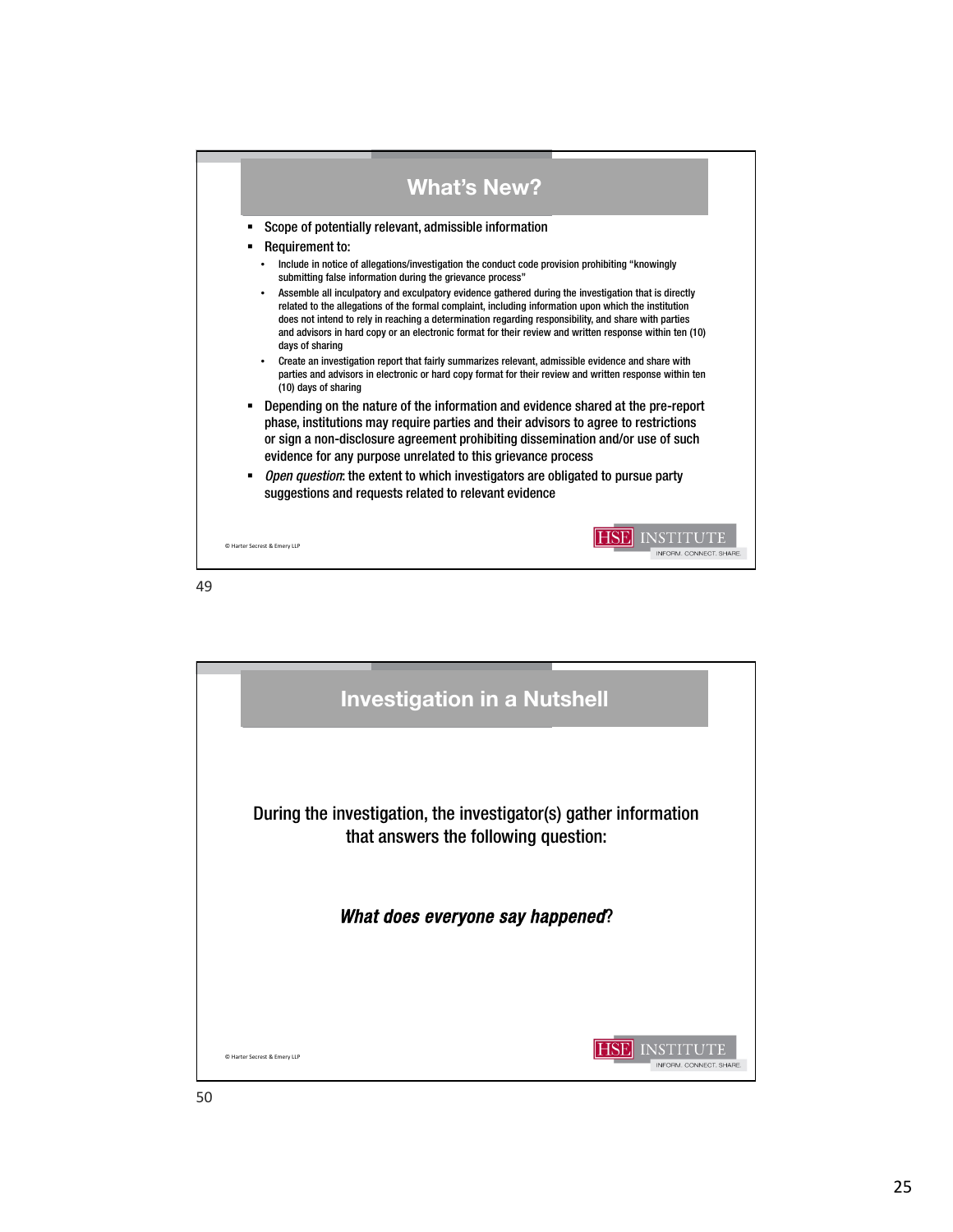## What's New?

- Scope of potentially relevant, admissible information
- Requirement to:
  - Include in notice of allegations/investigation the conduct code provision prohibiting "knowingly submitting false information during the grievance process"
  - Assemble all inculpatory and exculpatory evidence gathered during the investigation that is directly related to the allegations of the formal complaint, including information upon which the institution does not intend to rely in reaching a determination regarding responsibility, and share with parties and advisors in hard copy or an electronic format for their review and written response within ten (10) days of sharing
  - Create an investigation report that fairly summarizes relevant, admissible evidence and share with parties and advisors in electronic or hard copy format for their review and written response within ten (10) days of sharing
- Depending on the nature of the information and evidence shared at the pre-report phase, institutions may require parties and their advisors to agree to restrictions or sign a non-disclosure agreement prohibiting dissemination and/or use of such evidence for any purpose unrelated to this grievance process
- *Open question*: the extent to which investigators are obligated to pursue party suggestions and requests related to relevant evidence

© Harter Secrest & Emery LLP

HSE INSTITUTE INFORM. CONNECT. SHARE.

## Investigation in a Nutshell

During the investigation, the investigator(s) gather information that answers the following question:

***What does everyone say happened*?**

© Harter Secrest & Emery LLP

HSE INSTITUTE INFORM. CONNECT. SHARE.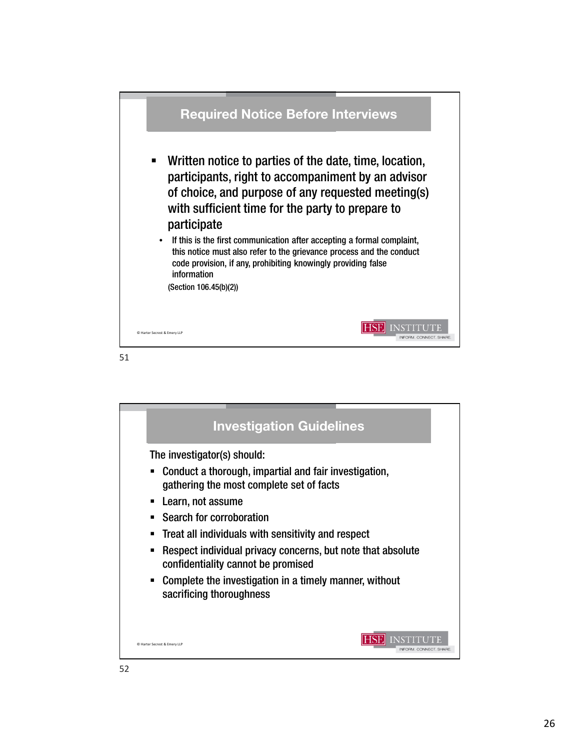## Required Notice Before Interviews

- Written notice to parties of the date, time, location, participants, right to accompaniment by an advisor of choice, and purpose of any requested meeting(s) with sufficient time for the party to prepare to participate
  - If this is the first communication after accepting a formal complaint, this notice must also refer to the grievance process and the conduct code provision, if any, prohibiting knowingly providing false information

(Section 106.45(b)(2))

© Harter Secrest & Emery LLP

HSE INSTITUTE
INFORM. CONNECT. SHARE.

## Investigation Guidelines

The investigator(s) should:

- Conduct a thorough, impartial and fair investigation, gathering the most complete set of facts
- Learn, not assume
- Search for corroboration
- Treat all individuals with sensitivity and respect
- Respect individual privacy concerns, but note that absolute confidentiality cannot be promised
- Complete the investigation in a timely manner, without sacrificing thoroughness

© Harter Secrest & Emery LLP

HSE INSTITUTE
INFORM. CONNECT. SHARE.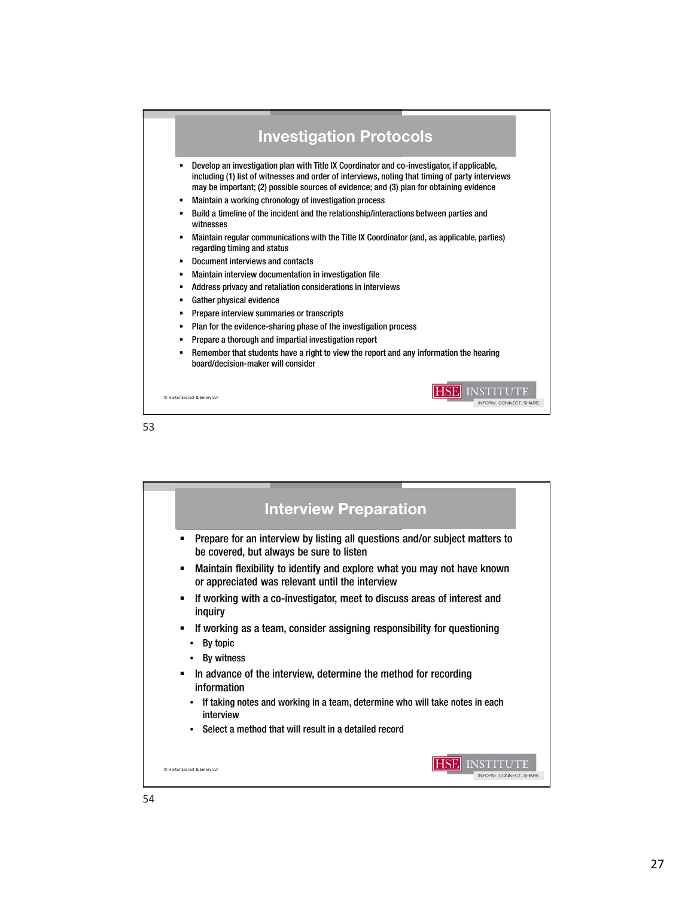## Investigation Protocols

- Develop an investigation plan with Title IX Coordinator and co-investigator, if applicable, including (1) list of witnesses and order of interviews, noting that timing of party interviews may be important; (2) possible sources of evidence; and (3) plan for obtaining evidence
- Maintain a working chronology of investigation process
- Build a timeline of the incident and the relationship/interactions between parties and witnesses
- Maintain regular communications with the Title IX Coordinator (and, as applicable, parties) regarding timing and status
- Document interviews and contacts
- Maintain interview documentation in investigation file
- Address privacy and retaliation considerations in interviews
- Gather physical evidence
- Prepare interview summaries or transcripts
- Plan for the evidence-sharing phase of the investigation process
- Prepare a thorough and impartial investigation report
- Remember that students have a right to view the report and any information the hearing board/decision-maker will consider

© Harter Secrest & Emery LLP

HSE INSTITUTE
INFORM. CONNECT. SHARE.

## Interview Preparation

- Prepare for an interview by listing all questions and/or subject matters to be covered, but always be sure to listen
- Maintain flexibility to identify and explore what you may not have known or appreciated was relevant until the interview
- If working with a co-investigator, meet to discuss areas of interest and inquiry
- If working as a team, consider assigning responsibility for questioning
  - By topic
  - By witness
- In advance of the interview, determine the method for recording information
  - If taking notes and working in a team, determine who will take notes in each interview
  - Select a method that will result in a detailed record

© Harter Secrest & Emery LLP

HSE INSTITUTE
INFORM. CONNECT. SHARE.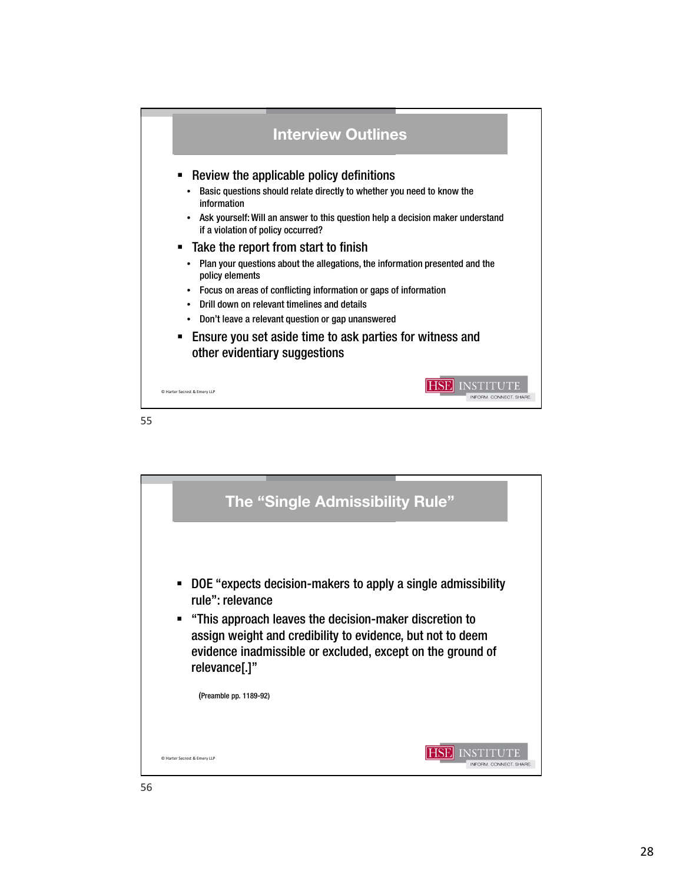## Interview Outlines

- Review the applicable policy definitions
  - Basic questions should relate directly to whether you need to know the information
  - Ask yourself: Will an answer to this question help a decision maker understand if a violation of policy occurred?
- Take the report from start to finish
  - Plan your questions about the allegations, the information presented and the policy elements
  - Focus on areas of conflicting information or gaps of information
  - Drill down on relevant timelines and details
  - Don't leave a relevant question or gap unanswered
- Ensure you set aside time to ask parties for witness and other evidentiary suggestions

© Harter Secrest & Emery LLP

55

## The "Single Admissibility Rule"

- DOE "expects decision-makers to apply a single admissibility rule": relevance
- "This approach leaves the decision-maker discretion to assign weight and credibility to evidence, but not to deem evidence inadmissible or excluded, except on the ground of relevance[.]"

(Preamble pp. 1189-92)

© Harter Secrest & Emery LLP

56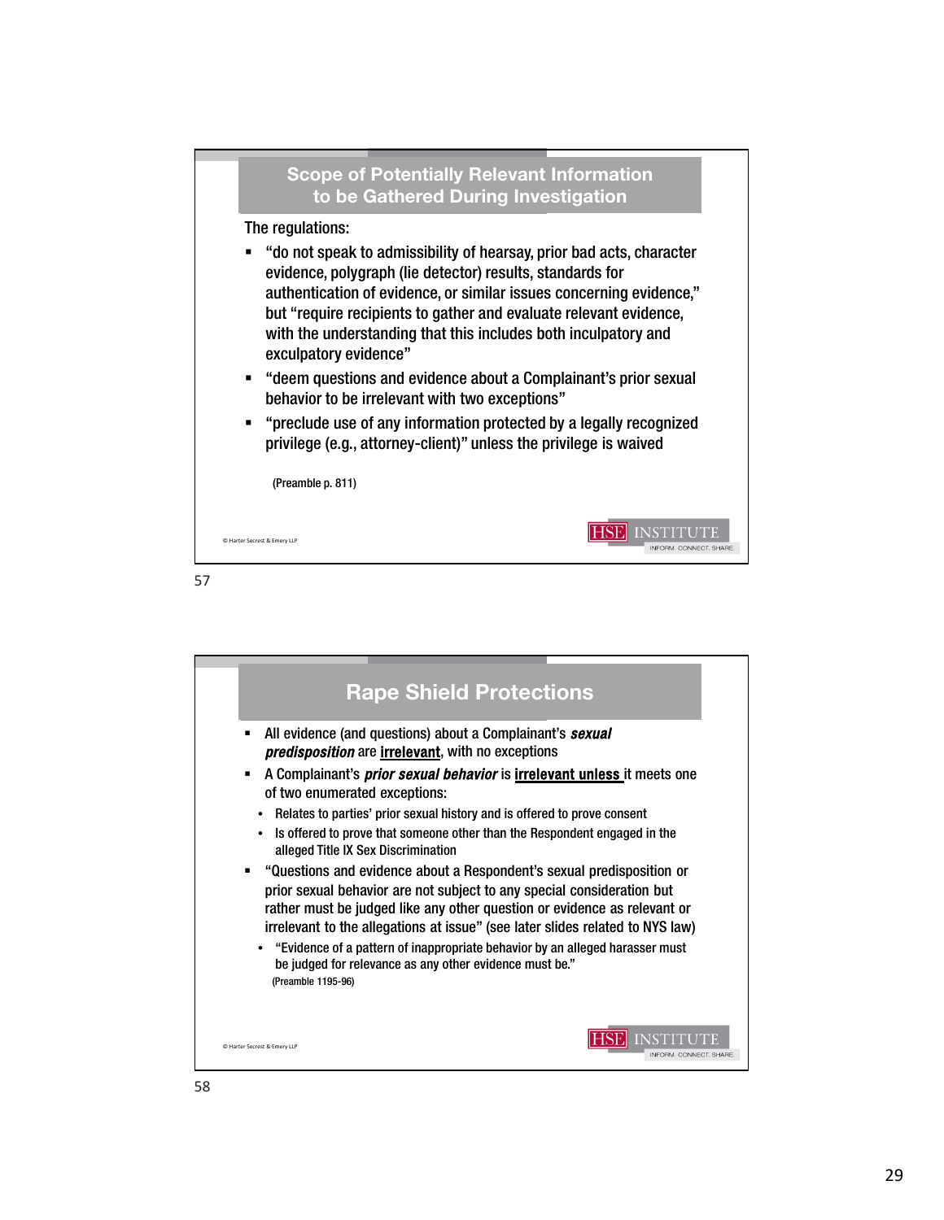## Scope of Potentially Relevant Information to be Gathered During Investigation

The regulations:

- "do not speak to admissibility of hearsay, prior bad acts, character evidence, polygraph (lie detector) results, standards for authentication of evidence, or similar issues concerning evidence," but "require recipients to gather and evaluate relevant evidence, with the understanding that this includes both inculpatory and exculpatory evidence"
- "deem questions and evidence about a Complainant's prior sexual behavior to be irrelevant with two exceptions"
- "preclude use of any information protected by a legally recognized privilege (e.g., attorney-client)" unless the privilege is waived

(Preamble p. 811)

© Harter Secrest & Emery LLP

57

## Rape Shield Protections

- All evidence (and questions) about a Complainant's ***sexual predisposition*** are **irrelevant**, with no exceptions
- A Complainant's ***prior sexual behavior*** is **irrelevant unless** it meets one of two enumerated exceptions:
  - Relates to parties' prior sexual history and is offered to prove consent
  - Is offered to prove that someone other than the Respondent engaged in the alleged Title IX Sex Discrimination
- "Questions and evidence about a Respondent's sexual predisposition or prior sexual behavior are not subject to any special consideration but rather must be judged like any other question or evidence as relevant or irrelevant to the allegations at issue" (see later slides related to NYS law)
  - "Evidence of a pattern of inappropriate behavior by an alleged harasser must be judged for relevance as any other evidence must be."

    (Preamble 1195-96)

© Harter Secrest & Emery LLP

58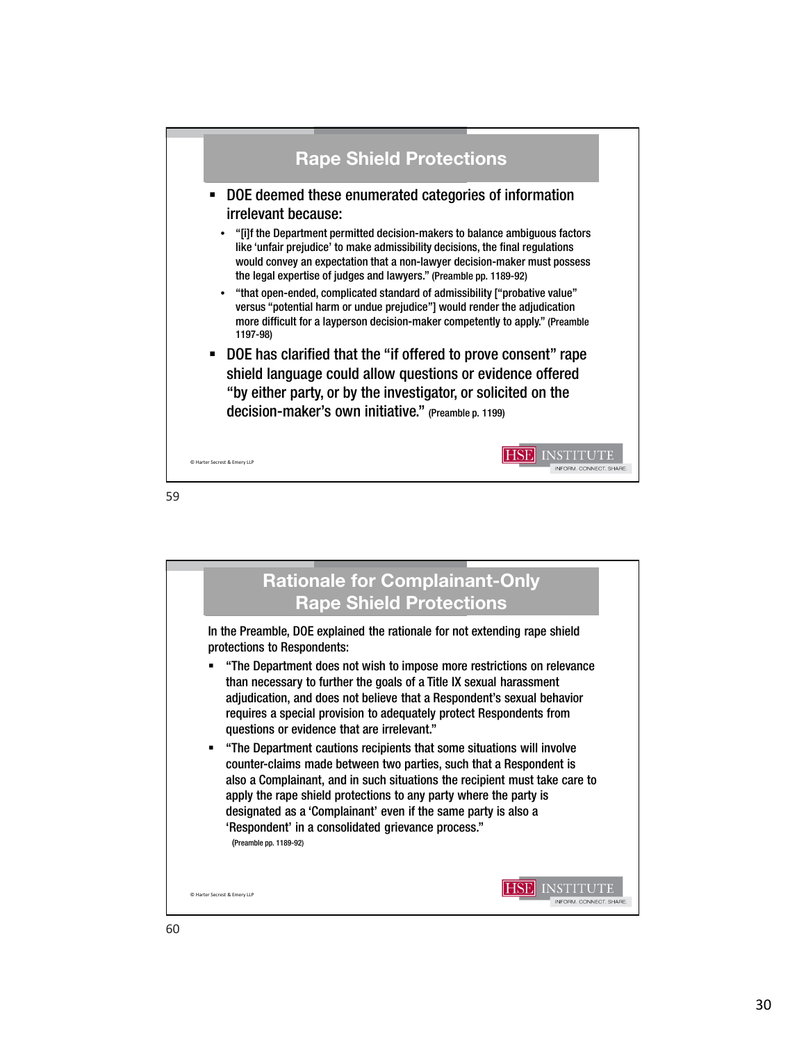## Rape Shield Protections

- DOE deemed these enumerated categories of information irrelevant because:
  - "[i]f the Department permitted decision-makers to balance ambiguous factors like 'unfair prejudice' to make admissibility decisions, the final regulations would convey an expectation that a non-lawyer decision-maker must possess the legal expertise of judges and lawyers." (Preamble pp. 1189-92)
  - "that open-ended, complicated standard of admissibility ["probative value" versus "potential harm or undue prejudice"] would render the adjudication more difficult for a layperson decision-maker competently to apply." (Preamble 1197-98)
- DOE has clarified that the "if offered to prove consent" rape shield language could allow questions or evidence offered "by either party, or by the investigator, or solicited on the decision-maker's own initiative." (Preamble p. 1199)

© Harter Secrest & Emery LLP

## Rationale for Complainant-Only Rape Shield Protections

In the Preamble, DOE explained the rationale for not extending rape shield protections to Respondents:

- "The Department does not wish to impose more restrictions on relevance than necessary to further the goals of a Title IX sexual harassment adjudication, and does not believe that a Respondent's sexual behavior requires a special provision to adequately protect Respondents from questions or evidence that are irrelevant."
- "The Department cautions recipients that some situations will involve counter-claims made between two parties, such that a Respondent is also a Complainant, and in such situations the recipient must take care to apply the rape shield protections to any party where the party is designated as a 'Complainant' even if the same party is also a 'Respondent' in a consolidated grievance process."

(Preamble pp. 1189-92)

© Harter Secrest & Emery LLP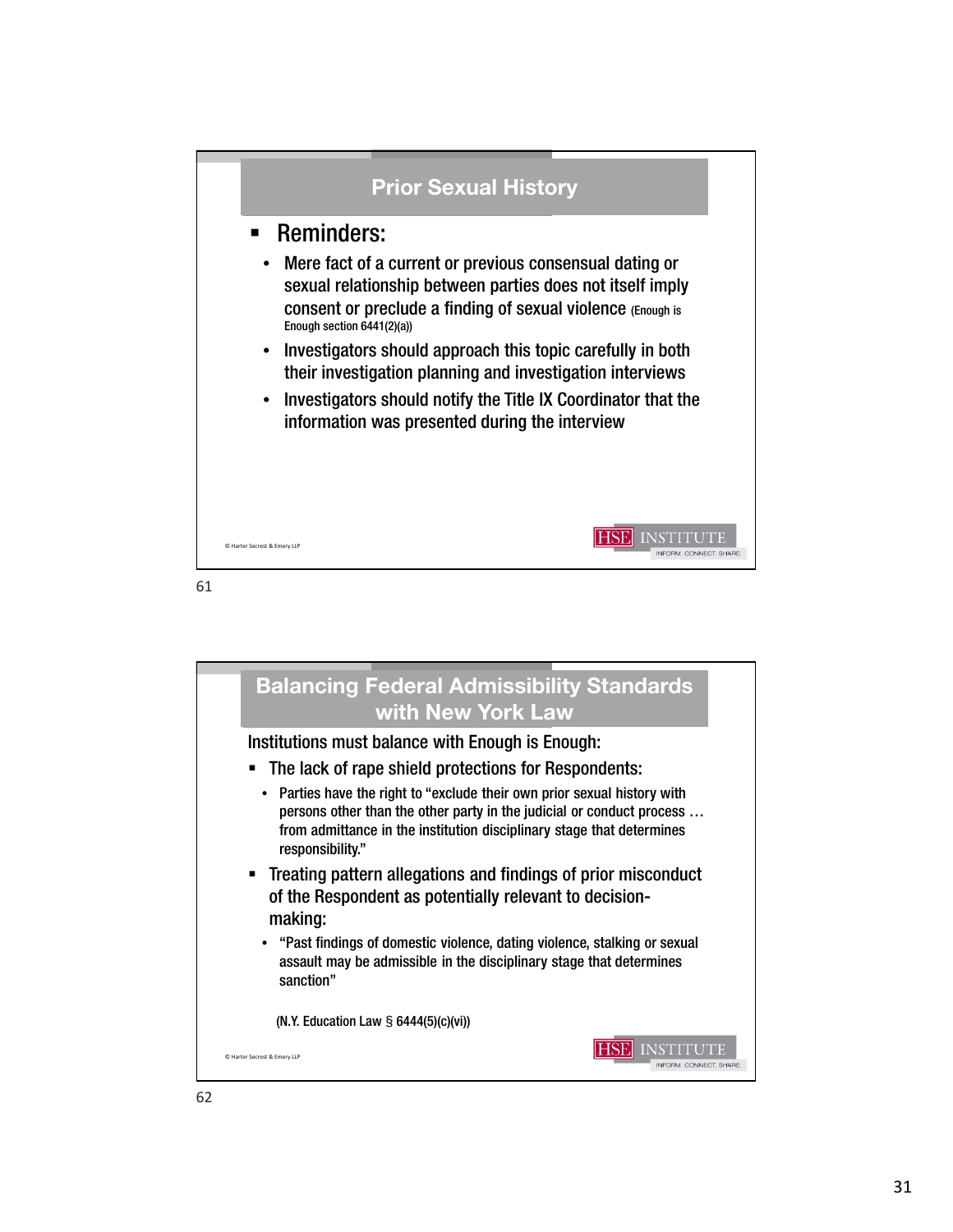## Prior Sexual History

- Reminders:
  - Mere fact of a current or previous consensual dating or sexual relationship between parties does not itself imply consent or preclude a finding of sexual violence (Enough is Enough section 6441(2)(a))
  - Investigators should approach this topic carefully in both their investigation planning and investigation interviews
  - Investigators should notify the Title IX Coordinator that the information was presented during the interview

© Harter Secrest & Emery LLP

HSE INSTITUTE INFORM. CONNECT. SHARE.

61

## Balancing Federal Admissibility Standards with New York Law

Institutions must balance with Enough is Enough:

- The lack of rape shield protections for Respondents:
  - Parties have the right to "exclude their own prior sexual history with persons other than the other party in the judicial or conduct process … from admittance in the institution disciplinary stage that determines responsibility."
- Treating pattern allegations and findings of prior misconduct of the Respondent as potentially relevant to decision-making:
  - "Past findings of domestic violence, dating violence, stalking or sexual assault may be admissible in the disciplinary stage that determines sanction"

(N.Y. Education Law § 6444(5)(c)(vi))

© Harter Secrest & Emery LLP

HSE INSTITUTE INFORM. CONNECT. SHARE.

62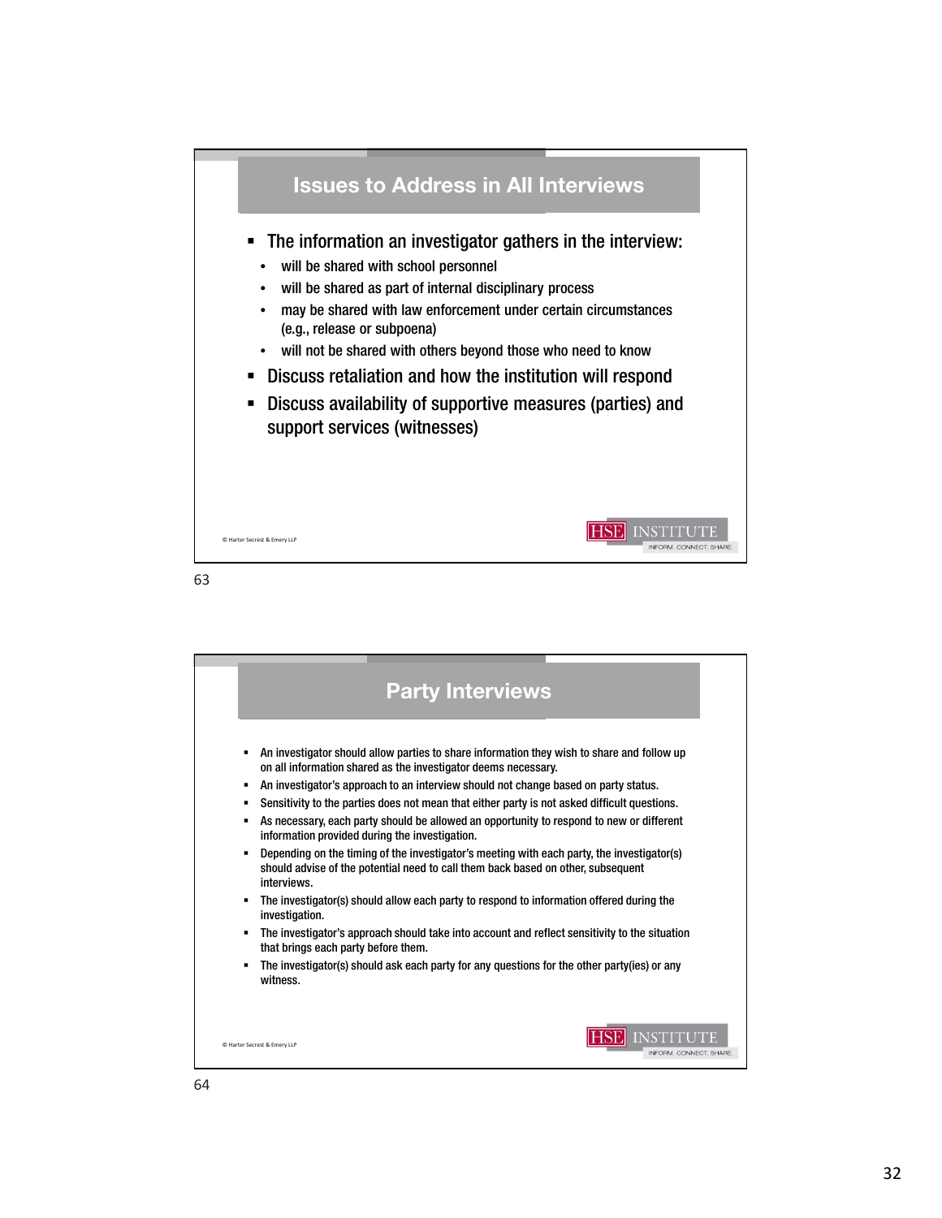## Issues to Address in All Interviews

- The information an investigator gathers in the interview:
  - will be shared with school personnel
  - will be shared as part of internal disciplinary process
  - may be shared with law enforcement under certain circumstances (e.g., release or subpoena)
  - will not be shared with others beyond those who need to know
- Discuss retaliation and how the institution will respond
- Discuss availability of supportive measures (parties) and support services (witnesses)

© Harter Secrest & Emery LLP

## Party Interviews

- An investigator should allow parties to share information they wish to share and follow up on all information shared as the investigator deems necessary.
- An investigator's approach to an interview should not change based on party status.
- Sensitivity to the parties does not mean that either party is not asked difficult questions.
- As necessary, each party should be allowed an opportunity to respond to new or different information provided during the investigation.
- Depending on the timing of the investigator's meeting with each party, the investigator(s) should advise of the potential need to call them back based on other, subsequent interviews.
- The investigator(s) should allow each party to respond to information offered during the investigation.
- The investigator's approach should take into account and reflect sensitivity to the situation that brings each party before them.
- The investigator(s) should ask each party for any questions for the other party(ies) or any witness.

© Harter Secrest & Emery LLP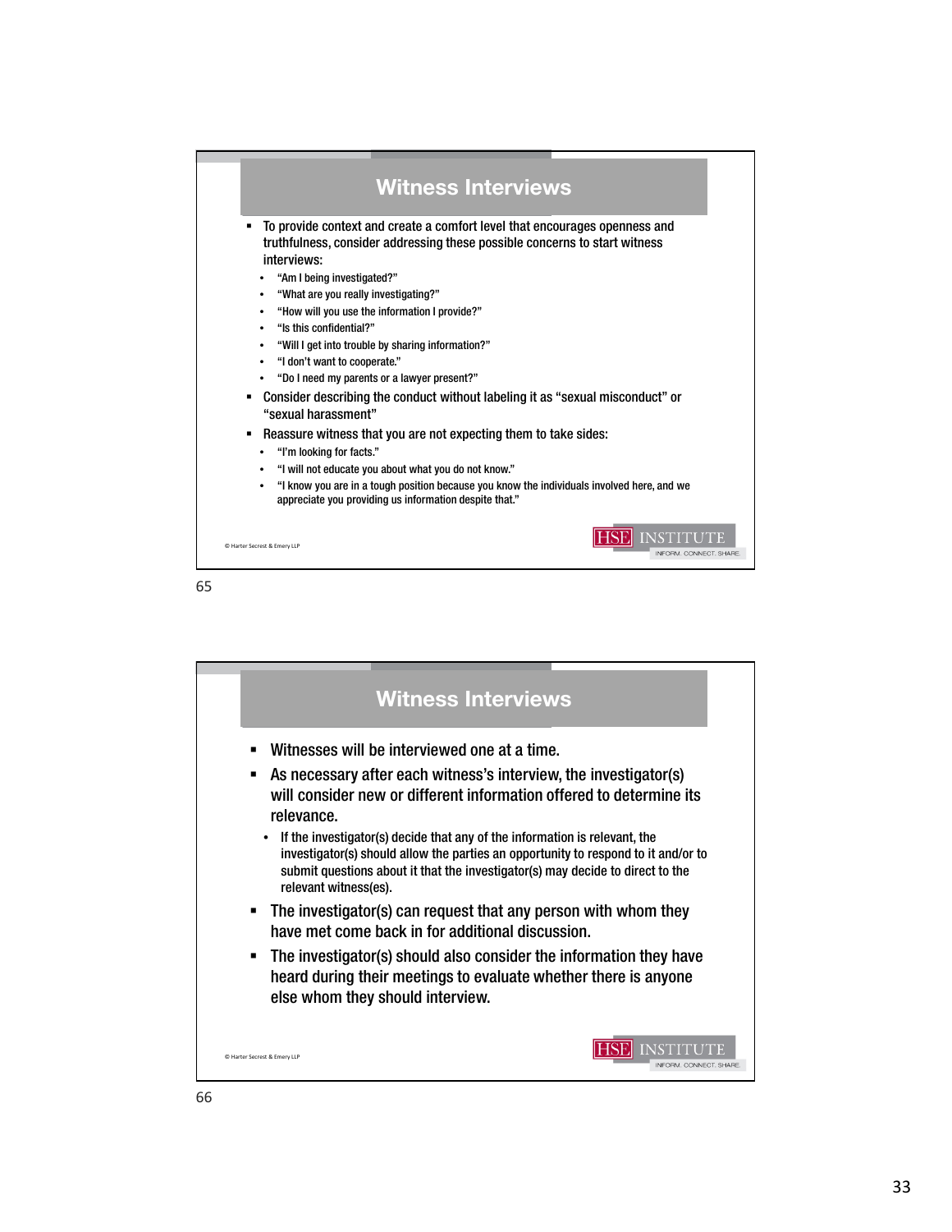## Witness Interviews

- To provide context and create a comfort level that encourages openness and truthfulness, consider addressing these possible concerns to start witness interviews:
  - "Am I being investigated?"
  - "What are you really investigating?"
  - "How will you use the information I provide?"
  - "Is this confidential?"
  - "Will I get into trouble by sharing information?"
  - "I don't want to cooperate."
  - "Do I need my parents or a lawyer present?"
- Consider describing the conduct without labeling it as "sexual misconduct" or "sexual harassment"
- Reassure witness that you are not expecting them to take sides:
  - "I'm looking for facts."
  - "I will not educate you about what you do not know."
  - "I know you are in a tough position because you know the individuals involved here, and we appreciate you providing us information despite that."

© Harter Secrest & Emery LLP

HSE INSTITUTE
INFORM. CONNECT. SHARE.

## Witness Interviews

- Witnesses will be interviewed one at a time.
- As necessary after each witness's interview, the investigator(s) will consider new or different information offered to determine its relevance.
  - If the investigator(s) decide that any of the information is relevant, the investigator(s) should allow the parties an opportunity to respond to it and/or to submit questions about it that the investigator(s) may decide to direct to the relevant witness(es).
- The investigator(s) can request that any person with whom they have met come back in for additional discussion.
- The investigator(s) should also consider the information they have heard during their meetings to evaluate whether there is anyone else whom they should interview.

© Harter Secrest & Emery LLP

HSE INSTITUTE
INFORM. CONNECT. SHARE.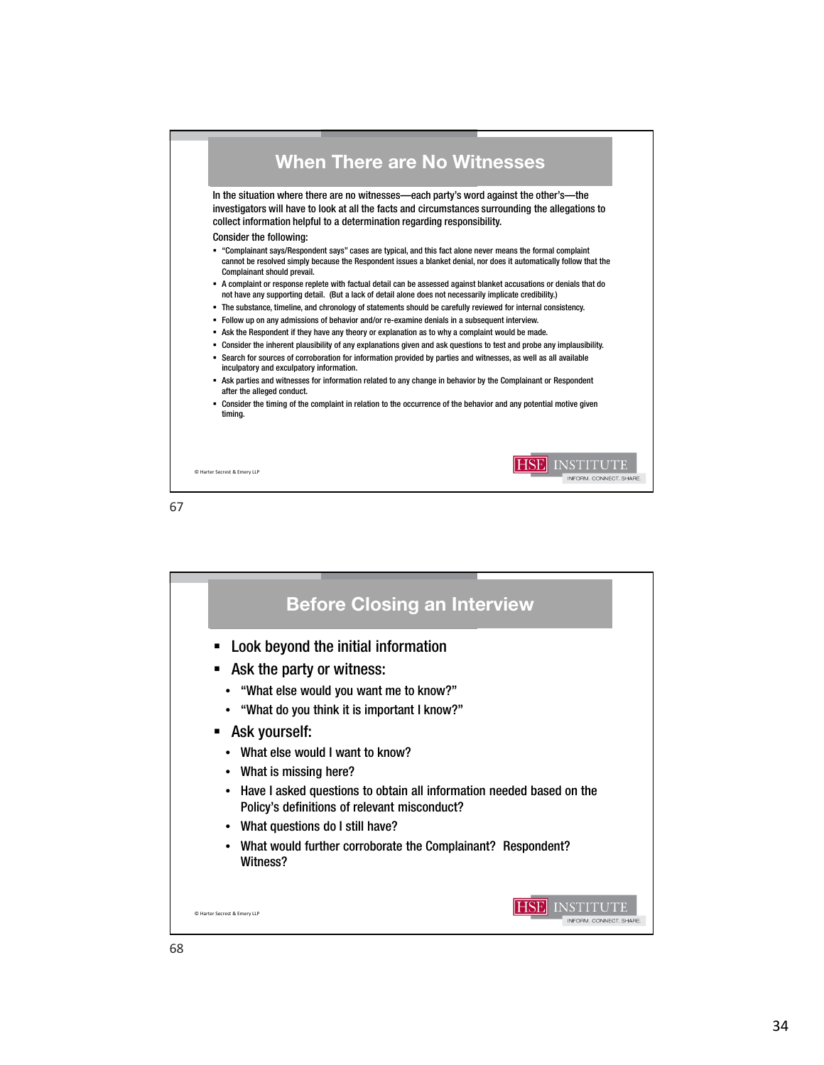## When There are No Witnesses

In the situation where there are no witnesses—each party's word against the other's—the investigators will have to look at all the facts and circumstances surrounding the allegations to collect information helpful to a determination regarding responsibility.

Consider the following:

- "Complainant says/Respondent says" cases are typical, and this fact alone never means the formal complaint cannot be resolved simply because the Respondent issues a blanket denial, nor does it automatically follow that the Complainant should prevail.
- A complaint or response replete with factual detail can be assessed against blanket accusations or denials that do not have any supporting detail. (But a lack of detail alone does not necessarily implicate credibility.)
- The substance, timeline, and chronology of statements should be carefully reviewed for internal consistency.
- Follow up on any admissions of behavior and/or re-examine denials in a subsequent interview.
- Ask the Respondent if they have any theory or explanation as to why a complaint would be made.
- Consider the inherent plausibility of any explanations given and ask questions to test and probe any implausibility.
- Search for sources of corroboration for information provided by parties and witnesses, as well as all available inculpatory and exculpatory information.
- Ask parties and witnesses for information related to any change in behavior by the Complainant or Respondent after the alleged conduct.
- Consider the timing of the complaint in relation to the occurrence of the behavior and any potential motive given timing.

© Harter Secrest & Emery LLP

HSE INSTITUTE
INFORM. CONNECT. SHARE.

67

## Before Closing an Interview

- Look beyond the initial information
- Ask the party or witness:
  - "What else would you want me to know?"
  - "What do you think it is important I know?"
- Ask yourself:
  - What else would I want to know?
  - What is missing here?
  - Have I asked questions to obtain all information needed based on the Policy's definitions of relevant misconduct?
  - What questions do I still have?
  - What would further corroborate the Complainant? Respondent? Witness?

© Harter Secrest & Emery LLP

HSE INSTITUTE
INFORM. CONNECT. SHARE.

68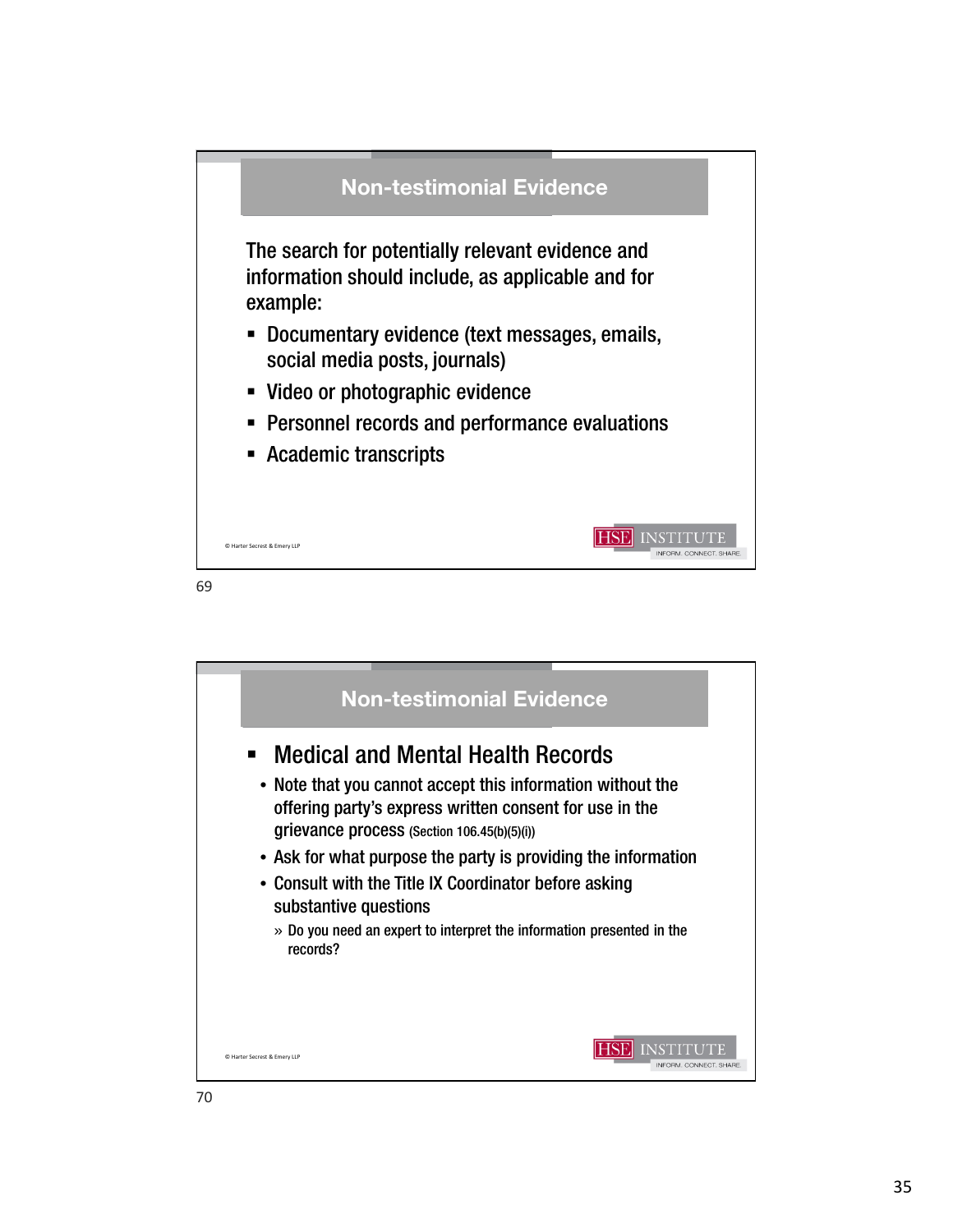## Non-testimonial Evidence

The search for potentially relevant evidence and information should include, as applicable and for example:

- Documentary evidence (text messages, emails, social media posts, journals)
- Video or photographic evidence
- Personnel records and performance evaluations
- Academic transcripts

© Harter Secrest & Emery LLP

## Non-testimonial Evidence

- Medical and Mental Health Records
  - Note that you cannot accept this information without the offering party's express written consent for use in the grievance process (Section 106.45(b)(5)(i))
  - Ask for what purpose the party is providing the information
  - Consult with the Title IX Coordinator before asking substantive questions
    - » Do you need an expert to interpret the information presented in the records?

© Harter Secrest & Emery LLP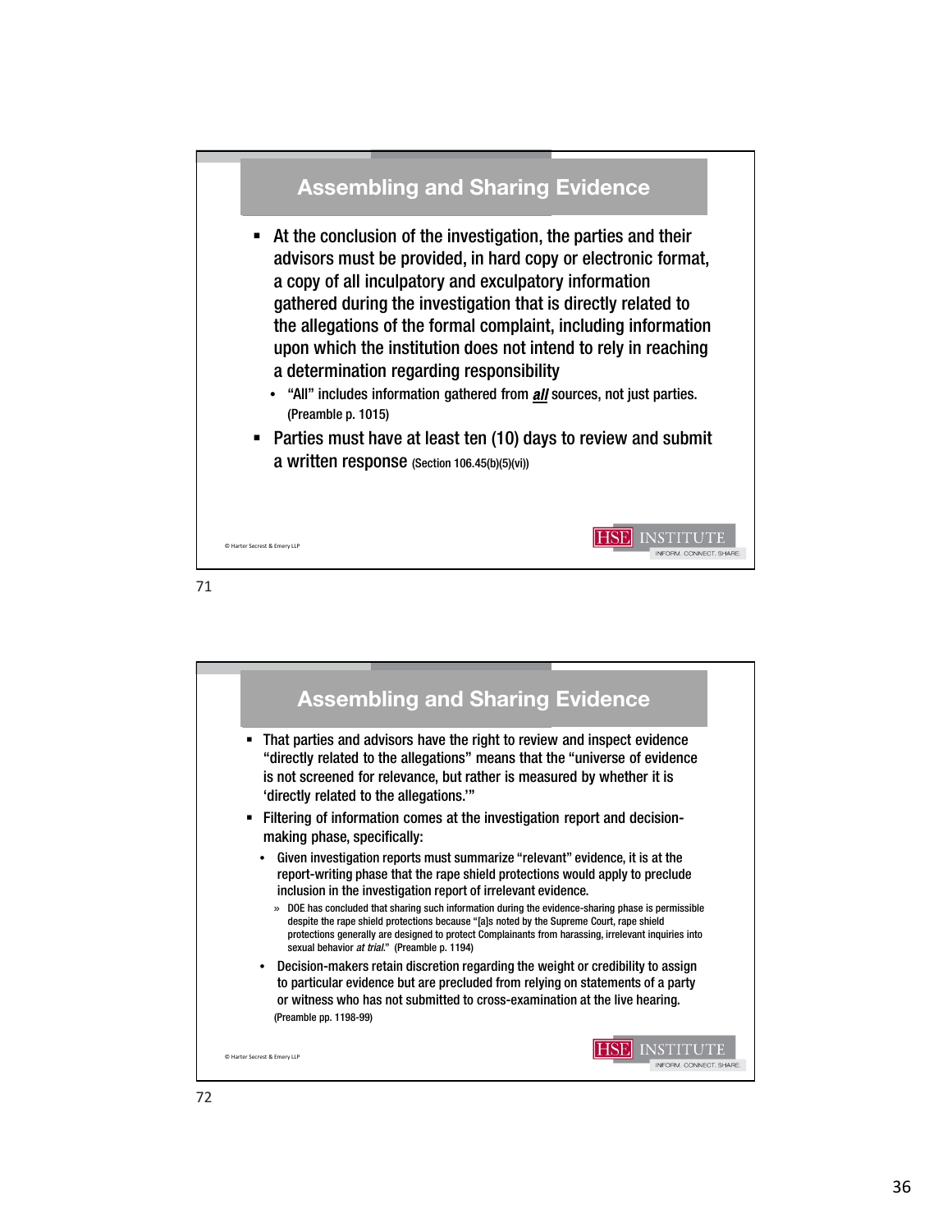## Assembling and Sharing Evidence

- At the conclusion of the investigation, the parties and their advisors must be provided, in hard copy or electronic format, a copy of all inculpatory and exculpatory information gathered during the investigation that is directly related to the allegations of the formal complaint, including information upon which the institution does not intend to rely in reaching a determination regarding responsibility
  - "All" includes information gathered from ***all*** sources, not just parties. (Preamble p. 1015)
- Parties must have at least ten (10) days to review and submit a written response (Section 106.45(b)(5)(vi))

© Harter Secrest & Emery LLP

## Assembling and Sharing Evidence

- That parties and advisors have the right to review and inspect evidence "directly related to the allegations" means that the "universe of evidence is not screened for relevance, but rather is measured by whether it is 'directly related to the allegations.'"
- Filtering of information comes at the investigation report and decision-making phase, specifically:
  - Given investigation reports must summarize "relevant" evidence, it is at the report-writing phase that the rape shield protections would apply to preclude inclusion in the investigation report of irrelevant evidence.
    - » DOE has concluded that sharing such information during the evidence-sharing phase is permissible despite the rape shield protections because "[a]s noted by the Supreme Court, rape shield protections generally are designed to protect Complainants from harassing, irrelevant inquiries into sexual behavior *at trial*." (Preamble p. 1194)
  - Decision-makers retain discretion regarding the weight or credibility to assign to particular evidence but are precluded from relying on statements of a party or witness who has not submitted to cross-examination at the live hearing. (Preamble pp. 1198-99)

© Harter Secrest & Emery LLP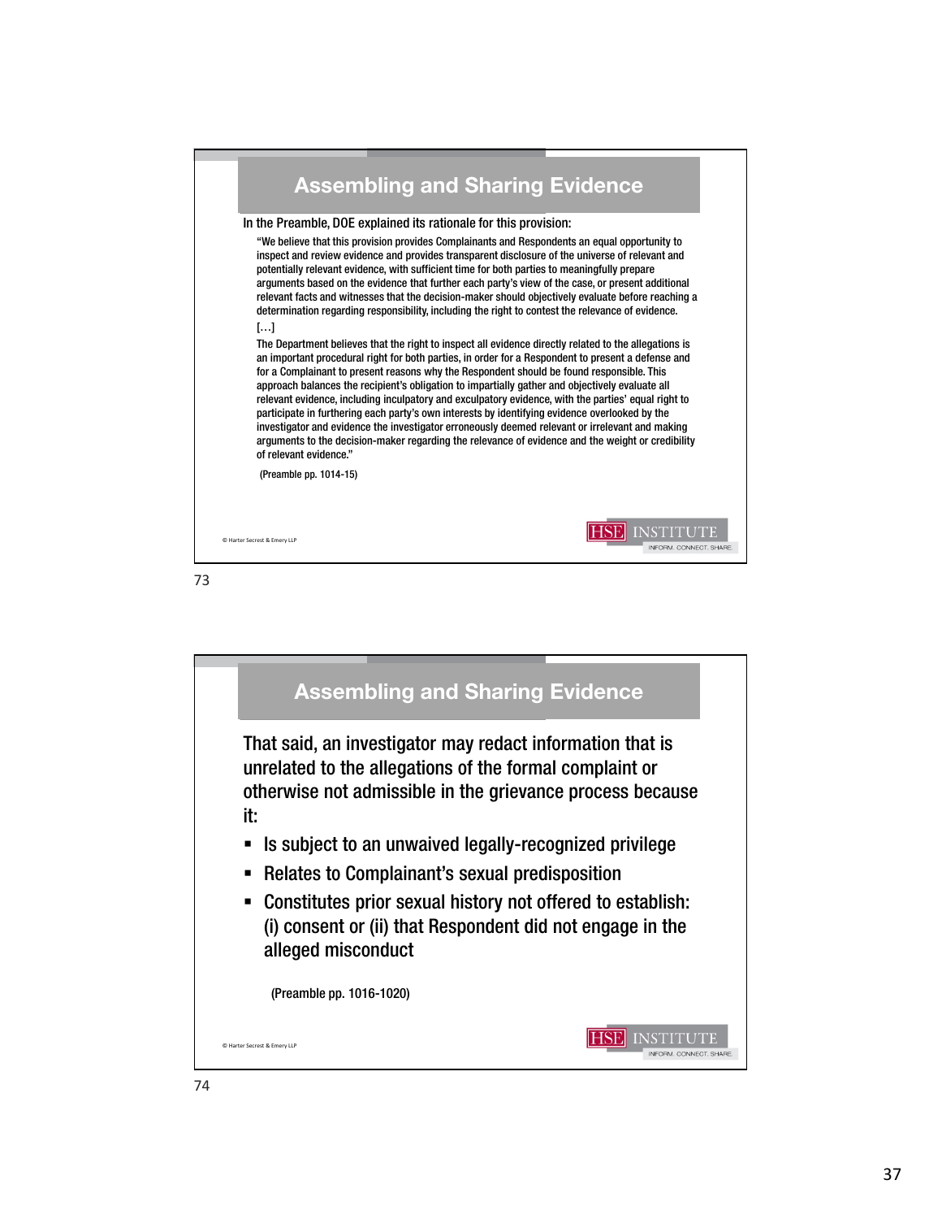## Assembling and Sharing Evidence

In the Preamble, DOE explained its rationale for this provision:

> "We believe that this provision provides Complainants and Respondents an equal opportunity to inspect and review evidence and provides transparent disclosure of the universe of relevant and potentially relevant evidence, with sufficient time for both parties to meaningfully prepare arguments based on the evidence that further each party's view of the case, or present additional relevant facts and witnesses that the decision-maker should objectively evaluate before reaching a determination regarding responsibility, including the right to contest the relevance of evidence.
>
> […]
>
> The Department believes that the right to inspect all evidence directly related to the allegations is an important procedural right for both parties, in order for a Respondent to present a defense and for a Complainant to present reasons why the Respondent should be found responsible. This approach balances the recipient's obligation to impartially gather and objectively evaluate all relevant evidence, including inculpatory and exculpatory evidence, with the parties' equal right to participate in furthering each party's own interests by identifying evidence overlooked by the investigator and evidence the investigator erroneously deemed relevant or irrelevant and making arguments to the decision-maker regarding the relevance of evidence and the weight or credibility of relevant evidence."
>
> (Preamble pp. 1014-15)

© Harter Secrest & Emery LLP

## Assembling and Sharing Evidence

That said, an investigator may redact information that is unrelated to the allegations of the formal complaint or otherwise not admissible in the grievance process because it:

- Is subject to an unwaived legally-recognized privilege
- Relates to Complainant's sexual predisposition
- Constitutes prior sexual history not offered to establish: (i) consent or (ii) that Respondent did not engage in the alleged misconduct

(Preamble pp. 1016-1020)

© Harter Secrest & Emery LLP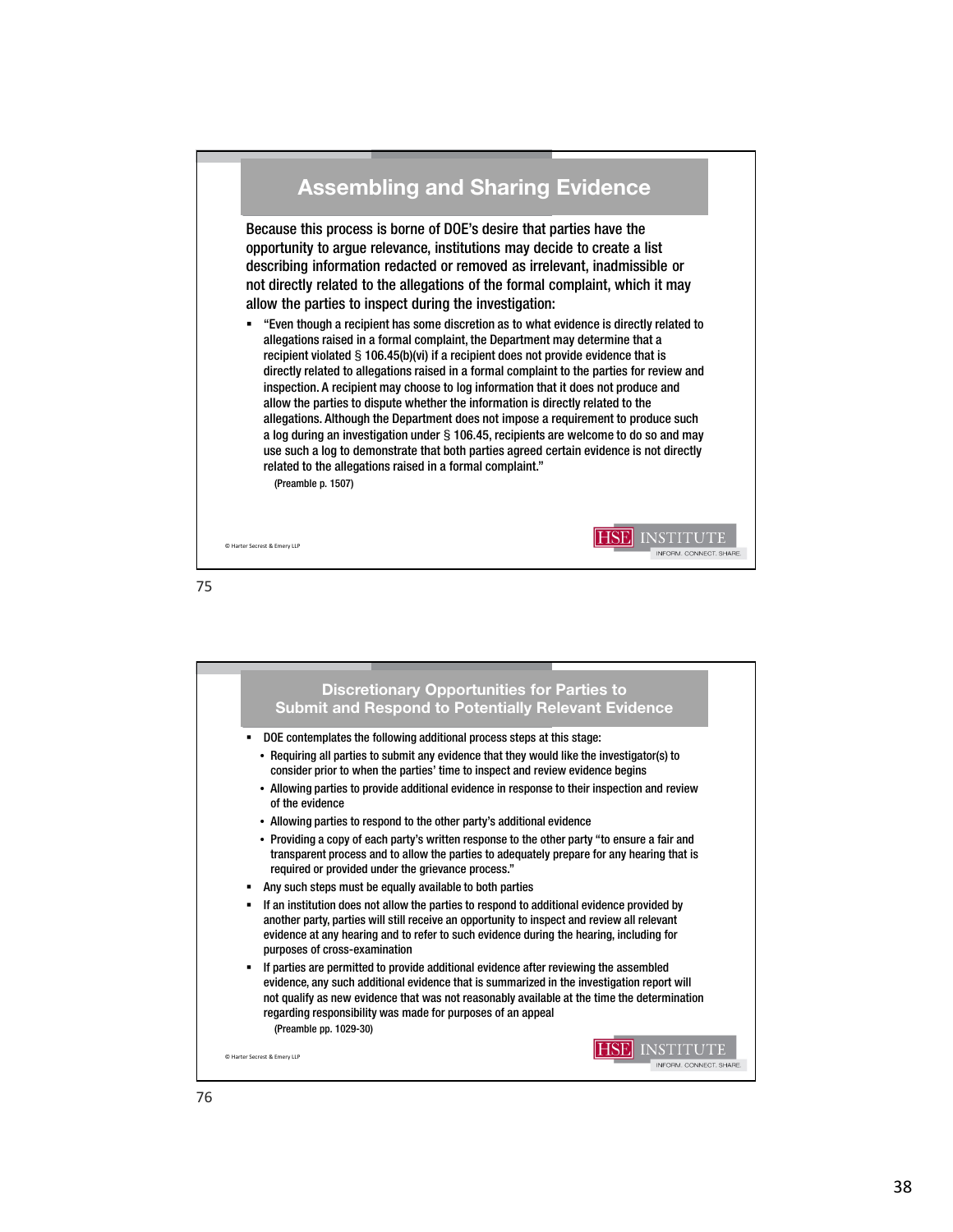## Assembling and Sharing Evidence

Because this process is borne of DOE's desire that parties have the opportunity to argue relevance, institutions may decide to create a list describing information redacted or removed as irrelevant, inadmissible or not directly related to the allegations of the formal complaint, which it may allow the parties to inspect during the investigation:

- "Even though a recipient has some discretion as to what evidence is directly related to allegations raised in a formal complaint, the Department may determine that a recipient violated § 106.45(b)(vi) if a recipient does not provide evidence that is directly related to allegations raised in a formal complaint to the parties for review and inspection. A recipient may choose to log information that it does not produce and allow the parties to dispute whether the information is directly related to the allegations. Although the Department does not impose a requirement to produce such a log during an investigation under § 106.45, recipients are welcome to do so and may use such a log to demonstrate that both parties agreed certain evidence is not directly related to the allegations raised in a formal complaint."
  (Preamble p. 1507)

© Harter Secrest & Emery LLP

## Discretionary Opportunities for Parties to Submit and Respond to Potentially Relevant Evidence

- DOE contemplates the following additional process steps at this stage:
  - Requiring all parties to submit any evidence that they would like the investigator(s) to consider prior to when the parties' time to inspect and review evidence begins
  - Allowing parties to provide additional evidence in response to their inspection and review of the evidence
  - Allowing parties to respond to the other party's additional evidence
  - Providing a copy of each party's written response to the other party "to ensure a fair and transparent process and to allow the parties to adequately prepare for any hearing that is required or provided under the grievance process."
- Any such steps must be equally available to both parties
- If an institution does not allow the parties to respond to additional evidence provided by another party, parties will still receive an opportunity to inspect and review all relevant evidence at any hearing and to refer to such evidence during the hearing, including for purposes of cross-examination
- If parties are permitted to provide additional evidence after reviewing the assembled evidence, any such additional evidence that is summarized in the investigation report will not qualify as new evidence that was not reasonably available at the time the determination regarding responsibility was made for purposes of an appeal
  (Preamble pp. 1029-30)

© Harter Secrest & Emery LLP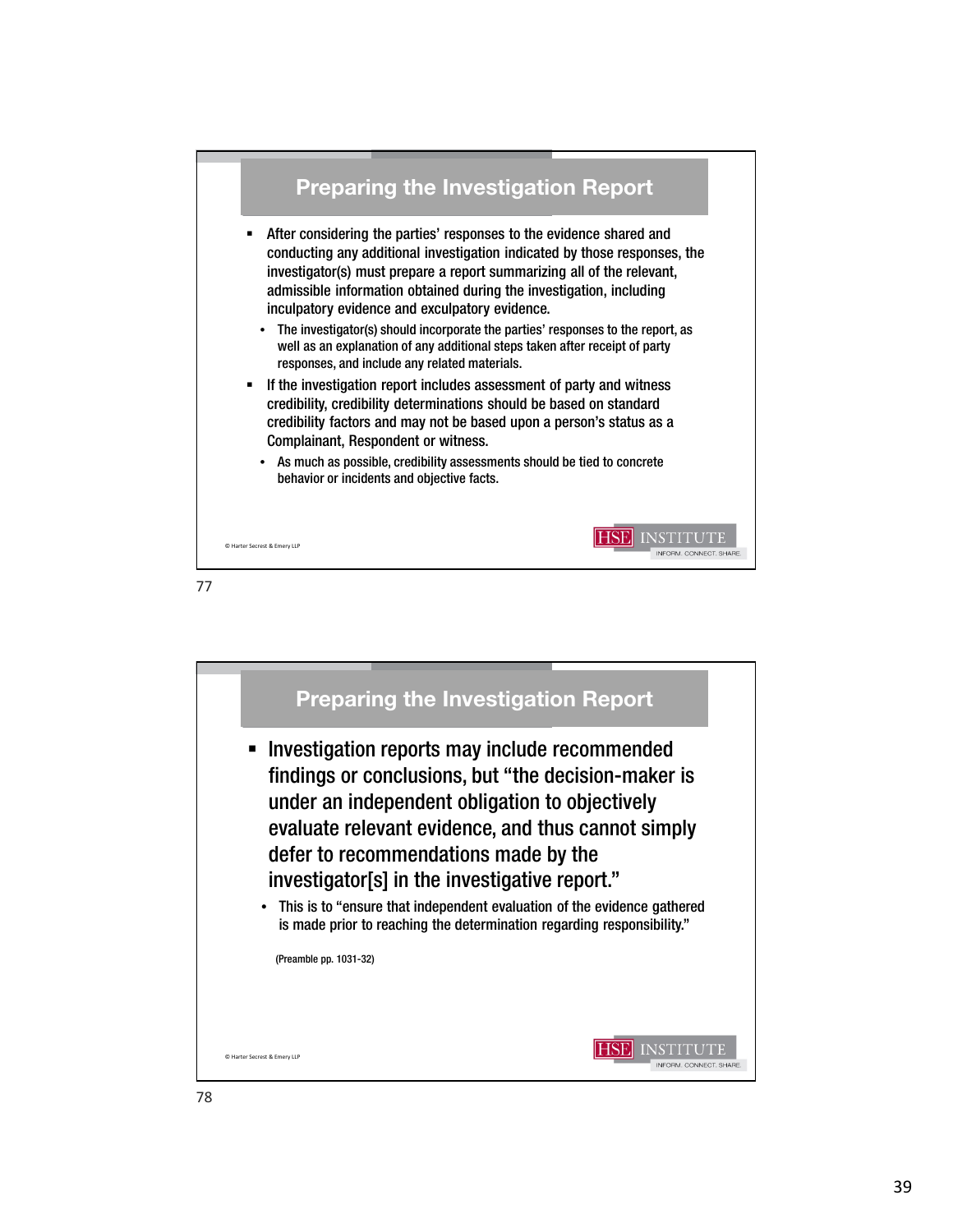## Preparing the Investigation Report

- After considering the parties' responses to the evidence shared and conducting any additional investigation indicated by those responses, the investigator(s) must prepare a report summarizing all of the relevant, admissible information obtained during the investigation, including inculpatory evidence and exculpatory evidence.
  - The investigator(s) should incorporate the parties' responses to the report, as well as an explanation of any additional steps taken after receipt of party responses, and include any related materials.
- If the investigation report includes assessment of party and witness credibility, credibility determinations should be based on standard credibility factors and may not be based upon a person's status as a Complainant, Respondent or witness.
  - As much as possible, credibility assessments should be tied to concrete behavior or incidents and objective facts.

© Harter Secrest & Emery LLP

HSE INSTITUTE — INFORM. CONNECT. SHARE.

77

## Preparing the Investigation Report

- Investigation reports may include recommended findings or conclusions, but "the decision-maker is under an independent obligation to objectively evaluate relevant evidence, and thus cannot simply defer to recommendations made by the investigator[s] in the investigative report."
  - This is to "ensure that independent evaluation of the evidence gathered is made prior to reaching the determination regarding responsibility."

(Preamble pp. 1031-32)

© Harter Secrest & Emery LLP

HSE INSTITUTE — INFORM. CONNECT. SHARE.

78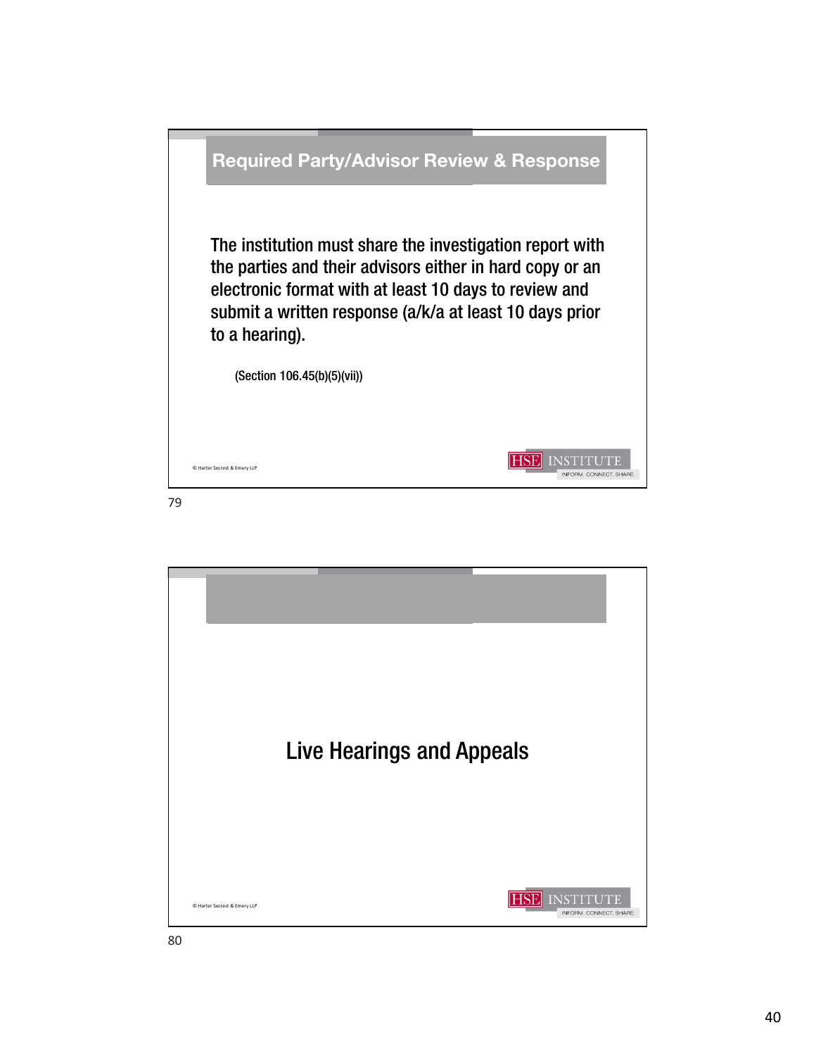## Required Party/Advisor Review & Response

The institution must share the investigation report with the parties and their advisors either in hard copy or an electronic format with at least 10 days to review and submit a written response (a/k/a at least 10 days prior to a hearing).

(Section 106.45(b)(5)(vii))

© Harter Secrest & Emery LLP

HSE INSTITUTE
INFORM. CONNECT. SHARE.

79

## Live Hearings and Appeals

© Harter Secrest & Emery LLP

HSE INSTITUTE
INFORM. CONNECT. SHARE.

80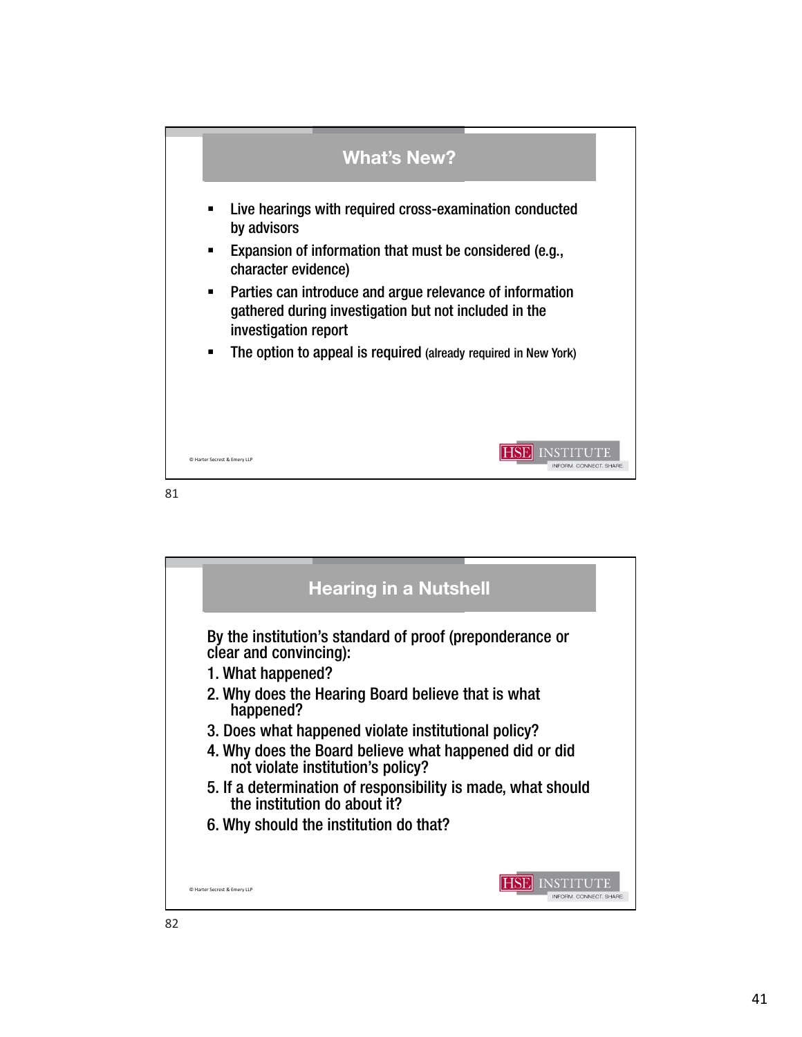## What's New?

- Live hearings with required cross-examination conducted by advisors
- Expansion of information that must be considered (e.g., character evidence)
- Parties can introduce and argue relevance of information gathered during investigation but not included in the investigation report
- The option to appeal is required (already required in New York)

© Harter Secrest & Emery LLP

HSE INSTITUTE
INFORM. CONNECT. SHARE.

81

## Hearing in a Nutshell

By the institution's standard of proof (preponderance or clear and convincing):

1. What happened?
2. Why does the Hearing Board believe that is what happened?
3. Does what happened violate institutional policy?
4. Why does the Board believe what happened did or did not violate institution's policy?
5. If a determination of responsibility is made, what should the institution do about it?
6. Why should the institution do that?

© Harter Secrest & Emery LLP

HSE INSTITUTE
INFORM. CONNECT. SHARE.

82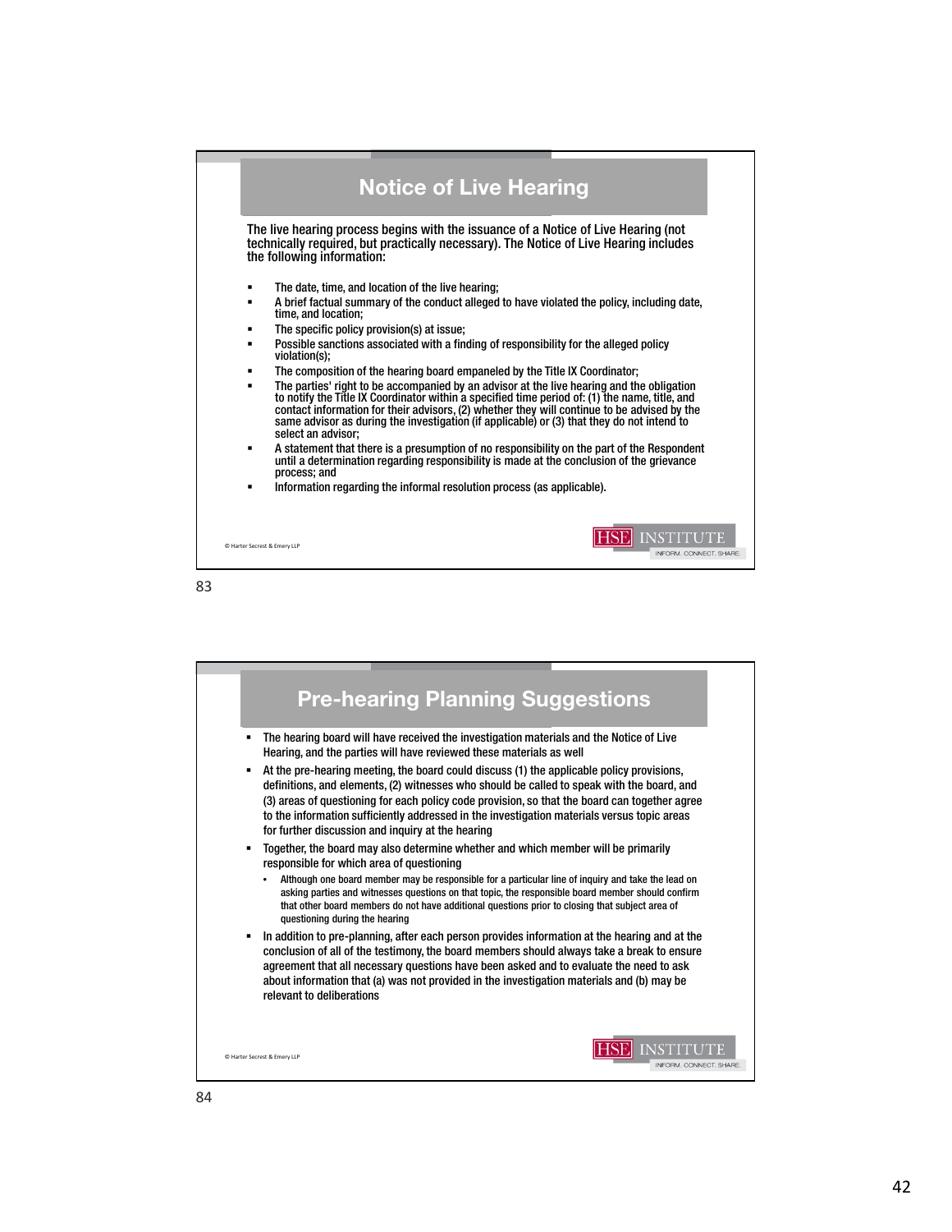## Notice of Live Hearing

The live hearing process begins with the issuance of a Notice of Live Hearing (not technically required, but practically necessary). The Notice of Live Hearing includes the following information:

- The date, time, and location of the live hearing;
- A brief factual summary of the conduct alleged to have violated the policy, including date, time, and location;
- The specific policy provision(s) at issue;
- Possible sanctions associated with a finding of responsibility for the alleged policy violation(s);
- The composition of the hearing board empaneled by the Title IX Coordinator;
- The parties' right to be accompanied by an advisor at the live hearing and the obligation to notify the Title IX Coordinator within a specified time period of: (1) the name, title, and contact information for their advisors, (2) whether they will continue to be advised by the same advisor as during the investigation (if applicable) or (3) that they do not intend to select an advisor;
- A statement that there is a presumption of no responsibility on the part of the Respondent until a determination regarding responsibility is made at the conclusion of the grievance process; and
- Information regarding the informal resolution process (as applicable).

© Harter Secrest & Emery LLP

HSE INSTITUTE — INFORM. CONNECT. SHARE.

83

## Pre-hearing Planning Suggestions

- The hearing board will have received the investigation materials and the Notice of Live Hearing, and the parties will have reviewed these materials as well
- At the pre-hearing meeting, the board could discuss (1) the applicable policy provisions, definitions, and elements, (2) witnesses who should be called to speak with the board, and (3) areas of questioning for each policy code provision, so that the board can together agree to the information sufficiently addressed in the investigation materials versus topic areas for further discussion and inquiry at the hearing
- Together, the board may also determine whether and which member will be primarily responsible for which area of questioning
  - Although one board member may be responsible for a particular line of inquiry and take the lead on asking parties and witnesses questions on that topic, the responsible board member should confirm that other board members do not have additional questions prior to closing that subject area of questioning during the hearing
- In addition to pre-planning, after each person provides information at the hearing and at the conclusion of all of the testimony, the board members should always take a break to ensure agreement that all necessary questions have been asked and to evaluate the need to ask about information that (a) was not provided in the investigation materials and (b) may be relevant to deliberations

© Harter Secrest & Emery LLP

HSE INSTITUTE — INFORM. CONNECT. SHARE.

84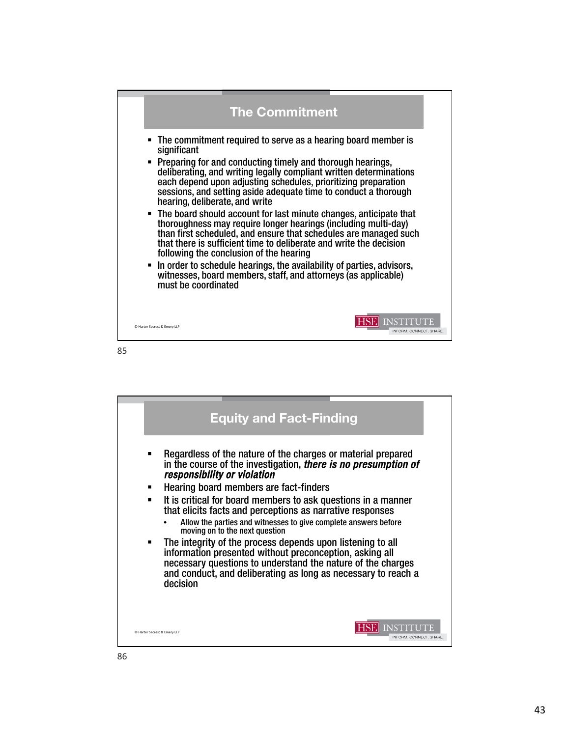## The Commitment

- The commitment required to serve as a hearing board member is significant
- Preparing for and conducting timely and thorough hearings, deliberating, and writing legally compliant written determinations each depend upon adjusting schedules, prioritizing preparation sessions, and setting aside adequate time to conduct a thorough hearing, deliberate, and write
- The board should account for last minute changes, anticipate that thoroughness may require longer hearings (including multi-day) than first scheduled, and ensure that schedules are managed such that there is sufficient time to deliberate and write the decision following the conclusion of the hearing
- In order to schedule hearings, the availability of parties, advisors, witnesses, board members, staff, and attorneys (as applicable) must be coordinated

© Harter Secrest & Emery LLP

HSE INSTITUTE
INFORM. CONNECT. SHARE.

## Equity and Fact-Finding

- Regardless of the nature of the charges or material prepared in the course of the investigation, ***there is no presumption of responsibility or violation***
- Hearing board members are fact-finders
- It is critical for board members to ask questions in a manner that elicits facts and perceptions as narrative responses
  - Allow the parties and witnesses to give complete answers before moving on to the next question
- The integrity of the process depends upon listening to all information presented without preconception, asking all necessary questions to understand the nature of the charges and conduct, and deliberating as long as necessary to reach a decision

© Harter Secrest & Emery LLP

HSE INSTITUTE
INFORM. CONNECT. SHARE.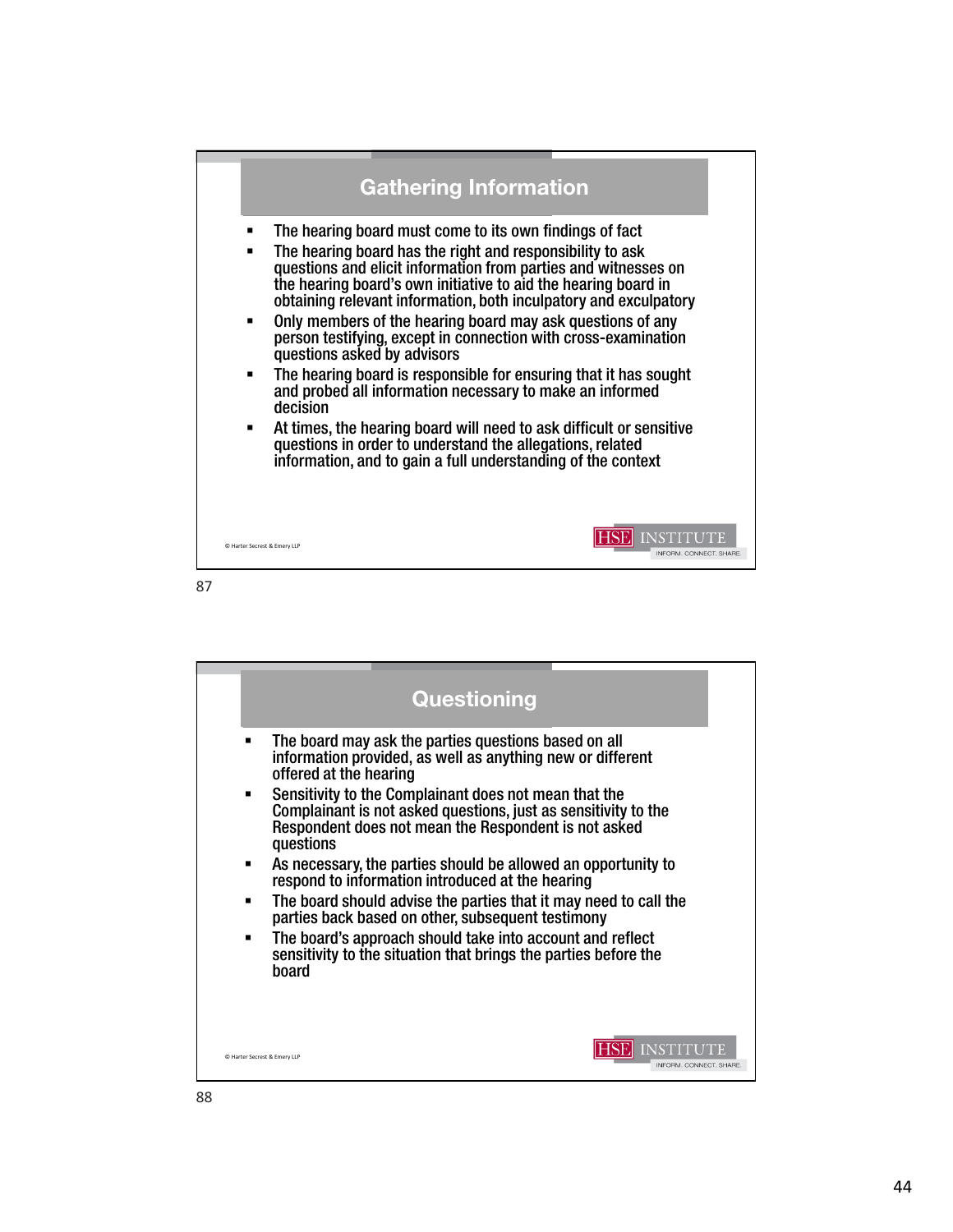## Gathering Information

- The hearing board must come to its own findings of fact
- The hearing board has the right and responsibility to ask questions and elicit information from parties and witnesses on the hearing board's own initiative to aid the hearing board in obtaining relevant information, both inculpatory and exculpatory
- Only members of the hearing board may ask questions of any person testifying, except in connection with cross-examination questions asked by advisors
- The hearing board is responsible for ensuring that it has sought and probed all information necessary to make an informed decision
- At times, the hearing board will need to ask difficult or sensitive questions in order to understand the allegations, related information, and to gain a full understanding of the context

© Harter Secrest & Emery LLP

HSE INSTITUTE — INFORM. CONNECT. SHARE.

## Questioning

- The board may ask the parties questions based on all information provided, as well as anything new or different offered at the hearing
- Sensitivity to the Complainant does not mean that the Complainant is not asked questions, just as sensitivity to the Respondent does not mean the Respondent is not asked questions
- As necessary, the parties should be allowed an opportunity to respond to information introduced at the hearing
- The board should advise the parties that it may need to call the parties back based on other, subsequent testimony
- The board's approach should take into account and reflect sensitivity to the situation that brings the parties before the board

© Harter Secrest & Emery LLP

HSE INSTITUTE — INFORM. CONNECT. SHARE.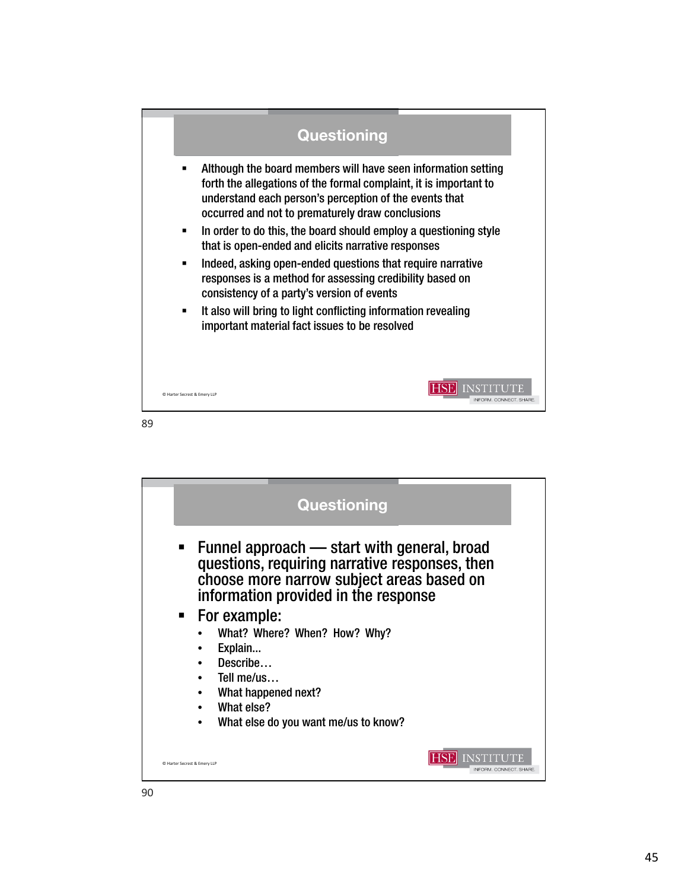## Questioning

- Although the board members will have seen information setting forth the allegations of the formal complaint, it is important to understand each person's perception of the events that occurred and not to prematurely draw conclusions
- In order to do this, the board should employ a questioning style that is open-ended and elicits narrative responses
- Indeed, asking open-ended questions that require narrative responses is a method for assessing credibility based on consistency of a party's version of events
- It also will bring to light conflicting information revealing important material fact issues to be resolved

© Harter Secrest & Emery LLP

HSE INSTITUTE
INFORM. CONNECT. SHARE.

## Questioning

- Funnel approach — start with general, broad questions, requiring narrative responses, then choose more narrow subject areas based on information provided in the response
- For example:
  - What? Where? When? How? Why?
  - Explain...
  - Describe…
  - Tell me/us…
  - What happened next?
  - What else?
  - What else do you want me/us to know?

© Harter Secrest & Emery LLP

HSE INSTITUTE
INFORM. CONNECT. SHARE.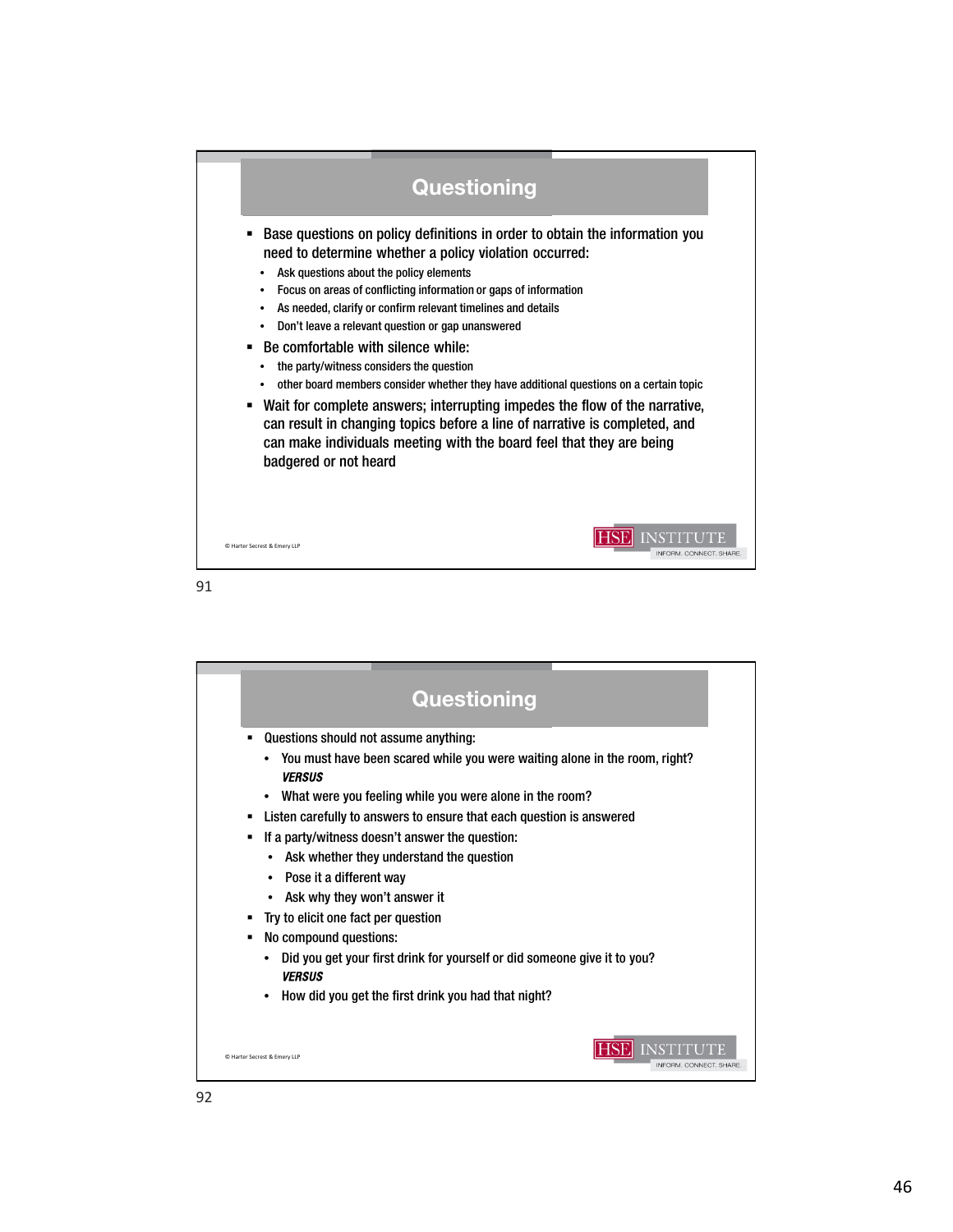## Questioning

- Base questions on policy definitions in order to obtain the information you need to determine whether a policy violation occurred:
  - Ask questions about the policy elements
  - Focus on areas of conflicting information or gaps of information
  - As needed, clarify or confirm relevant timelines and details
  - Don't leave a relevant question or gap unanswered
- Be comfortable with silence while:
  - the party/witness considers the question
  - other board members consider whether they have additional questions on a certain topic
- Wait for complete answers; interrupting impedes the flow of the narrative, can result in changing topics before a line of narrative is completed, and can make individuals meeting with the board feel that they are being badgered or not heard

© Harter Secrest & Emery LLP

## Questioning

- Questions should not assume anything:
  - You must have been scared while you were waiting alone in the room, right?
    ***VERSUS***
  - What were you feeling while you were alone in the room?
- Listen carefully to answers to ensure that each question is answered
- If a party/witness doesn't answer the question:
  - Ask whether they understand the question
  - Pose it a different way
  - Ask why they won't answer it
- Try to elicit one fact per question
- No compound questions:
  - Did you get your first drink for yourself or did someone give it to you?
    ***VERSUS***
  - How did you get the first drink you had that night?

© Harter Secrest & Emery LLP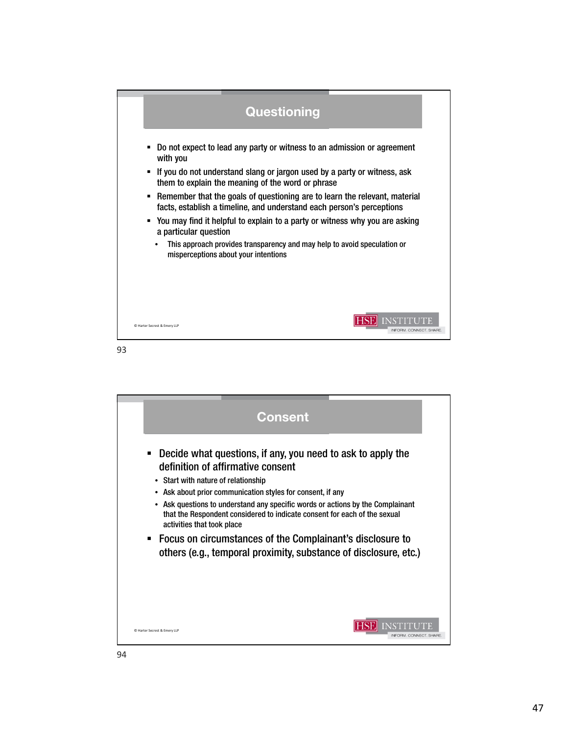## Questioning

- Do not expect to lead any party or witness to an admission or agreement with you
- If you do not understand slang or jargon used by a party or witness, ask them to explain the meaning of the word or phrase
- Remember that the goals of questioning are to learn the relevant, material facts, establish a timeline, and understand each person's perceptions
- You may find it helpful to explain to a party or witness why you are asking a particular question
  - This approach provides transparency and may help to avoid speculation or misperceptions about your intentions

© Harter Secrest & Emery LLP

HSE INSTITUTE INFORM. CONNECT. SHARE.

93

## Consent

- Decide what questions, if any, you need to ask to apply the definition of affirmative consent
  - Start with nature of relationship
  - Ask about prior communication styles for consent, if any
  - Ask questions to understand any specific words or actions by the Complainant that the Respondent considered to indicate consent for each of the sexual activities that took place
- Focus on circumstances of the Complainant's disclosure to others (e.g., temporal proximity, substance of disclosure, etc.)

© Harter Secrest & Emery LLP

HSE INSTITUTE INFORM. CONNECT. SHARE.

94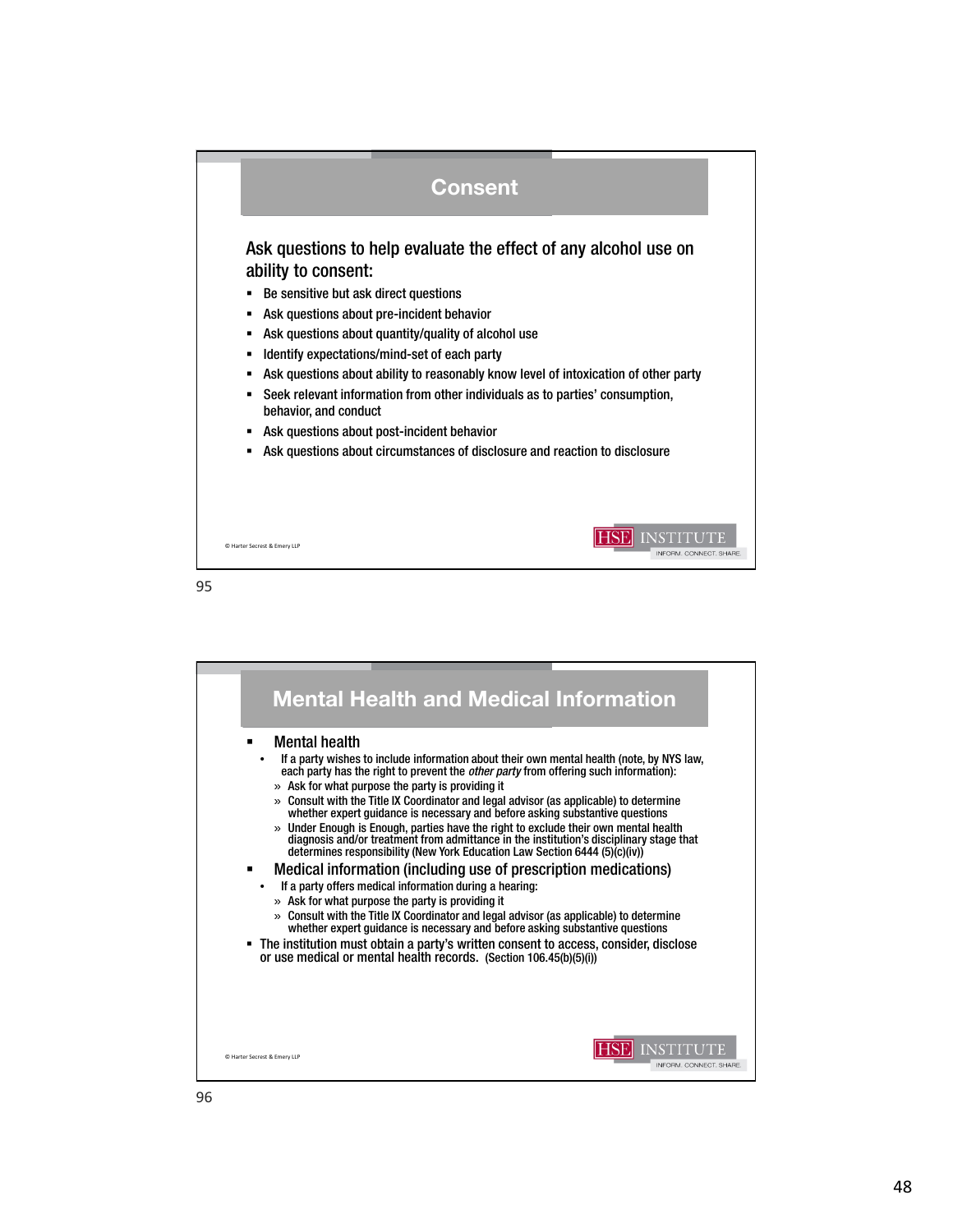## Consent

Ask questions to help evaluate the effect of any alcohol use on ability to consent:

- Be sensitive but ask direct questions
- Ask questions about pre-incident behavior
- Ask questions about quantity/quality of alcohol use
- Identify expectations/mind-set of each party
- Ask questions about ability to reasonably know level of intoxication of other party
- Seek relevant information from other individuals as to parties' consumption, behavior, and conduct
- Ask questions about post-incident behavior
- Ask questions about circumstances of disclosure and reaction to disclosure

© Harter Secrest & Emery LLP

95

## Mental Health and Medical Information

- Mental health
  - If a party wishes to include information about their own mental health (note, by NYS law, each party has the right to prevent the *other party* from offering such information):
    - » Ask for what purpose the party is providing it
    - » Consult with the Title IX Coordinator and legal advisor (as applicable) to determine whether expert guidance is necessary and before asking substantive questions
    - » Under Enough is Enough, parties have the right to exclude their own mental health diagnosis and/or treatment from admittance in the institution's disciplinary stage that determines responsibility (New York Education Law Section 6444 (5)(c)(iv))
- Medical information (including use of prescription medications)
  - If a party offers medical information during a hearing:
    - » Ask for what purpose the party is providing it
    - » Consult with the Title IX Coordinator and legal advisor (as applicable) to determine whether expert guidance is necessary and before asking substantive questions
- The institution must obtain a party's written consent to access, consider, disclose or use medical or mental health records. (Section 106.45(b)(5)(i))

© Harter Secrest & Emery LLP

96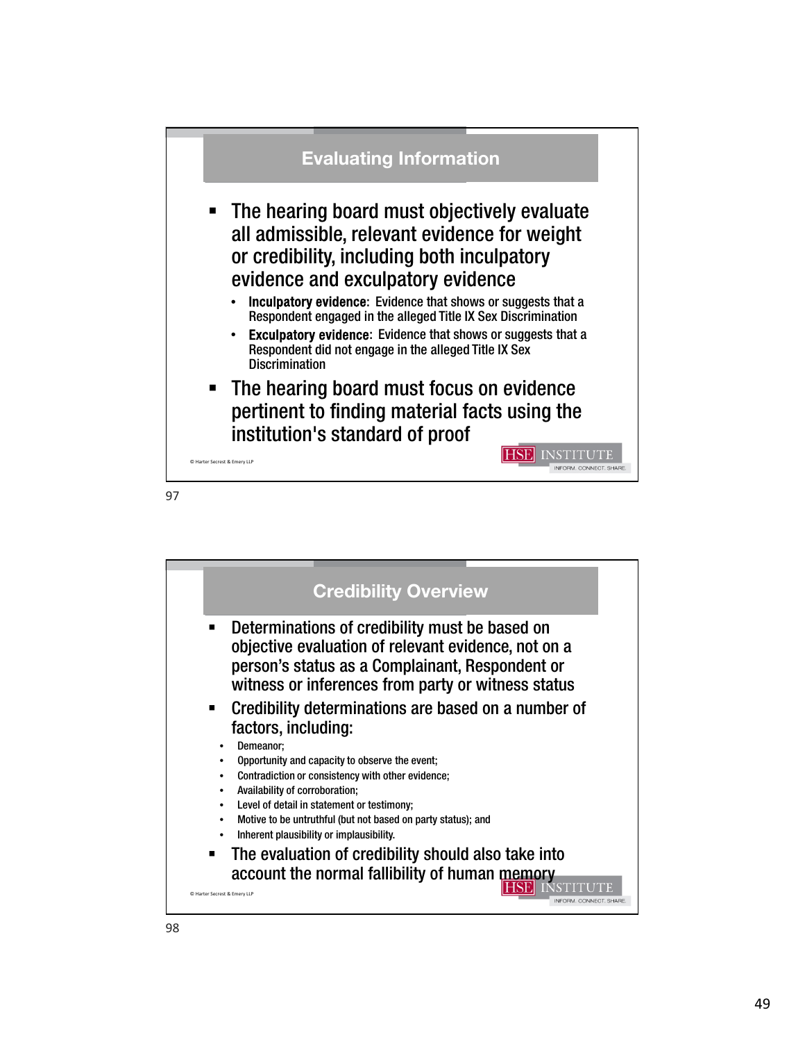## Evaluating Information

- The hearing board must objectively evaluate all admissible, relevant evidence for weight or credibility, including both inculpatory evidence and exculpatory evidence
  - **Inculpatory evidence:** Evidence that shows or suggests that a Respondent engaged in the alleged Title IX Sex Discrimination
  - **Exculpatory evidence:** Evidence that shows or suggests that a Respondent did not engage in the alleged Title IX Sex Discrimination
- The hearing board must focus on evidence pertinent to finding material facts using the institution's standard of proof

© Harter Secrest & Emery LLP

97

## Credibility Overview

- Determinations of credibility must be based on objective evaluation of relevant evidence, not on a person's status as a Complainant, Respondent or witness or inferences from party or witness status
- Credibility determinations are based on a number of factors, including:
  - Demeanor;
  - Opportunity and capacity to observe the event;
  - Contradiction or consistency with other evidence;
  - Availability of corroboration;
  - Level of detail in statement or testimony;
  - Motive to be untruthful (but not based on party status); and
  - Inherent plausibility or implausibility.
- The evaluation of credibility should also take into account the normal fallibility of human memory

© Harter Secrest & Emery LLP

98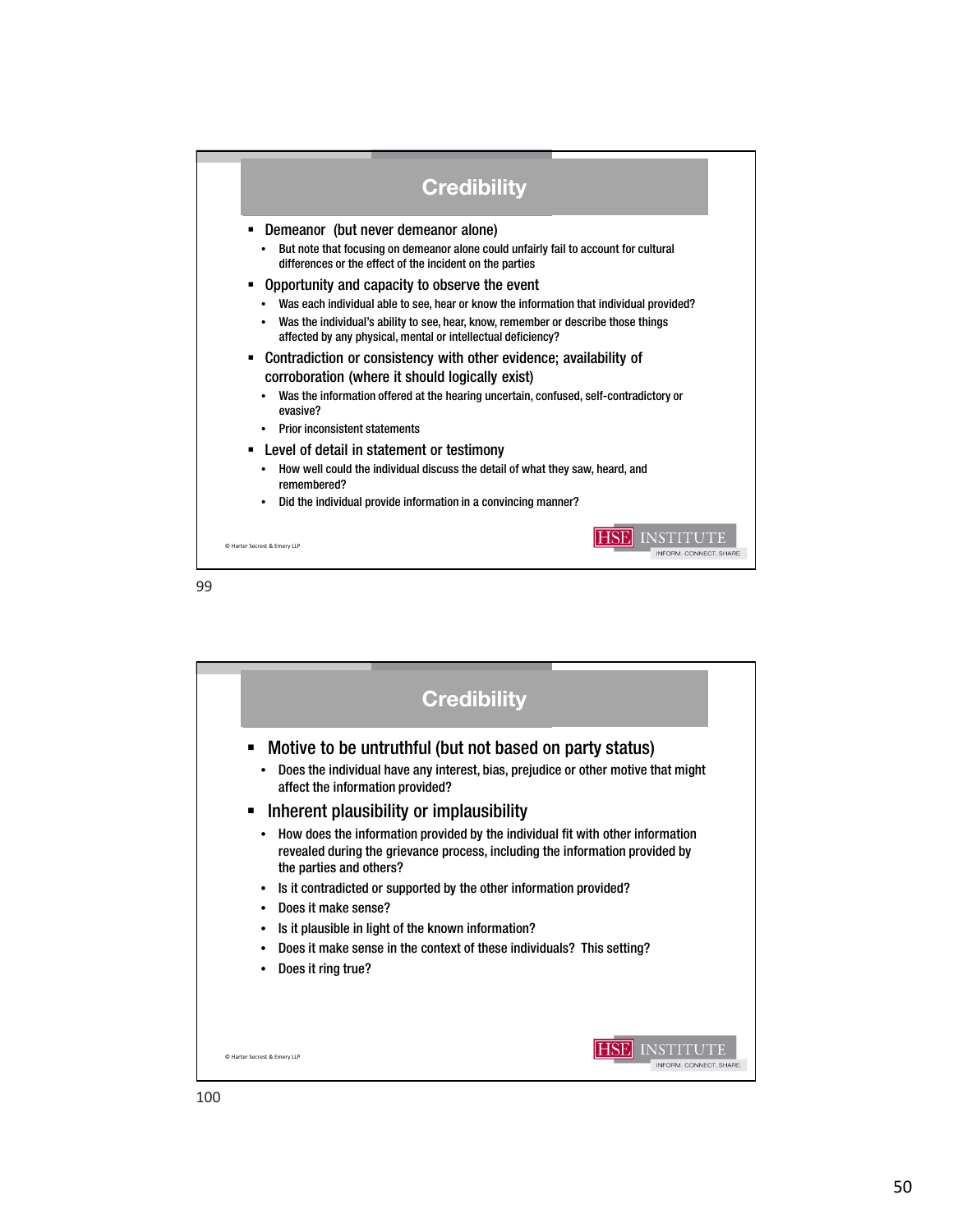## Credibility

- Demeanor (but never demeanor alone)
  - But note that focusing on demeanor alone could unfairly fail to account for cultural differences or the effect of the incident on the parties
- Opportunity and capacity to observe the event
  - Was each individual able to see, hear or know the information that individual provided?
  - Was the individual's ability to see, hear, know, remember or describe those things affected by any physical, mental or intellectual deficiency?
- Contradiction or consistency with other evidence; availability of corroboration (where it should logically exist)
  - Was the information offered at the hearing uncertain, confused, self-contradictory or evasive?
  - Prior inconsistent statements
- Level of detail in statement or testimony
  - How well could the individual discuss the detail of what they saw, heard, and remembered?
  - Did the individual provide information in a convincing manner?

© Harter Secrest & Emery LLP

HSE INSTITUTE
INFORM. CONNECT. SHARE.

99

## Credibility

- Motive to be untruthful (but not based on party status)
  - Does the individual have any interest, bias, prejudice or other motive that might affect the information provided?
- Inherent plausibility or implausibility
  - How does the information provided by the individual fit with other information revealed during the grievance process, including the information provided by the parties and others?
  - Is it contradicted or supported by the other information provided?
  - Does it make sense?
  - Is it plausible in light of the known information?
  - Does it make sense in the context of these individuals? This setting?
  - Does it ring true?

© Harter Secrest & Emery LLP

HSE INSTITUTE
INFORM. CONNECT. SHARE.

100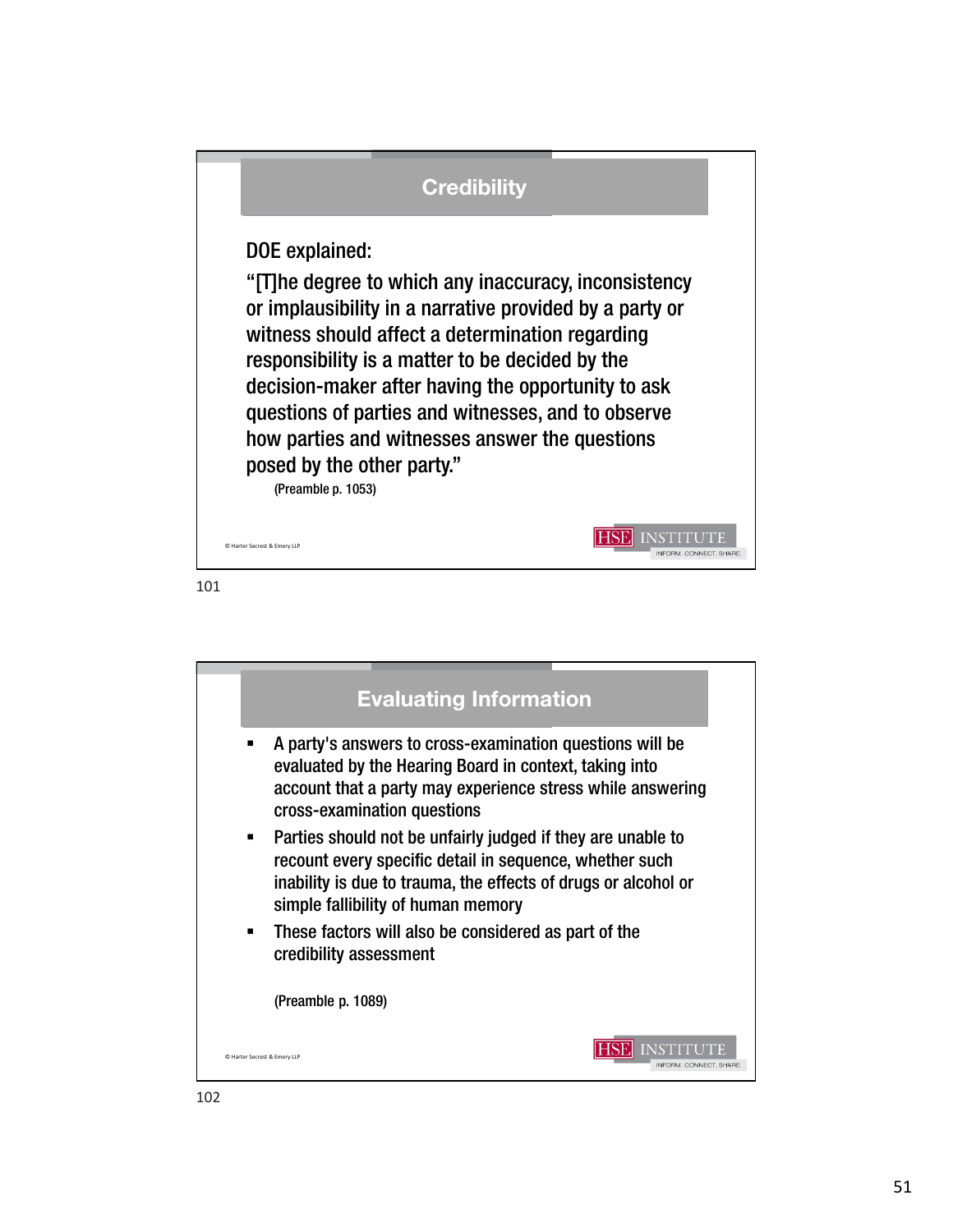## Credibility

DOE explained:

"[T]he degree to which any inaccuracy, inconsistency or implausibility in a narrative provided by a party or witness should affect a determination regarding responsibility is a matter to be decided by the decision-maker after having the opportunity to ask questions of parties and witnesses, and to observe how parties and witnesses answer the questions posed by the other party."

(Preamble p. 1053)

© Harter Secrest & Emery LLP

HSE INSTITUTE
INFORM. CONNECT. SHARE.

101

## Evaluating Information

- A party's answers to cross-examination questions will be evaluated by the Hearing Board in context, taking into account that a party may experience stress while answering cross-examination questions
- Parties should not be unfairly judged if they are unable to recount every specific detail in sequence, whether such inability is due to trauma, the effects of drugs or alcohol or simple fallibility of human memory
- These factors will also be considered as part of the credibility assessment

(Preamble p. 1089)

© Harter Secrest & Emery LLP

HSE INSTITUTE
INFORM. CONNECT. SHARE.

102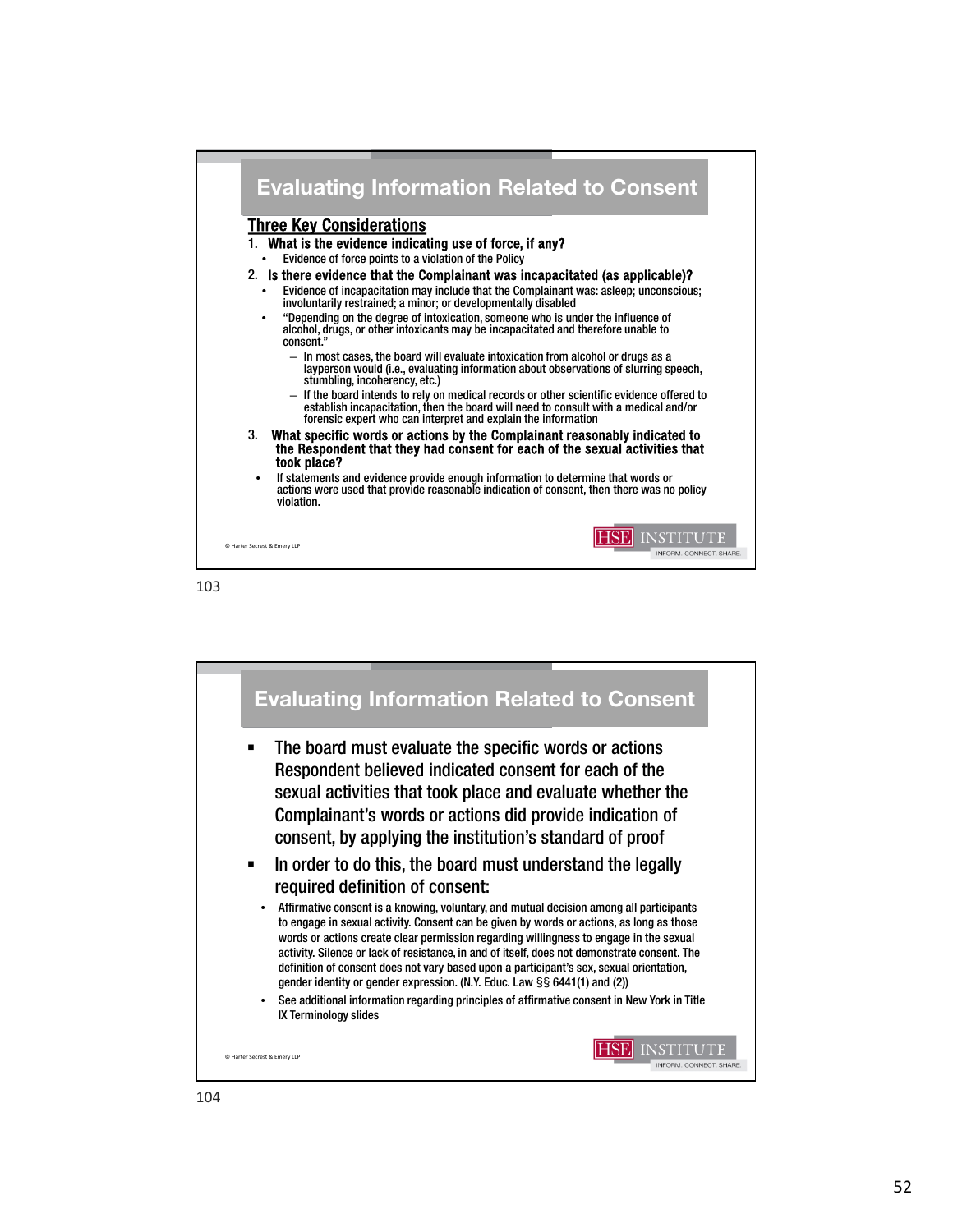## Evaluating Information Related to Consent

**Three Key Considerations**

1. **What is the evidence indicating use of force, if any?**
   - Evidence of force points to a violation of the Policy
2. **Is there evidence that the Complainant was incapacitated (as applicable)?**
   - Evidence of incapacitation may include that the Complainant was: asleep; unconscious; involuntarily restrained; a minor; or developmentally disabled
   - "Depending on the degree of intoxication, someone who is under the influence of alcohol, drugs, or other intoxicants may be incapacitated and therefore unable to consent."
     - In most cases, the board will evaluate intoxication from alcohol or drugs as a layperson would (i.e., evaluating information about observations of slurring speech, stumbling, incoherency, etc.)
     - If the board intends to rely on medical records or other scientific evidence offered to establish incapacitation, then the board will need to consult with a medical and/or forensic expert who can interpret and explain the information
3. **What specific words or actions by the Complainant reasonably indicated to the Respondent that they had consent for each of the sexual activities that took place?**
   - If statements and evidence provide enough information to determine that words or actions were used that provide reasonable indication of consent, then there was no policy violation.

© Harter Secrest & Emery LLP

HSE INSTITUTE — INFORM. CONNECT. SHARE.

## Evaluating Information Related to Consent

- The board must evaluate the specific words or actions Respondent believed indicated consent for each of the sexual activities that took place and evaluate whether the Complainant's words or actions did provide indication of consent, by applying the institution's standard of proof
- In order to do this, the board must understand the legally required definition of consent:
  - Affirmative consent is a knowing, voluntary, and mutual decision among all participants to engage in sexual activity. Consent can be given by words or actions, as long as those words or actions create clear permission regarding willingness to engage in the sexual activity. Silence or lack of resistance, in and of itself, does not demonstrate consent. The definition of consent does not vary based upon a participant's sex, sexual orientation, gender identity or gender expression. (N.Y. Educ. Law §§ 6441(1) and (2))
  - See additional information regarding principles of affirmative consent in New York in Title IX Terminology slides

© Harter Secrest & Emery LLP

HSE INSTITUTE — INFORM. CONNECT. SHARE.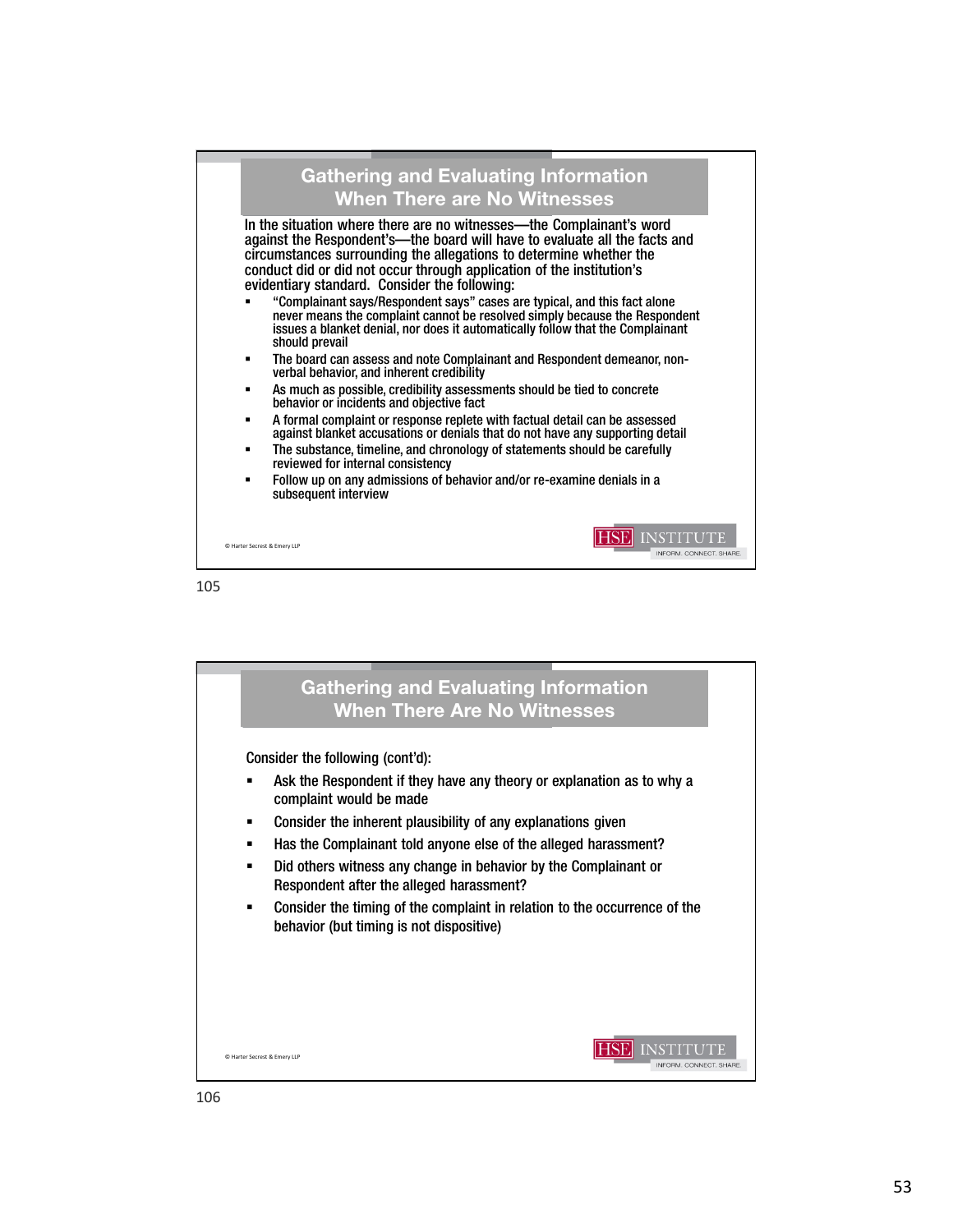## Gathering and Evaluating Information When There are No Witnesses

In the situation where there are no witnesses—the Complainant's word against the Respondent's—the board will have to evaluate all the facts and circumstances surrounding the allegations to determine whether the conduct did or did not occur through application of the institution's evidentiary standard. Consider the following:

- "Complainant says/Respondent says" cases are typical, and this fact alone never means the complaint cannot be resolved simply because the Respondent issues a blanket denial, nor does it automatically follow that the Complainant should prevail
- The board can assess and note Complainant and Respondent demeanor, non-verbal behavior, and inherent credibility
- As much as possible, credibility assessments should be tied to concrete behavior or incidents and objective fact
- A formal complaint or response replete with factual detail can be assessed against blanket accusations or denials that do not have any supporting detail
- The substance, timeline, and chronology of statements should be carefully reviewed for internal consistency
- Follow up on any admissions of behavior and/or re-examine denials in a subsequent interview

© Harter Secrest & Emery LLP

HSE INSTITUTE — INFORM. CONNECT. SHARE.

105

## Gathering and Evaluating Information When There Are No Witnesses

Consider the following (cont'd):

- Ask the Respondent if they have any theory or explanation as to why a complaint would be made
- Consider the inherent plausibility of any explanations given
- Has the Complainant told anyone else of the alleged harassment?
- Did others witness any change in behavior by the Complainant or Respondent after the alleged harassment?
- Consider the timing of the complaint in relation to the occurrence of the behavior (but timing is not dispositive)

© Harter Secrest & Emery LLP

HSE INSTITUTE — INFORM. CONNECT. SHARE.

106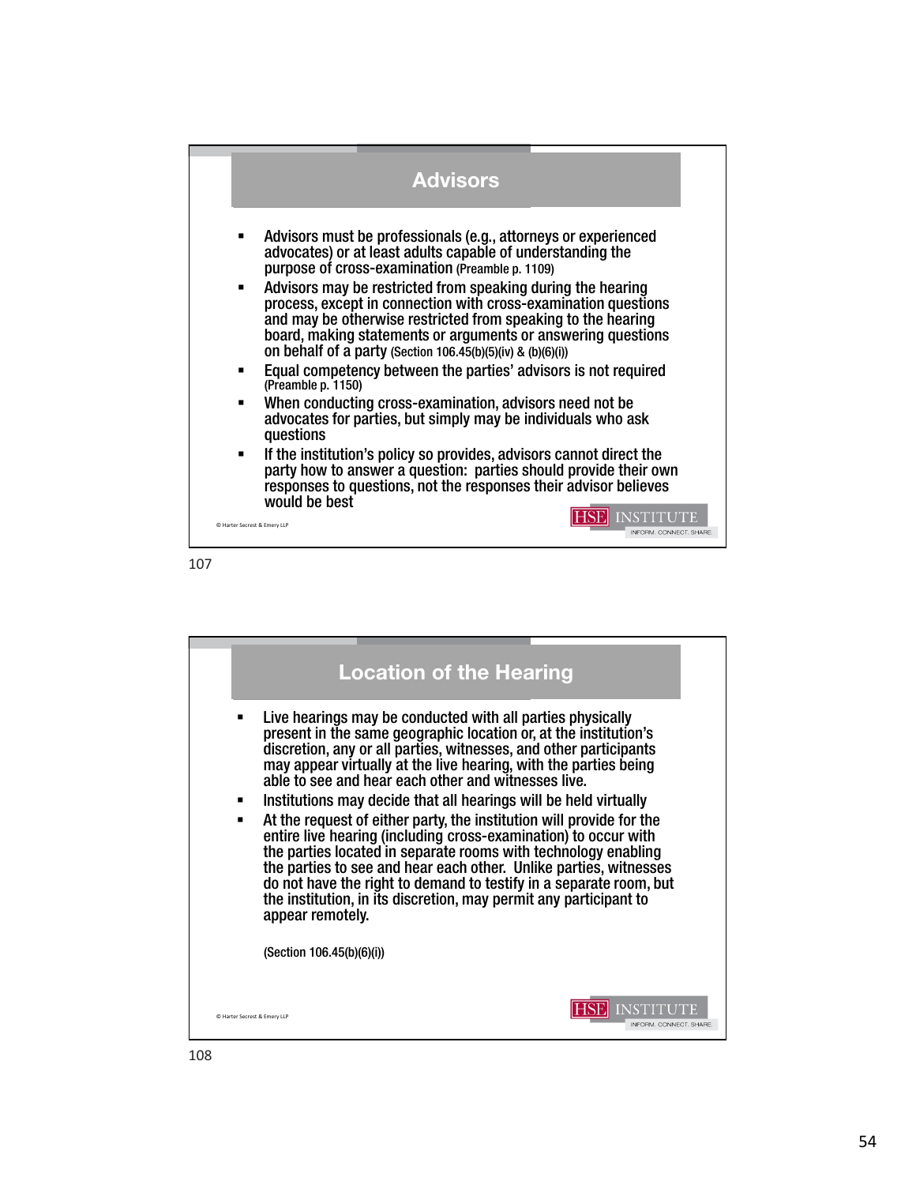## Advisors

- Advisors must be professionals (e.g., attorneys or experienced advocates) or at least adults capable of understanding the purpose of cross-examination (Preamble p. 1109)
- Advisors may be restricted from speaking during the hearing process, except in connection with cross-examination questions and may be otherwise restricted from speaking to the hearing board, making statements or arguments or answering questions on behalf of a party (Section 106.45(b)(5)(iv) & (b)(6)(i))
- Equal competency between the parties' advisors is not required (Preamble p. 1150)
- When conducting cross-examination, advisors need not be advocates for parties, but simply may be individuals who ask questions
- If the institution's policy so provides, advisors cannot direct the party how to answer a question: parties should provide their own responses to questions, not the responses their advisor believes would be best

© Harter Secrest & Emery LLP

HSE INSTITUTE INFORM. CONNECT. SHARE.

107

## Location of the Hearing

- Live hearings may be conducted with all parties physically present in the same geographic location or, at the institution's discretion, any or all parties, witnesses, and other participants may appear virtually at the live hearing, with the parties being able to see and hear each other and witnesses live.
- Institutions may decide that all hearings will be held virtually
- At the request of either party, the institution will provide for the entire live hearing (including cross-examination) to occur with the parties located in separate rooms with technology enabling the parties to see and hear each other. Unlike parties, witnesses do not have the right to demand to testify in a separate room, but the institution, in its discretion, may permit any participant to appear remotely.

(Section 106.45(b)(6)(i))

© Harter Secrest & Emery LLP

HSE INSTITUTE INFORM. CONNECT. SHARE.

108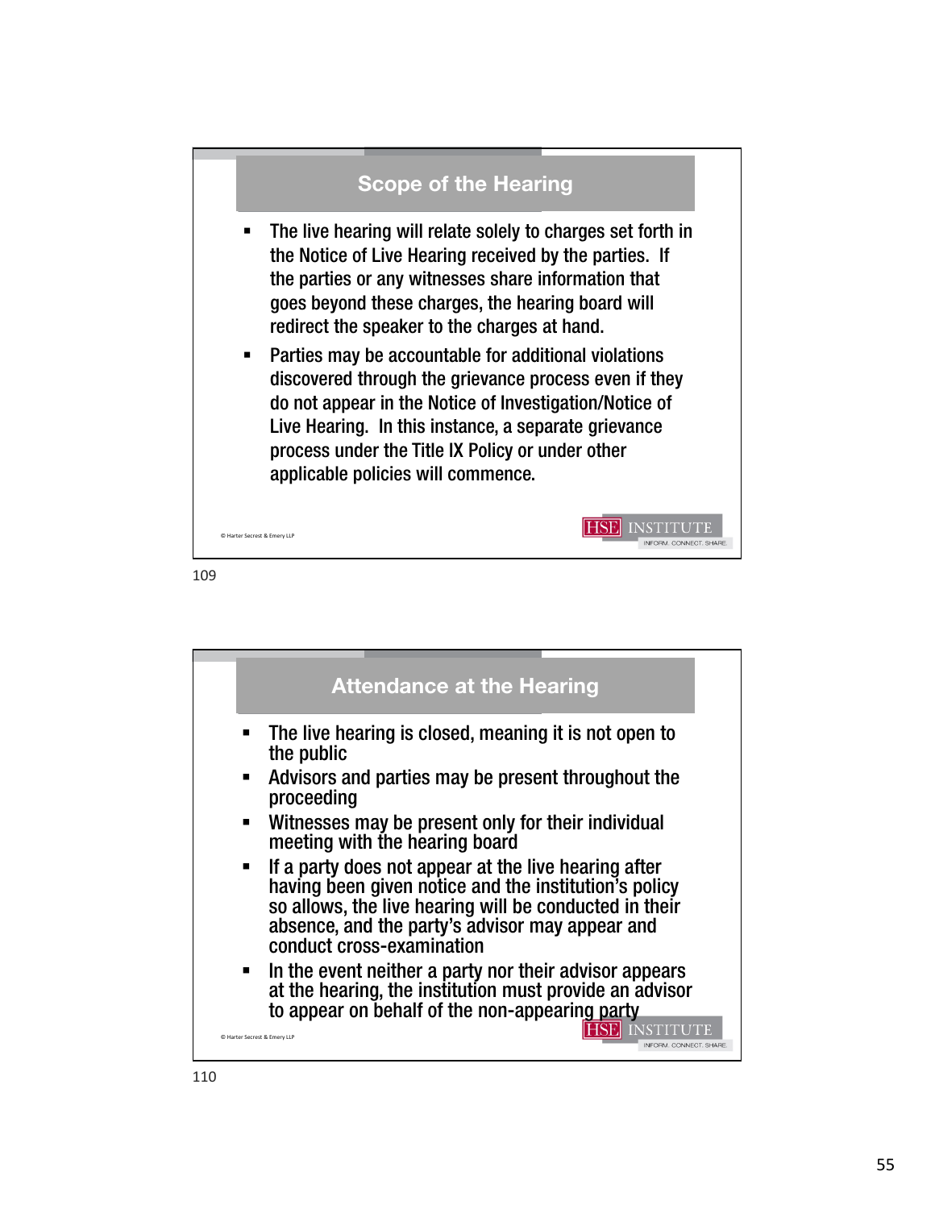## Scope of the Hearing

- The live hearing will relate solely to charges set forth in the Notice of Live Hearing received by the parties. If the parties or any witnesses share information that goes beyond these charges, the hearing board will redirect the speaker to the charges at hand.
- Parties may be accountable for additional violations discovered through the grievance process even if they do not appear in the Notice of Investigation/Notice of Live Hearing. In this instance, a separate grievance process under the Title IX Policy or under other applicable policies will commence.

© Harter Secrest & Emery LLP

109

## Attendance at the Hearing

- The live hearing is closed, meaning it is not open to the public
- Advisors and parties may be present throughout the proceeding
- Witnesses may be present only for their individual meeting with the hearing board
- If a party does not appear at the live hearing after having been given notice and the institution's policy so allows, the live hearing will be conducted in their absence, and the party's advisor may appear and conduct cross-examination
- In the event neither a party nor their advisor appears at the hearing, the institution must provide an advisor to appear on behalf of the non-appearing party

© Harter Secrest & Emery LLP

110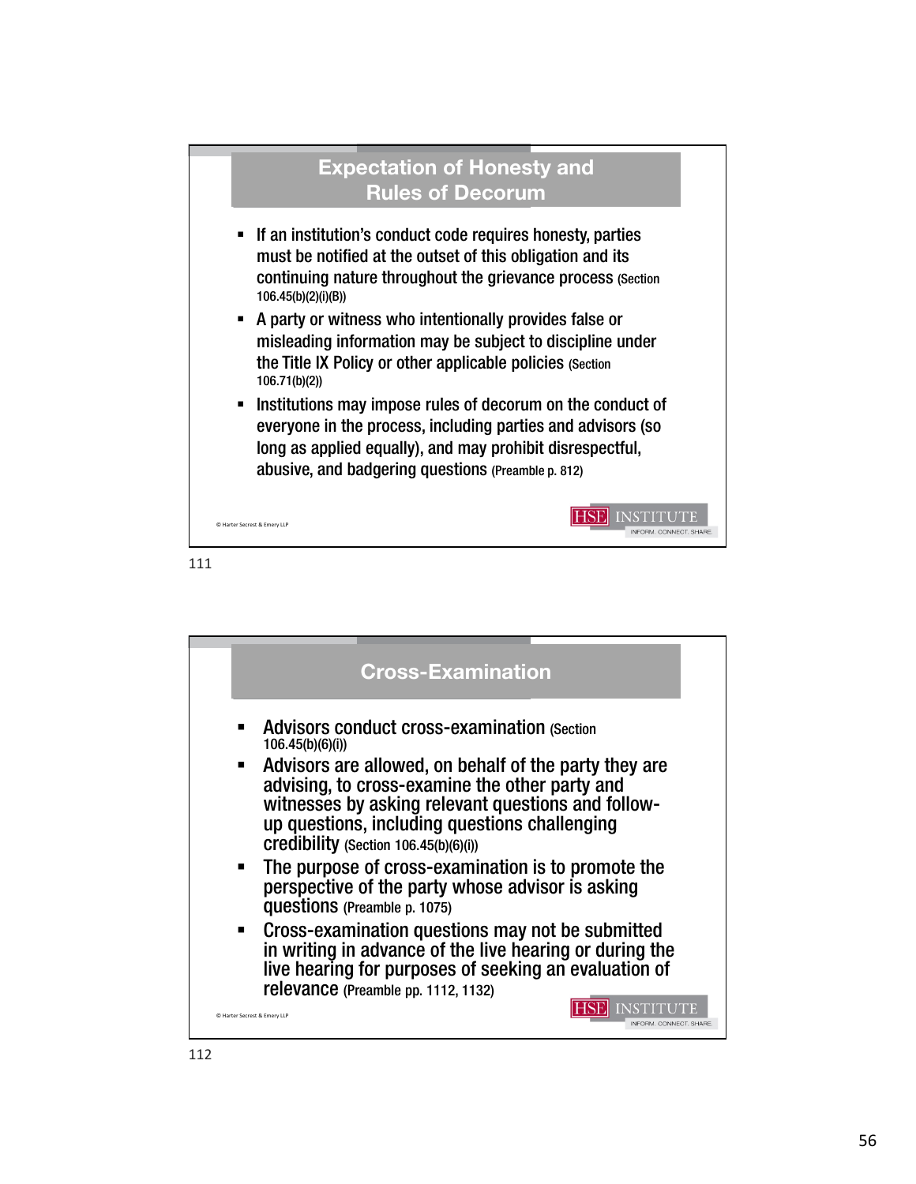## Expectation of Honesty and Rules of Decorum

- If an institution's conduct code requires honesty, parties must be notified at the outset of this obligation and its continuing nature throughout the grievance process (Section 106.45(b)(2)(i)(B))
- A party or witness who intentionally provides false or misleading information may be subject to discipline under the Title IX Policy or other applicable policies (Section 106.71(b)(2))
- Institutions may impose rules of decorum on the conduct of everyone in the process, including parties and advisors (so long as applied equally), and may prohibit disrespectful, abusive, and badgering questions (Preamble p. 812)

© Harter Secrest & Emery LLP

HSE INSTITUTE
INFORM. CONNECT. SHARE.

## Cross-Examination

- Advisors conduct cross-examination (Section 106.45(b)(6)(i))
- Advisors are allowed, on behalf of the party they are advising, to cross-examine the other party and witnesses by asking relevant questions and follow-up questions, including questions challenging credibility (Section 106.45(b)(6)(i))
- The purpose of cross-examination is to promote the perspective of the party whose advisor is asking questions (Preamble p. 1075)
- Cross-examination questions may not be submitted in writing in advance of the live hearing or during the live hearing for purposes of seeking an evaluation of relevance (Preamble pp. 1112, 1132)

© Harter Secrest & Emery LLP

HSE INSTITUTE
INFORM. CONNECT. SHARE.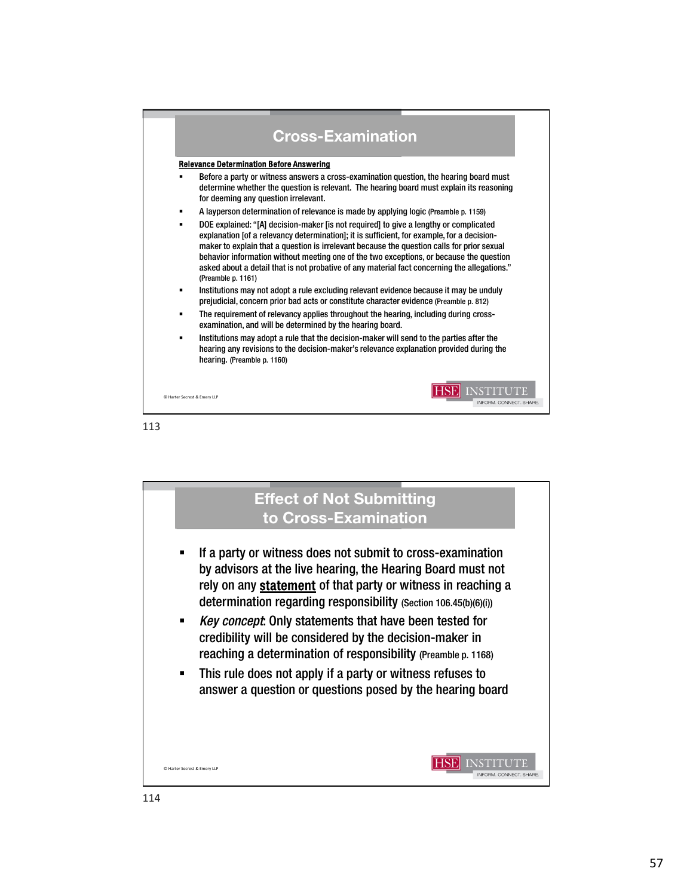## Cross-Examination

**Relevance Determination Before Answering**

- Before a party or witness answers a cross-examination question, the hearing board must determine whether the question is relevant. The hearing board must explain its reasoning for deeming any question irrelevant.
- A layperson determination of relevance is made by applying logic (Preamble p. 1159)
- DOE explained: "[A] decision-maker [is not required] to give a lengthy or complicated explanation [of a relevancy determination]; it is sufficient, for example, for a decision-maker to explain that a question is irrelevant because the question calls for prior sexual behavior information without meeting one of the two exceptions, or because the question asked about a detail that is not probative of any material fact concerning the allegations." (Preamble p. 1161)
- Institutions may not adopt a rule excluding relevant evidence because it may be unduly prejudicial, concern prior bad acts or constitute character evidence (Preamble p. 812)
- The requirement of relevancy applies throughout the hearing, including during cross-examination, and will be determined by the hearing board.
- Institutions may adopt a rule that the decision-maker will send to the parties after the hearing any revisions to the decision-maker's relevance explanation provided during the hearing. (Preamble p. 1160)

© Harter Secrest & Emery LLP

113

## Effect of Not Submitting to Cross-Examination

- If a party or witness does not submit to cross-examination by advisors at the live hearing, the Hearing Board must not rely on any **statement** of that party or witness in reaching a determination regarding responsibility (Section 106.45(b)(6)(i))
- *Key concept*: Only statements that have been tested for credibility will be considered by the decision-maker in reaching a determination of responsibility (Preamble p. 1168)
- This rule does not apply if a party or witness refuses to answer a question or questions posed by the hearing board

© Harter Secrest & Emery LLP

114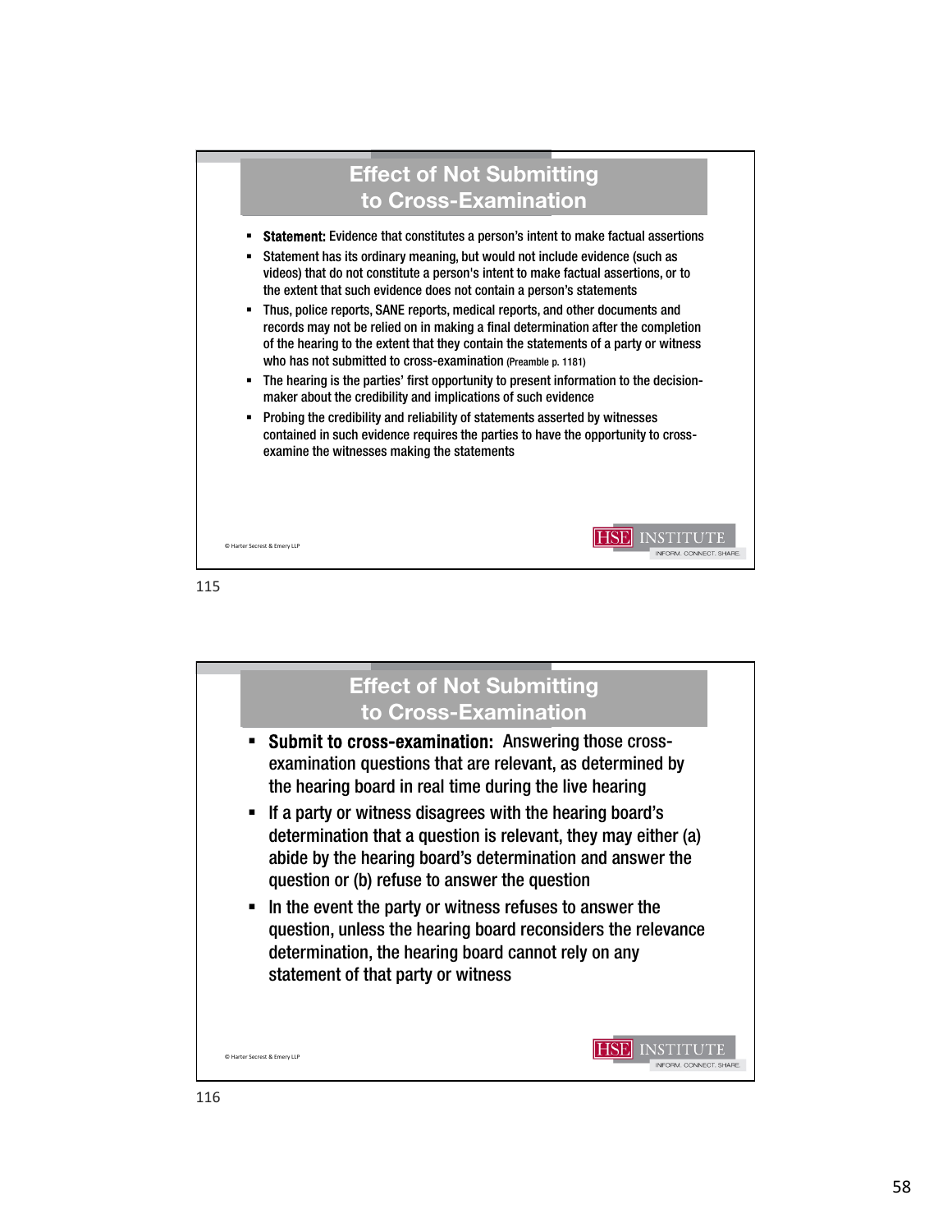## Effect of Not Submitting to Cross-Examination

- **Statement:** Evidence that constitutes a person's intent to make factual assertions
- Statement has its ordinary meaning, but would not include evidence (such as videos) that do not constitute a person's intent to make factual assertions, or to the extent that such evidence does not contain a person's statements
- Thus, police reports, SANE reports, medical reports, and other documents and records may not be relied on in making a final determination after the completion of the hearing to the extent that they contain the statements of a party or witness who has not submitted to cross-examination (Preamble p. 1181)
- The hearing is the parties' first opportunity to present information to the decision-maker about the credibility and implications of such evidence
- Probing the credibility and reliability of statements asserted by witnesses contained in such evidence requires the parties to have the opportunity to cross-examine the witnesses making the statements

© Harter Secrest & Emery LLP

HSE INSTITUTE — INFORM. CONNECT. SHARE.

115

## Effect of Not Submitting to Cross-Examination

- **Submit to cross-examination:** Answering those cross-examination questions that are relevant, as determined by the hearing board in real time during the live hearing
- If a party or witness disagrees with the hearing board's determination that a question is relevant, they may either (a) abide by the hearing board's determination and answer the question or (b) refuse to answer the question
- In the event the party or witness refuses to answer the question, unless the hearing board reconsiders the relevance determination, the hearing board cannot rely on any statement of that party or witness

© Harter Secrest & Emery LLP

HSE INSTITUTE — INFORM. CONNECT. SHARE.

116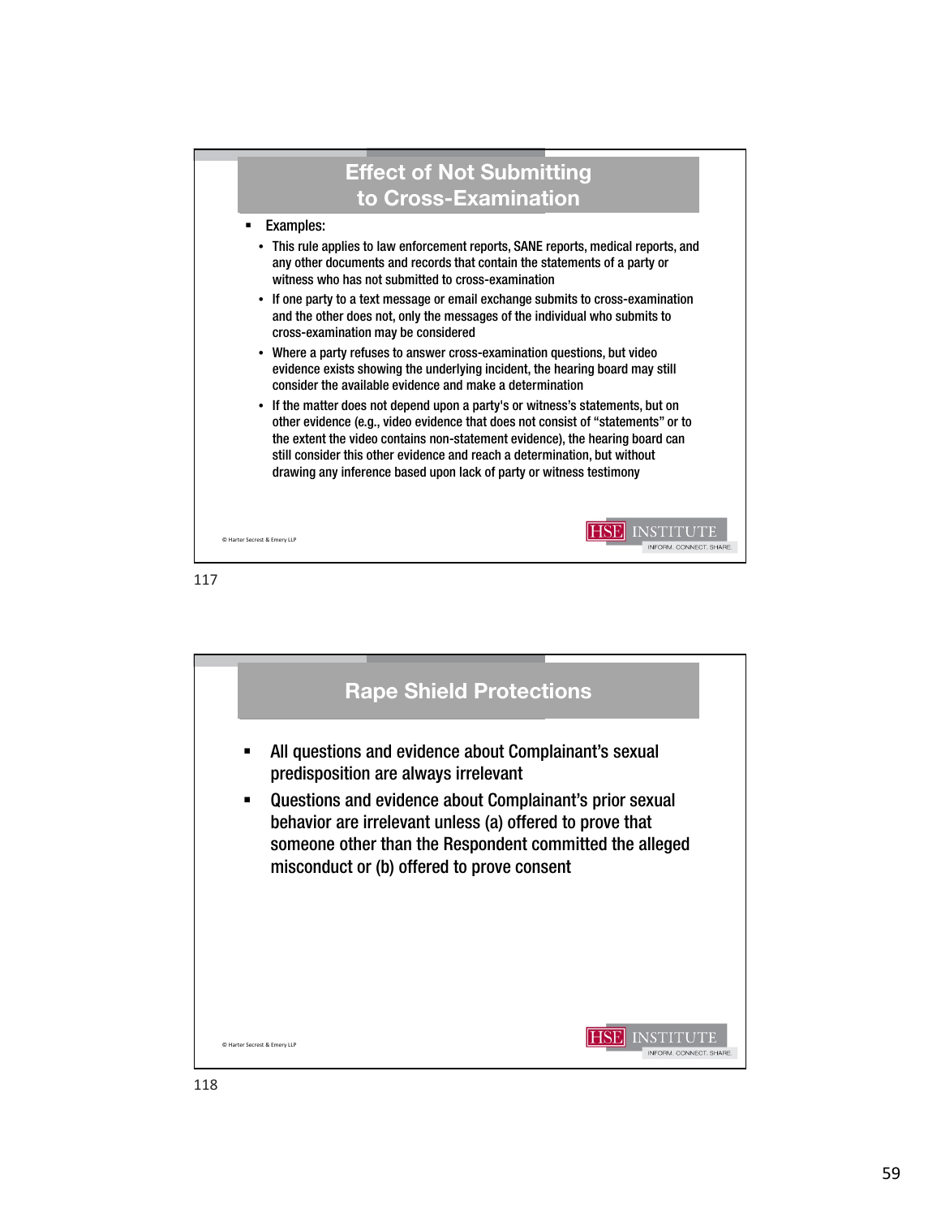## Effect of Not Submitting to Cross-Examination

- Examples:
  - This rule applies to law enforcement reports, SANE reports, medical reports, and any other documents and records that contain the statements of a party or witness who has not submitted to cross-examination
  - If one party to a text message or email exchange submits to cross-examination and the other does not, only the messages of the individual who submits to cross-examination may be considered
  - Where a party refuses to answer cross-examination questions, but video evidence exists showing the underlying incident, the hearing board may still consider the available evidence and make a determination
  - If the matter does not depend upon a party's or witness's statements, but on other evidence (e.g., video evidence that does not consist of "statements" or to the extent the video contains non-statement evidence), the hearing board can still consider this other evidence and reach a determination, but without drawing any inference based upon lack of party or witness testimony

© Harter Secrest & Emery LLP

HSE INSTITUTE
INFORM. CONNECT. SHARE.

117

## Rape Shield Protections

- All questions and evidence about Complainant's sexual predisposition are always irrelevant
- Questions and evidence about Complainant's prior sexual behavior are irrelevant unless (a) offered to prove that someone other than the Respondent committed the alleged misconduct or (b) offered to prove consent

© Harter Secrest & Emery LLP

HSE INSTITUTE
INFORM. CONNECT. SHARE.

118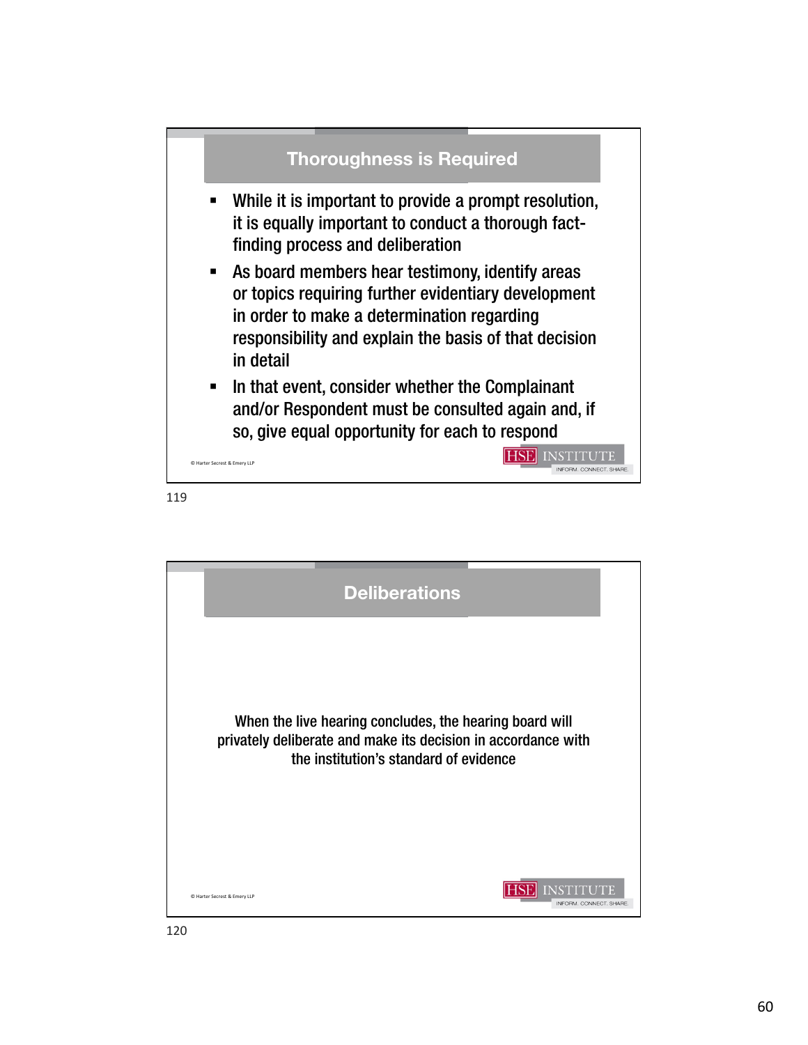## Thoroughness is Required

- While it is important to provide a prompt resolution, it is equally important to conduct a thorough fact-finding process and deliberation
- As board members hear testimony, identify areas or topics requiring further evidentiary development in order to make a determination regarding responsibility and explain the basis of that decision in detail
- In that event, consider whether the Complainant and/or Respondent must be consulted again and, if so, give equal opportunity for each to respond

© Harter Secrest & Emery LLP

HSE INSTITUTE INFORM. CONNECT. SHARE.

119

## Deliberations

When the live hearing concludes, the hearing board will privately deliberate and make its decision in accordance with the institution's standard of evidence

© Harter Secrest & Emery LLP

HSE INSTITUTE INFORM. CONNECT. SHARE.

120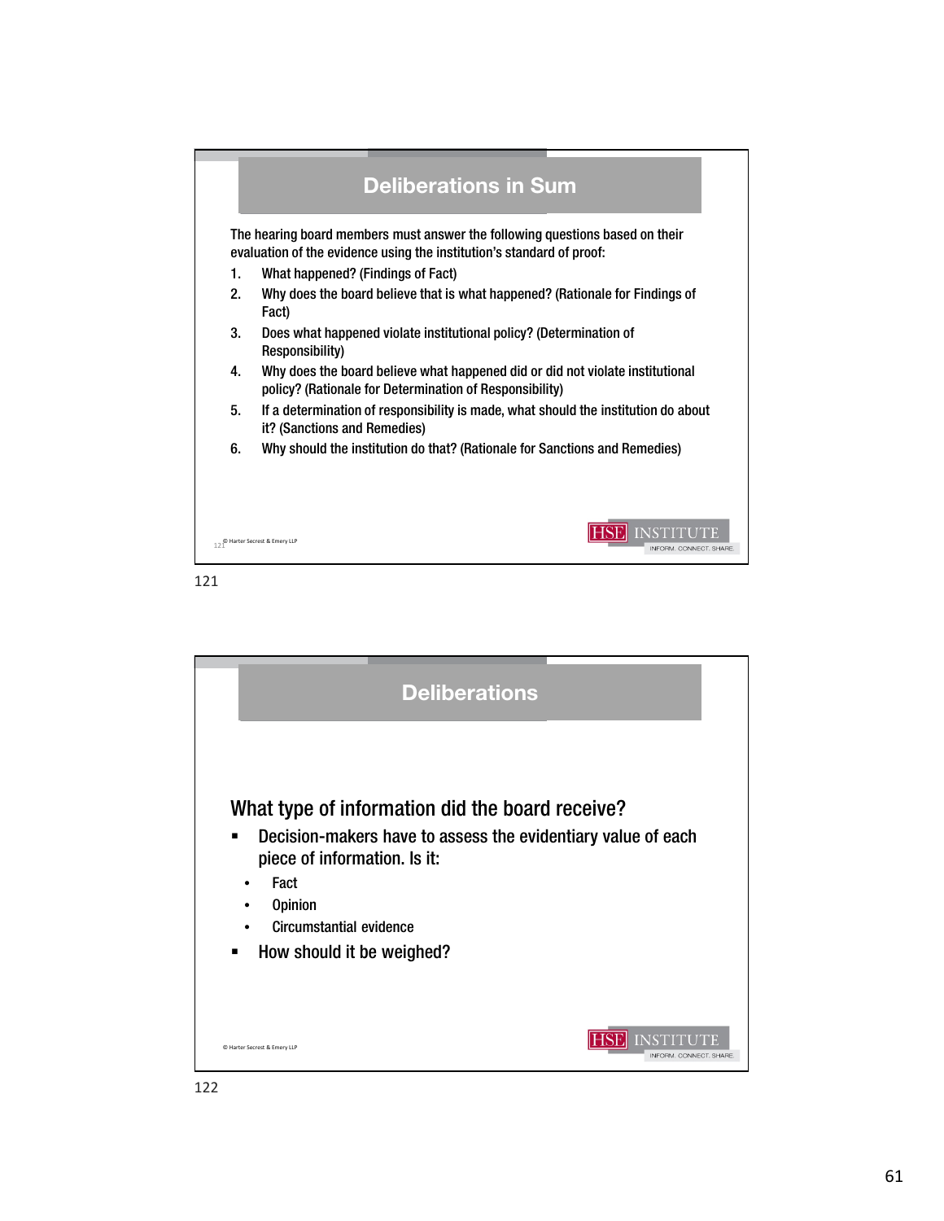## Deliberations in Sum

The hearing board members must answer the following questions based on their evaluation of the evidence using the institution's standard of proof:

1. What happened? (Findings of Fact)
2. Why does the board believe that is what happened? (Rationale for Findings of Fact)
3. Does what happened violate institutional policy? (Determination of Responsibility)
4. Why does the board believe what happened did or did not violate institutional policy? (Rationale for Determination of Responsibility)
5. If a determination of responsibility is made, what should the institution do about it? (Sanctions and Remedies)
6. Why should the institution do that? (Rationale for Sanctions and Remedies)

© Harter Secrest & Emery LLP

## Deliberations

### What type of information did the board receive?

- Decision-makers have to assess the evidentiary value of each piece of information. Is it:
  - Fact
  - Opinion
  - Circumstantial evidence
- How should it be weighed?

© Harter Secrest & Emery LLP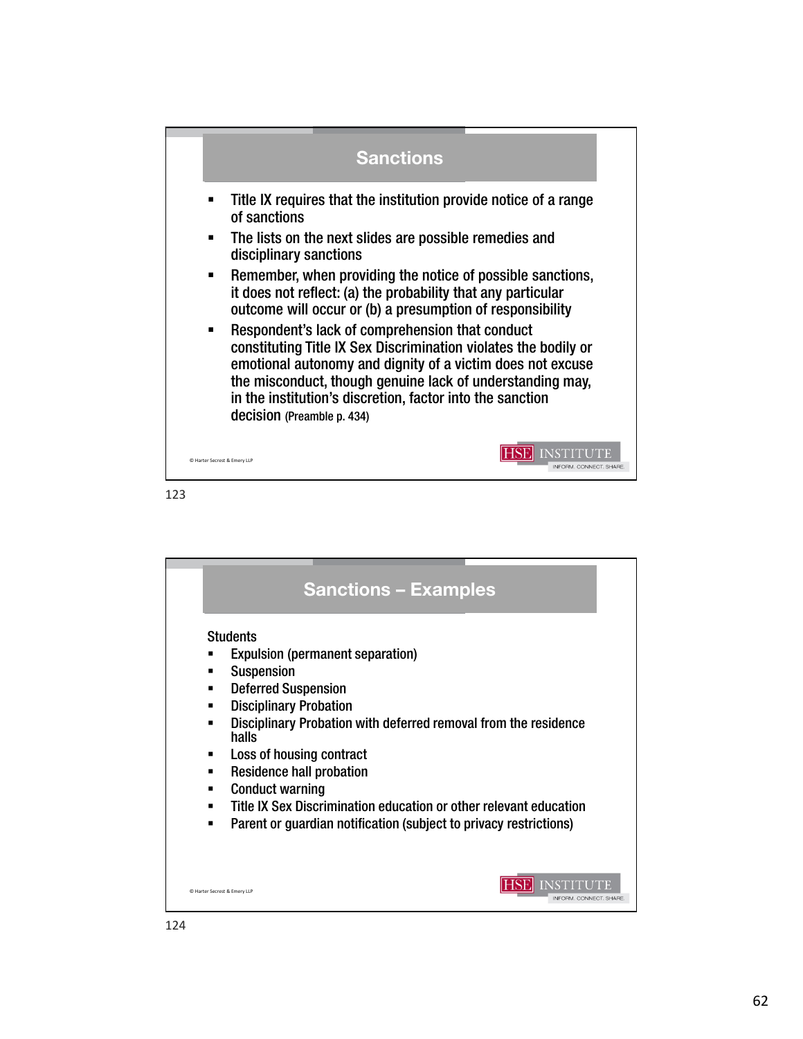## Sanctions

- Title IX requires that the institution provide notice of a range of sanctions
- The lists on the next slides are possible remedies and disciplinary sanctions
- Remember, when providing the notice of possible sanctions, it does not reflect: (a) the probability that any particular outcome will occur or (b) a presumption of responsibility
- Respondent's lack of comprehension that conduct constituting Title IX Sex Discrimination violates the bodily or emotional autonomy and dignity of a victim does not excuse the misconduct, though genuine lack of understanding may, in the institution's discretion, factor into the sanction decision (Preamble p. 434)

© Harter Secrest & Emery LLP

HSE INSTITUTE
INFORM. CONNECT. SHARE.

123

## Sanctions – Examples

Students

- Expulsion (permanent separation)
- Suspension
- Deferred Suspension
- Disciplinary Probation
- Disciplinary Probation with deferred removal from the residence halls
- Loss of housing contract
- Residence hall probation
- Conduct warning
- Title IX Sex Discrimination education or other relevant education
- Parent or guardian notification (subject to privacy restrictions)

© Harter Secrest & Emery LLP

HSE INSTITUTE
INFORM. CONNECT. SHARE.

124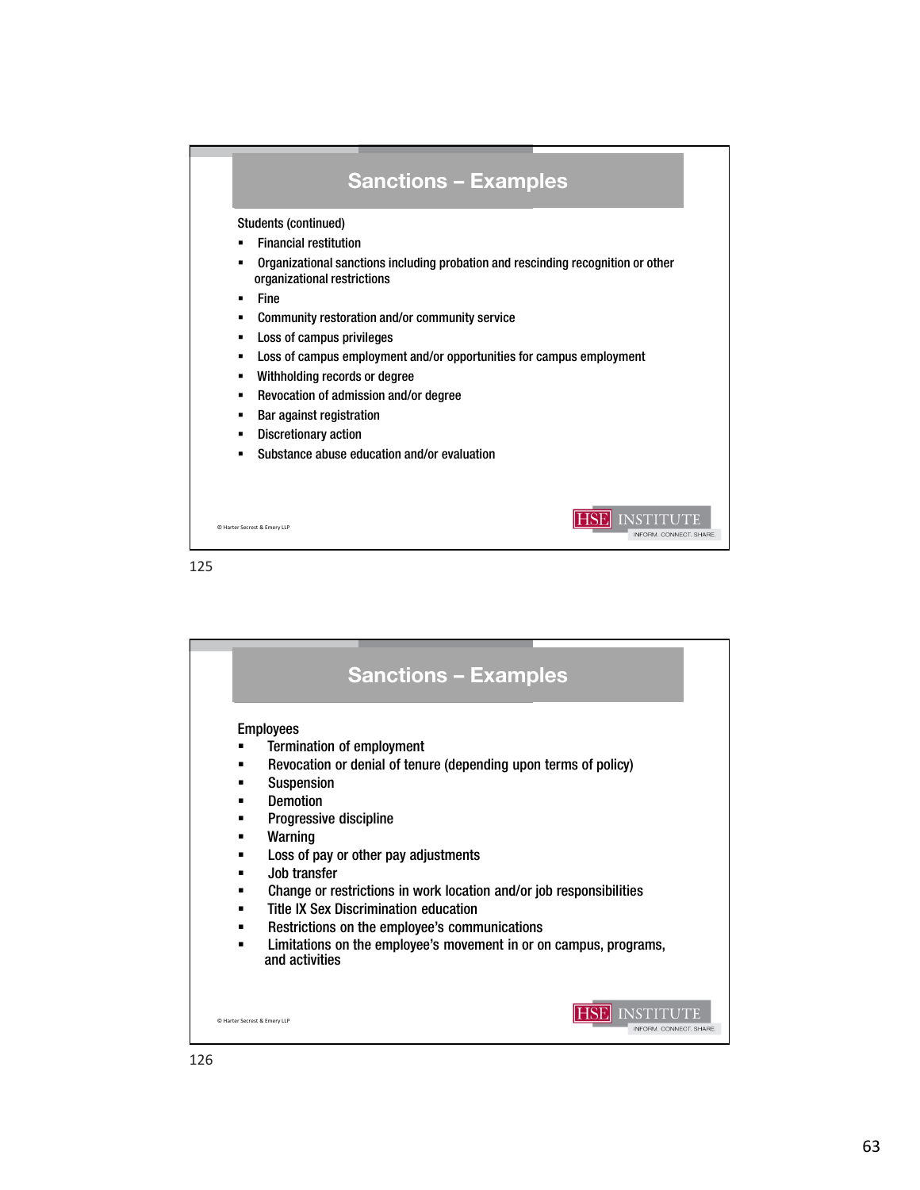## Sanctions – Examples

Students (continued)

- Financial restitution
- Organizational sanctions including probation and rescinding recognition or other organizational restrictions
- Fine
- Community restoration and/or community service
- Loss of campus privileges
- Loss of campus employment and/or opportunities for campus employment
- Withholding records or degree
- Revocation of admission and/or degree
- Bar against registration
- Discretionary action
- Substance abuse education and/or evaluation

© Harter Secrest & Emery LLP

HSE INSTITUTE
INFORM. CONNECT. SHARE.

125

## Sanctions – Examples

Employees

- Termination of employment
- Revocation or denial of tenure (depending upon terms of policy)
- Suspension
- Demotion
- Progressive discipline
- Warning
- Loss of pay or other pay adjustments
- Job transfer
- Change or restrictions in work location and/or job responsibilities
- Title IX Sex Discrimination education
- Restrictions on the employee's communications
- Limitations on the employee's movement in or on campus, programs, and activities

© Harter Secrest & Emery LLP

HSE INSTITUTE
INFORM. CONNECT. SHARE.

126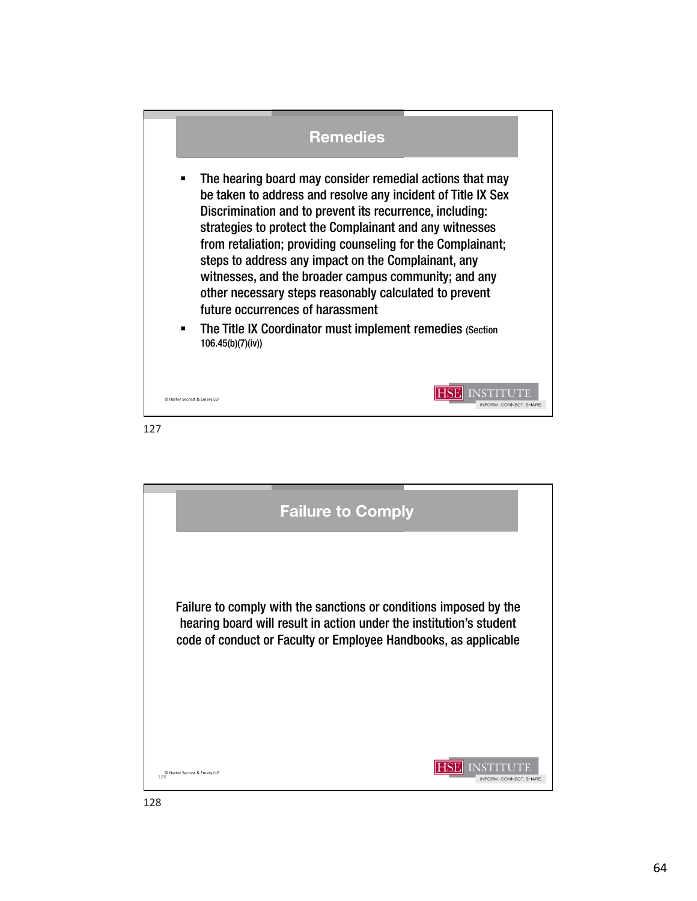## Remedies

- The hearing board may consider remedial actions that may be taken to address and resolve any incident of Title IX Sex Discrimination and to prevent its recurrence, including: strategies to protect the Complainant and any witnesses from retaliation; providing counseling for the Complainant; steps to address any impact on the Complainant, any witnesses, and the broader campus community; and any other necessary steps reasonably calculated to prevent future occurrences of harassment
- The Title IX Coordinator must implement remedies (Section 106.45(b)(7)(iv))

© Harter Secrest & Emery LLP

## Failure to Comply

Failure to comply with the sanctions or conditions imposed by the hearing board will result in action under the institution's student code of conduct or Faculty or Employee Handbooks, as applicable

© Harter Secrest & Emery LLP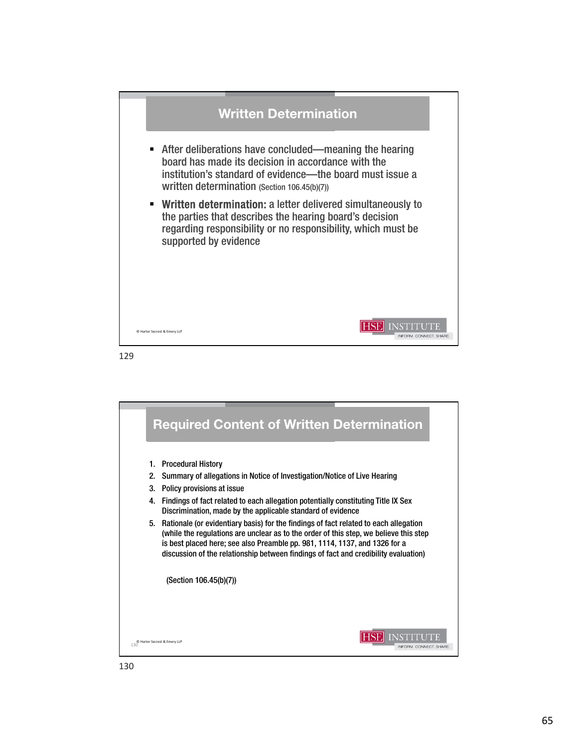## Written Determination

- After deliberations have concluded—meaning the hearing board has made its decision in accordance with the institution's standard of evidence—the board must issue a written determination (Section 106.45(b)(7))
- **Written determination:** a letter delivered simultaneously to the parties that describes the hearing board's decision regarding responsibility or no responsibility, which must be supported by evidence

© Harter Secrest & Emery LLP

## Required Content of Written Determination

1. Procedural History
2. Summary of allegations in Notice of Investigation/Notice of Live Hearing
3. Policy provisions at issue
4. Findings of fact related to each allegation potentially constituting Title IX Sex Discrimination, made by the applicable standard of evidence
5. Rationale (or evidentiary basis) for the findings of fact related to each allegation (while the regulations are unclear as to the order of this step, we believe this step is best placed here; see also Preamble pp. 981, 1114, 1137, and 1326 for a discussion of the relationship between findings of fact and credibility evaluation)

(Section 106.45(b)(7))

© Harter Secrest & Emery LLP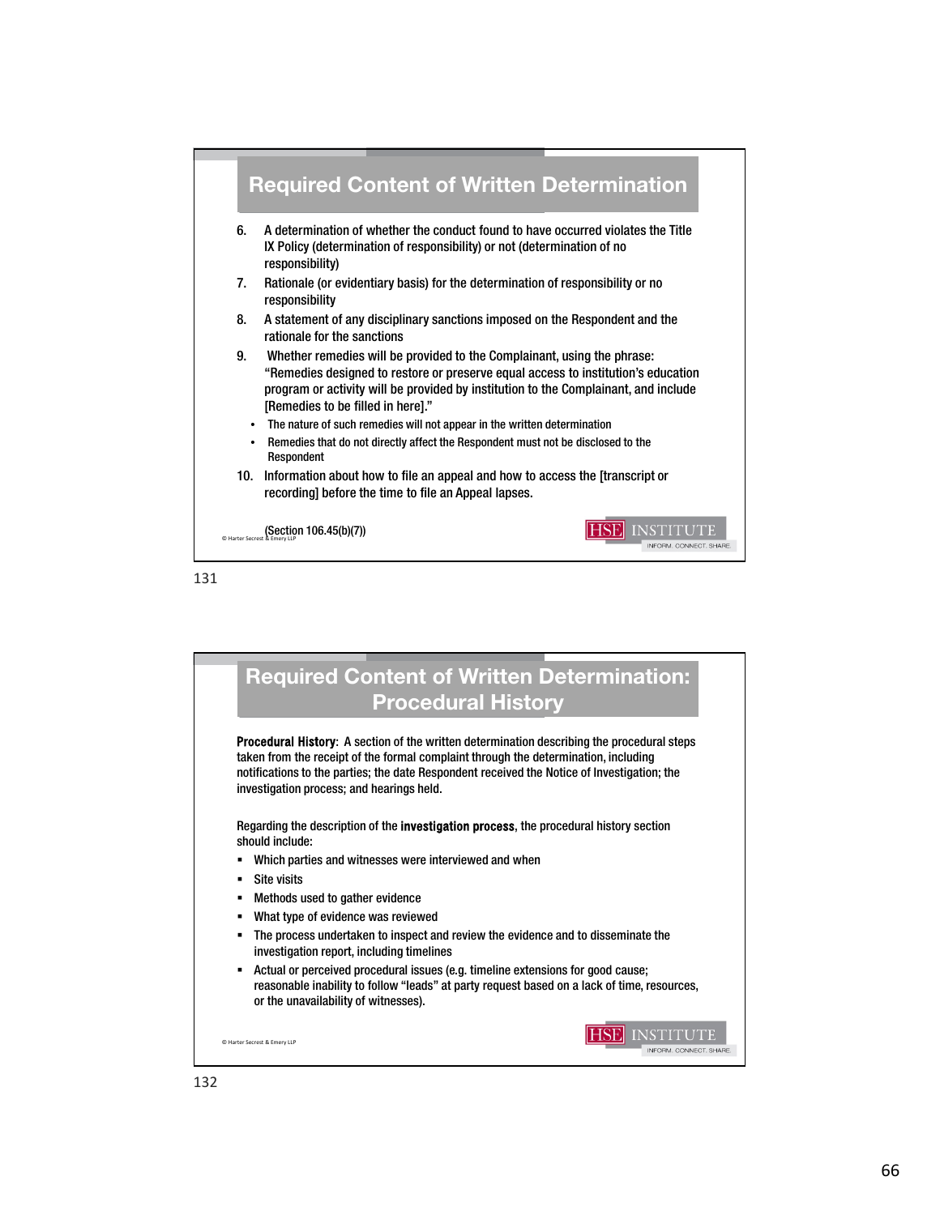## Required Content of Written Determination

6. A determination of whether the conduct found to have occurred violates the Title IX Policy (determination of responsibility) or not (determination of no responsibility)
7. Rationale (or evidentiary basis) for the determination of responsibility or no responsibility
8. A statement of any disciplinary sanctions imposed on the Respondent and the rationale for the sanctions
9. Whether remedies will be provided to the Complainant, using the phrase: "Remedies designed to restore or preserve equal access to institution's education program or activity will be provided by institution to the Complainant, and include [Remedies to be filled in here]."
   - The nature of such remedies will not appear in the written determination
   - Remedies that do not directly affect the Respondent must not be disclosed to the Respondent
10. Information about how to file an appeal and how to access the [transcript or recording] before the time to file an Appeal lapses.

(Section 106.45(b)(7))

© Harter Secrest & Emery LLP

HSE INSTITUTE
INFORM. CONNECT. SHARE.

131

## Required Content of Written Determination: Procedural History

**Procedural History**: A section of the written determination describing the procedural steps taken from the receipt of the formal complaint through the determination, including notifications to the parties; the date Respondent received the Notice of Investigation; the investigation process; and hearings held.

Regarding the description of the **investigation process**, the procedural history section should include:

- Which parties and witnesses were interviewed and when
- Site visits
- Methods used to gather evidence
- What type of evidence was reviewed
- The process undertaken to inspect and review the evidence and to disseminate the investigation report, including timelines
- Actual or perceived procedural issues (e.g. timeline extensions for good cause; reasonable inability to follow "leads" at party request based on a lack of time, resources, or the unavailability of witnesses).

© Harter Secrest & Emery LLP

HSE INSTITUTE
INFORM. CONNECT. SHARE.

132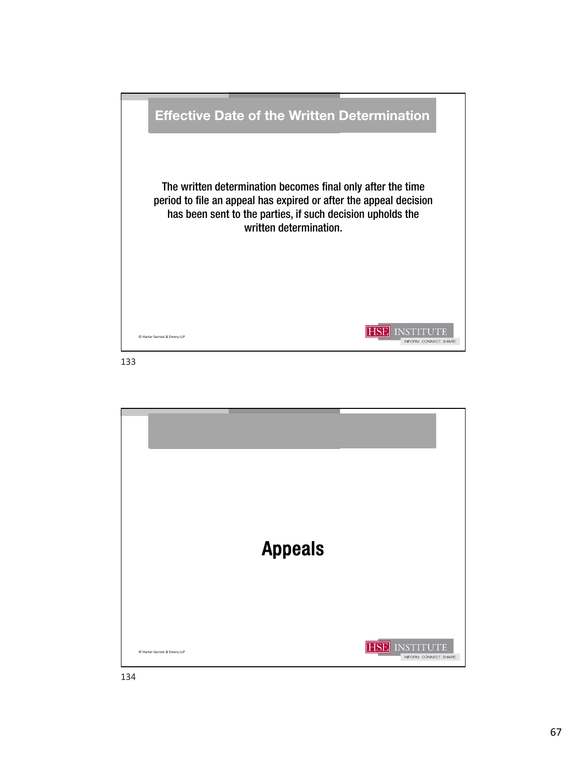## Effective Date of the Written Determination

The written determination becomes final only after the time period to file an appeal has expired or after the appeal decision has been sent to the parties, if such decision upholds the written determination.

© Harter Secrest & Emery LLP

HSE INSTITUTE
INFORM. CONNECT. SHARE.

133

## Appeals

© Harter Secrest & Emery LLP

HSE INSTITUTE
INFORM. CONNECT. SHARE.

134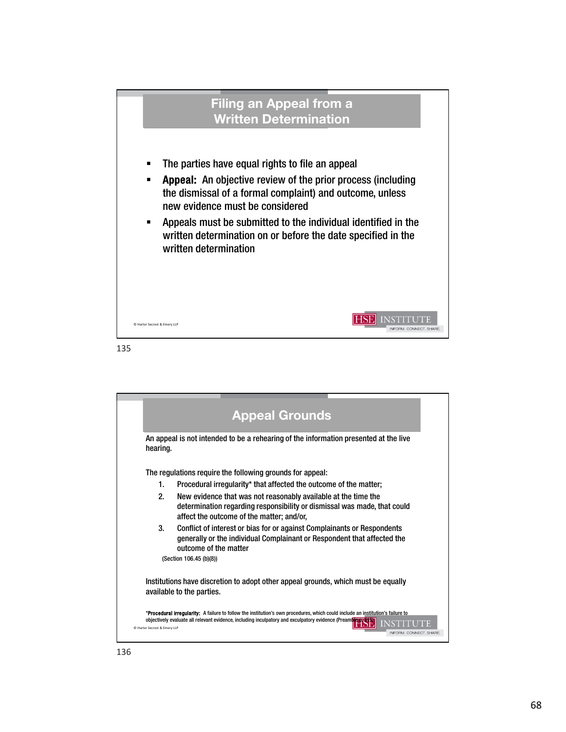## Filing an Appeal from a Written Determination

- The parties have equal rights to file an appeal
- **Appeal:** An objective review of the prior process (including the dismissal of a formal complaint) and outcome, unless new evidence must be considered
- Appeals must be submitted to the individual identified in the written determination on or before the date specified in the written determination

© Harter Secrest & Emery LLP

135

## Appeal Grounds

An appeal is not intended to be a rehearing of the information presented at the live hearing.

The regulations require the following grounds for appeal:

1. Procedural irregularity* that affected the outcome of the matter;
2. New evidence that was not reasonably available at the time the determination regarding responsibility or dismissal was made, that could affect the outcome of the matter; and/or,
3. Conflict of interest or bias for or against Complainants or Respondents generally or the individual Complainant or Respondent that affected the outcome of the matter

(Section 106.45 (b)(8))

Institutions have discretion to adopt other appeal grounds, which must be equally available to the parties.

***Procedural irregularity:** A failure to follow the institution's own procedures, which could include an institution's failure to objectively evaluate all relevant evidence, including inculpatory and exculpatory evidence (Preamble p. 815)

© Harter Secrest & Emery LLP

136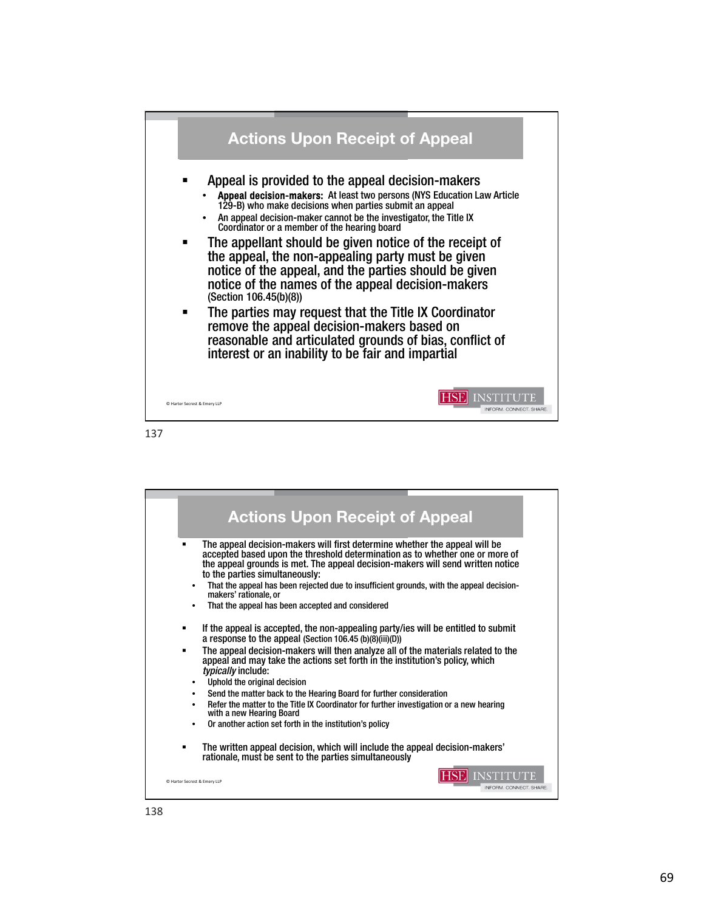## Actions Upon Receipt of Appeal

- Appeal is provided to the appeal decision-makers
  - **Appeal decision-makers:** At least two persons (NYS Education Law Article 129-B) who make decisions when parties submit an appeal
  - An appeal decision-maker cannot be the investigator, the Title IX Coordinator or a member of the hearing board
- The appellant should be given notice of the receipt of the appeal, the non-appealing party must be given notice of the appeal, and the parties should be given notice of the names of the appeal decision-makers (Section 106.45(b)(8))
- The parties may request that the Title IX Coordinator remove the appeal decision-makers based on reasonable and articulated grounds of bias, conflict of interest or an inability to be fair and impartial

© Harter Secrest & Emery LLP

137

## Actions Upon Receipt of Appeal

- The appeal decision-makers will first determine whether the appeal will be accepted based upon the threshold determination as to whether one or more of the appeal grounds is met. The appeal decision-makers will send written notice to the parties simultaneously:
  - That the appeal has been rejected due to insufficient grounds, with the appeal decision-makers' rationale, or
  - That the appeal has been accepted and considered
- If the appeal is accepted, the non-appealing party/ies will be entitled to submit a response to the appeal (Section 106.45 (b)(8)(iii)(D))
- The appeal decision-makers will then analyze all of the materials related to the appeal and may take the actions set forth in the institution's policy, which *typically* include:
  - Uphold the original decision
  - Send the matter back to the Hearing Board for further consideration
  - Refer the matter to the Title IX Coordinator for further investigation or a new hearing with a new Hearing Board
  - Or another action set forth in the institution's policy
- The written appeal decision, which will include the appeal decision-makers' rationale, must be sent to the parties simultaneously

© Harter Secrest & Emery LLP

138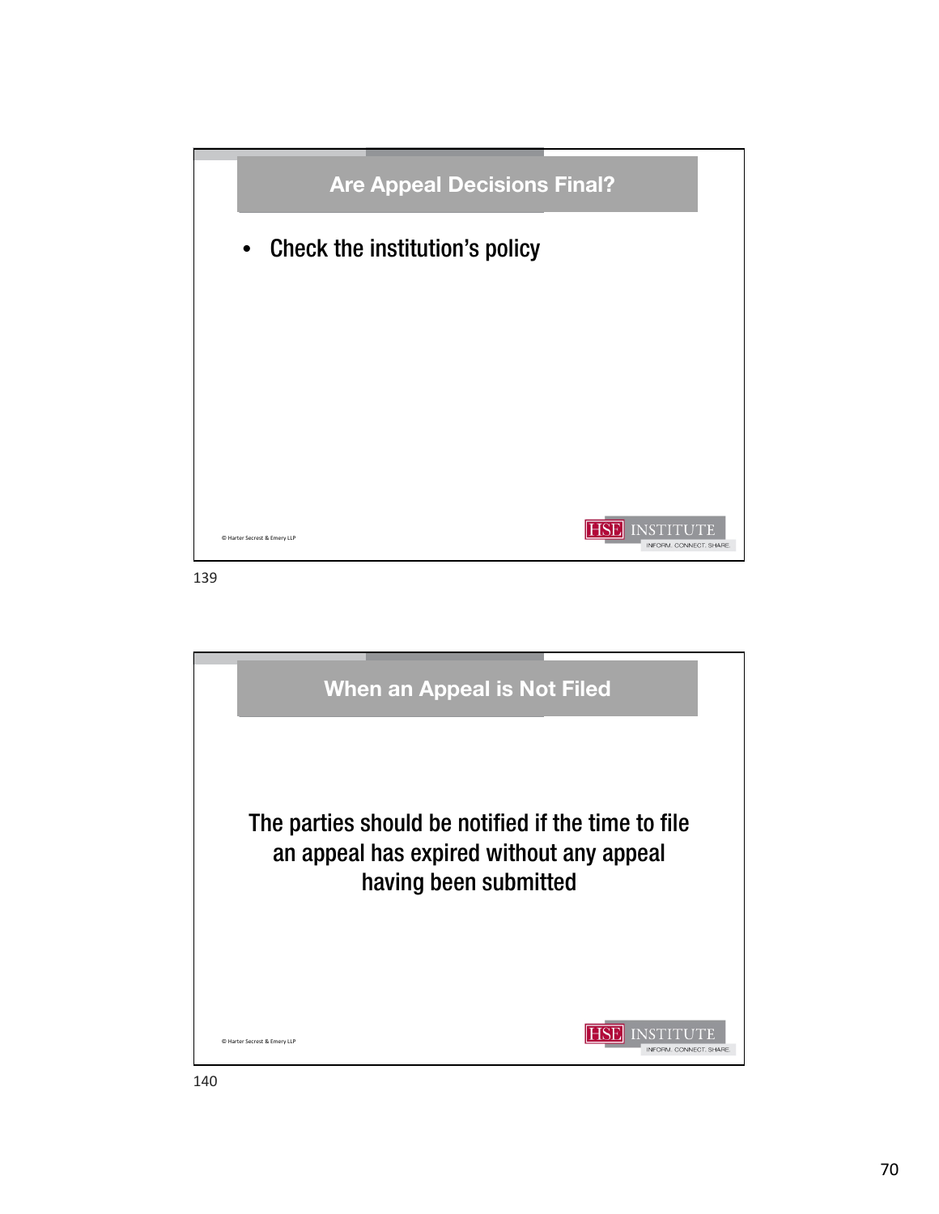## Are Appeal Decisions Final?

- Check the institution's policy

© Harter Secrest & Emery LLP

139

## When an Appeal is Not Filed

The parties should be notified if the time to file an appeal has expired without any appeal having been submitted

© Harter Secrest & Emery LLP

140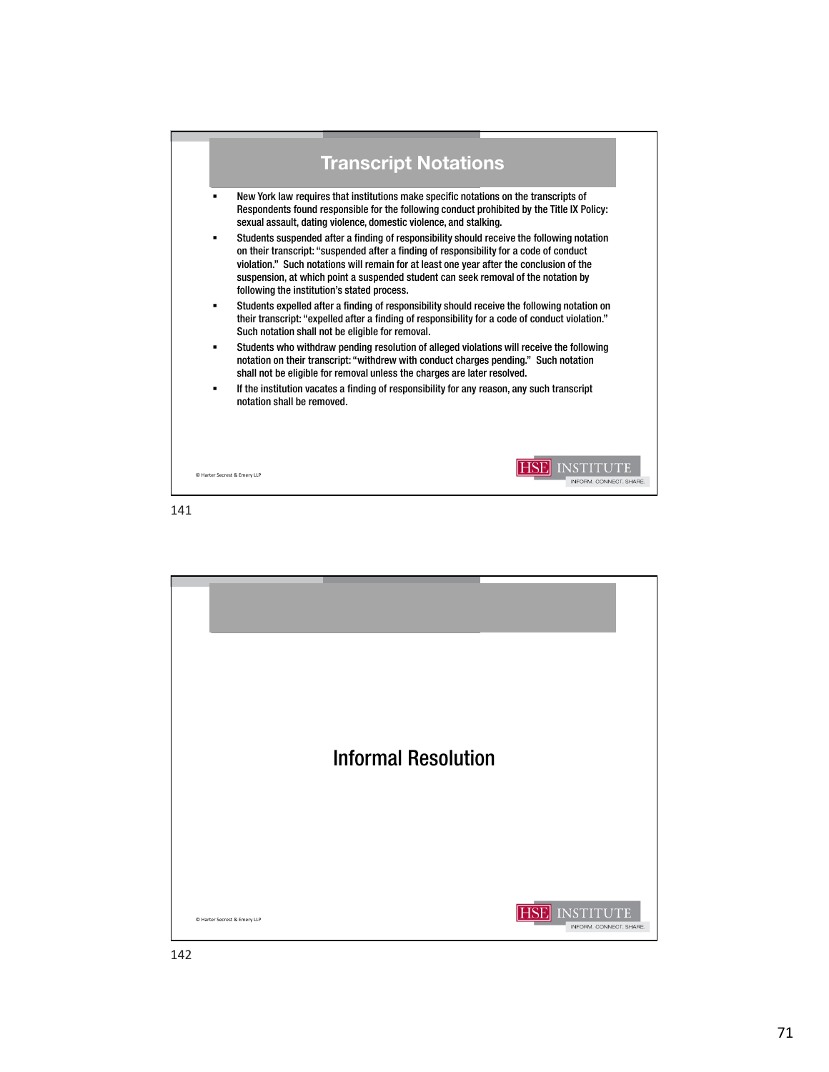## Transcript Notations

- New York law requires that institutions make specific notations on the transcripts of Respondents found responsible for the following conduct prohibited by the Title IX Policy: sexual assault, dating violence, domestic violence, and stalking.
- Students suspended after a finding of responsibility should receive the following notation on their transcript: "suspended after a finding of responsibility for a code of conduct violation." Such notations will remain for at least one year after the conclusion of the suspension, at which point a suspended student can seek removal of the notation by following the institution's stated process.
- Students expelled after a finding of responsibility should receive the following notation on their transcript: "expelled after a finding of responsibility for a code of conduct violation." Such notation shall not be eligible for removal.
- Students who withdraw pending resolution of alleged violations will receive the following notation on their transcript: "withdrew with conduct charges pending." Such notation shall not be eligible for removal unless the charges are later resolved.
- If the institution vacates a finding of responsibility for any reason, any such transcript notation shall be removed.

© Harter Secrest & Emery LLP

HSE INSTITUTE INFORM. CONNECT. SHARE.

## Informal Resolution

© Harter Secrest & Emery LLP

HSE INSTITUTE INFORM. CONNECT. SHARE.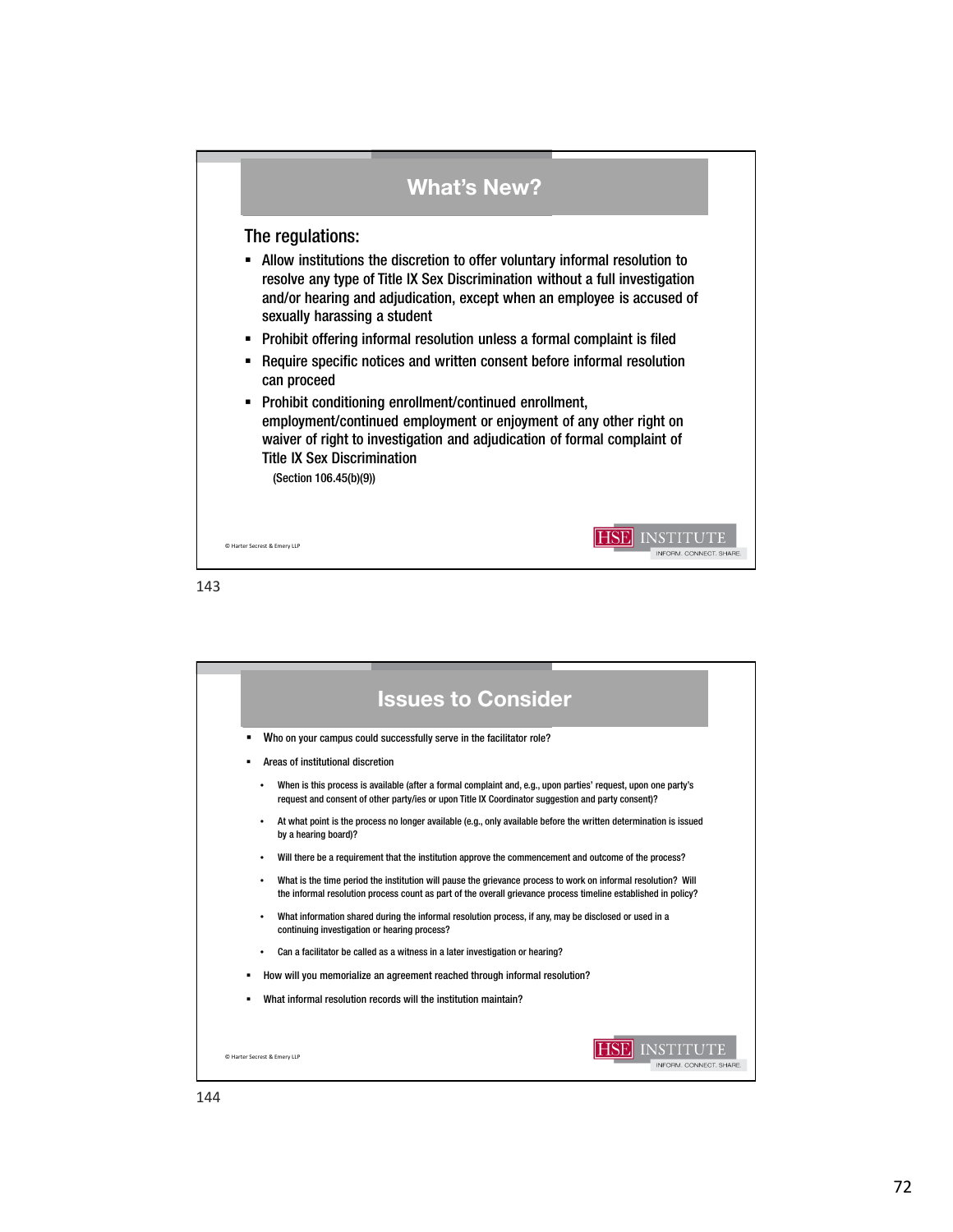## What's New?

The regulations:

- Allow institutions the discretion to offer voluntary informal resolution to resolve any type of Title IX Sex Discrimination without a full investigation and/or hearing and adjudication, except when an employee is accused of sexually harassing a student
- Prohibit offering informal resolution unless a formal complaint is filed
- Require specific notices and written consent before informal resolution can proceed
- Prohibit conditioning enrollment/continued enrollment, employment/continued employment or enjoyment of any other right on waiver of right to investigation and adjudication of formal complaint of Title IX Sex Discrimination

  (Section 106.45(b)(9))

© Harter Secrest & Emery LLP

143

## Issues to Consider

- Who on your campus could successfully serve in the facilitator role?
- Areas of institutional discretion
  - When is this process is available (after a formal complaint and, e.g., upon parties' request, upon one party's request and consent of other party/ies or upon Title IX Coordinator suggestion and party consent)?
  - At what point is the process no longer available (e.g., only available before the written determination is issued by a hearing board)?
  - Will there be a requirement that the institution approve the commencement and outcome of the process?
  - What is the time period the institution will pause the grievance process to work on informal resolution? Will the informal resolution process count as part of the overall grievance process timeline established in policy?
  - What information shared during the informal resolution process, if any, may be disclosed or used in a continuing investigation or hearing process?
  - Can a facilitator be called as a witness in a later investigation or hearing?
- How will you memorialize an agreement reached through informal resolution?
- What informal resolution records will the institution maintain?

© Harter Secrest & Emery LLP

144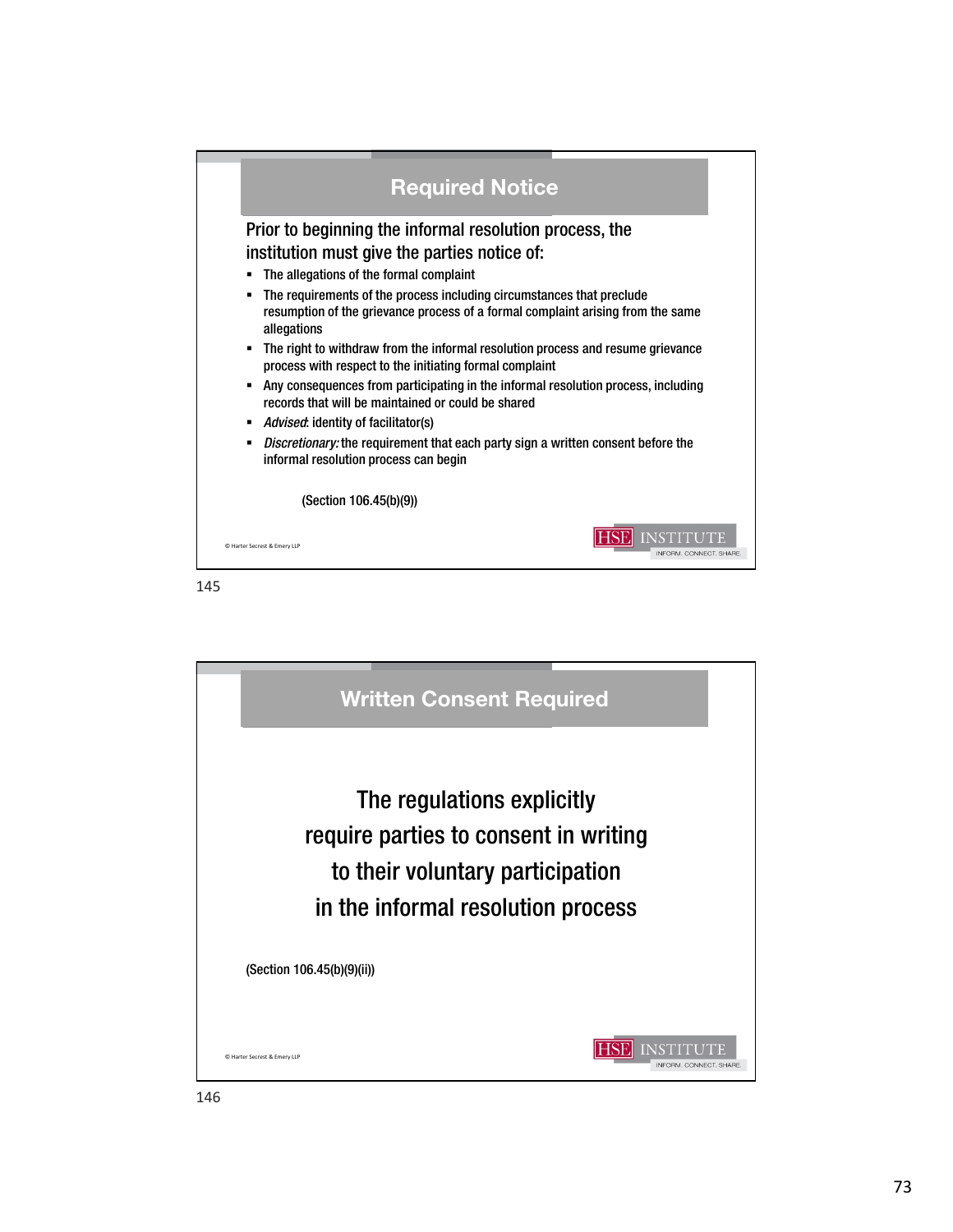## Required Notice

Prior to beginning the informal resolution process, the institution must give the parties notice of:

- The allegations of the formal complaint
- The requirements of the process including circumstances that preclude resumption of the grievance process of a formal complaint arising from the same allegations
- The right to withdraw from the informal resolution process and resume grievance process with respect to the initiating formal complaint
- Any consequences from participating in the informal resolution process, including records that will be maintained or could be shared
- *Advised*: identity of facilitator(s)
- *Discretionary:* the requirement that each party sign a written consent before the informal resolution process can begin

(Section 106.45(b)(9))

© Harter Secrest & Emery LLP

145

## Written Consent Required

The regulations explicitly require parties to consent in writing to their voluntary participation in the informal resolution process

(Section 106.45(b)(9)(ii))

© Harter Secrest & Emery LLP

146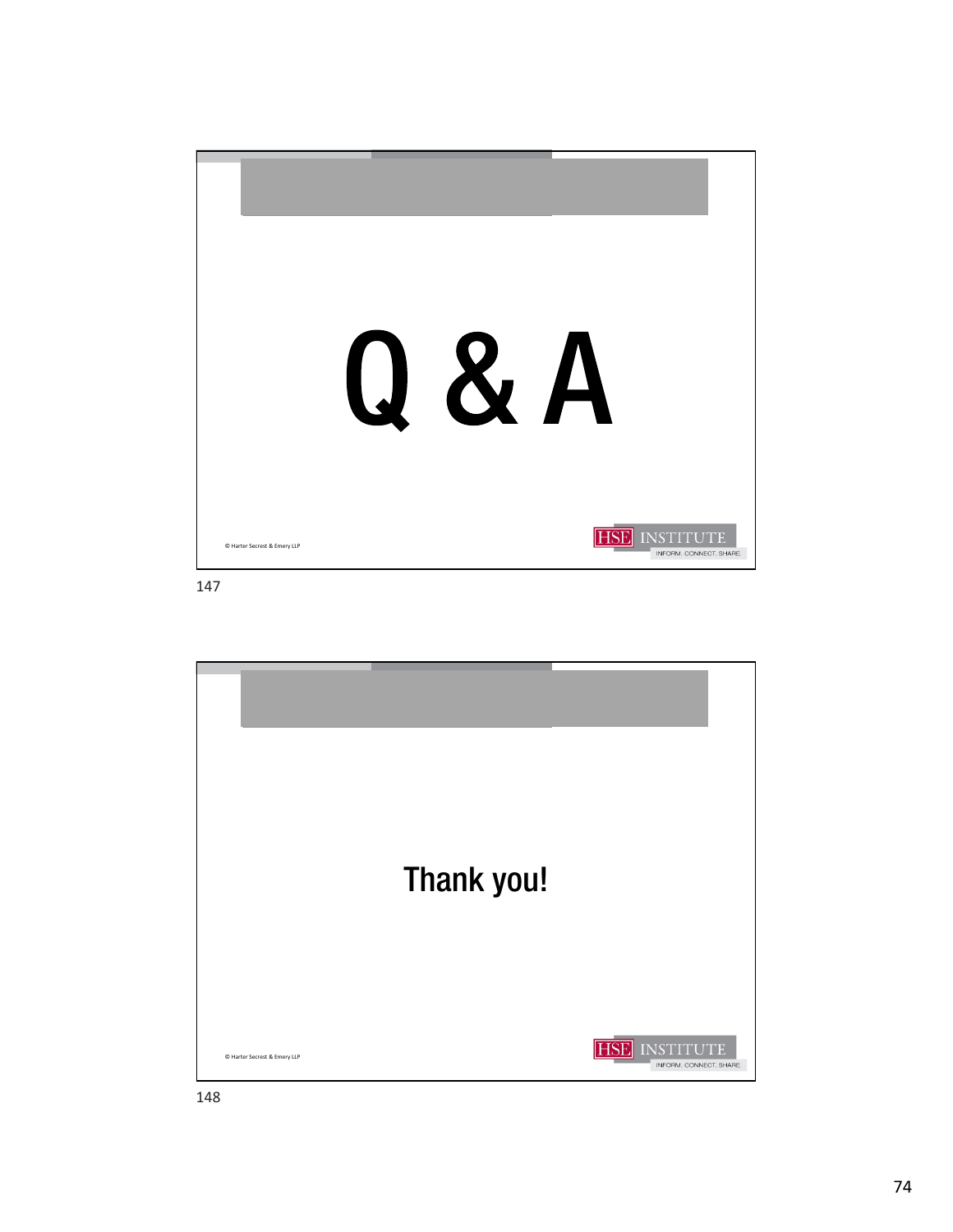# Q & A

© Harter Secrest & Emery LLP

HSE INSTITUTE
INFORM. CONNECT. SHARE.

# Thank you!

© Harter Secrest & Emery LLP

HSE INSTITUTE
INFORM. CONNECT. SHARE.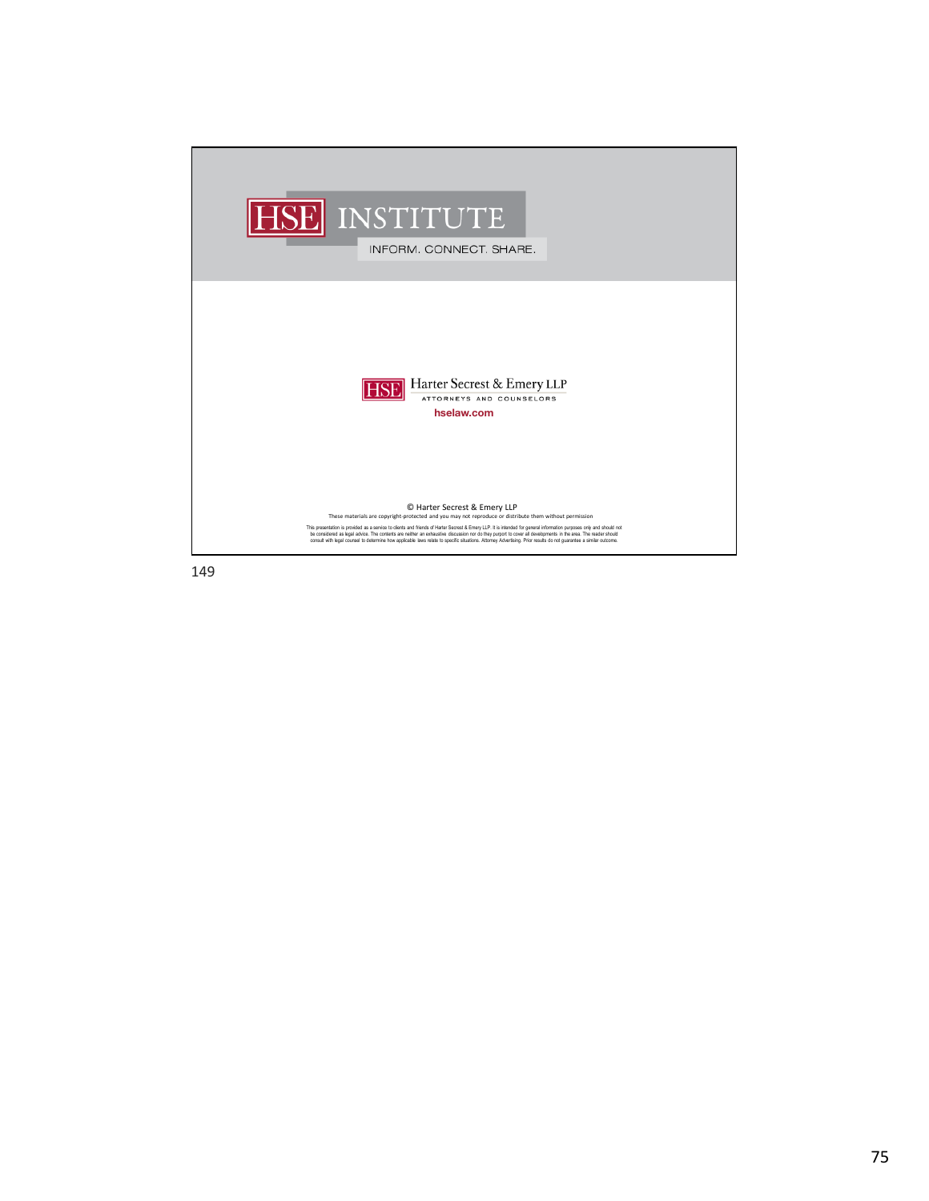# HSE INSTITUTE

INFORM. CONNECT. SHARE.

HSE Harter Secrest & Emery LLP

ATTORNEYS AND COUNSELORS

hselaw.com

© Harter Secrest & Emery LLP

These materials are copyright-protected and you may not reproduce or distribute them without permission

This presentation is provided as a service to clients and friends of Harter Secrest & Emery LLP. It is intended for general information purposes only and should not be considered as legal advice. The contents are neither an exhaustive discussion nor do they purport to cover all developments in the area. The reader should consult with legal counsel to determine how applicable laws relate to specific situations. Attorney Advertising. Prior results do not guarantee a similar outcome.

149